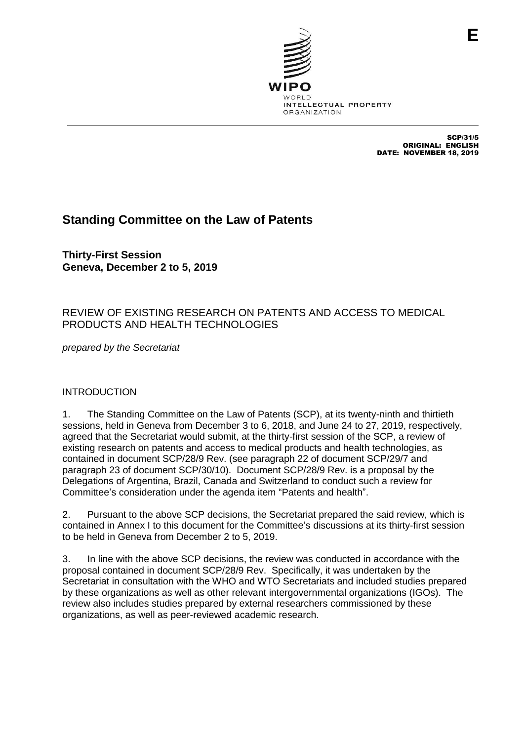E

WIPO
WORLD
INTELLECTUAL PROPERTY
ORGANIZATION

SCP/31/5
ORIGINAL: ENGLISH
DATE: NOVEMBER 18, 2019

# Standing Committee on the Law of Patents

**Thirty-First Session**
**Geneva, December 2 to 5, 2019**

## REVIEW OF EXISTING RESEARCH ON PATENTS AND ACCESS TO MEDICAL PRODUCTS AND HEALTH TECHNOLOGIES

*prepared by the Secretariat*

### INTRODUCTION

1. The Standing Committee on the Law of Patents (SCP), at its twenty-ninth and thirtieth sessions, held in Geneva from December 3 to 6, 2018, and June 24 to 27, 2019, respectively, agreed that the Secretariat would submit, at the thirty-first session of the SCP, a review of existing research on patents and access to medical products and health technologies, as contained in document SCP/28/9 Rev. (see paragraph 22 of document SCP/29/7 and paragraph 23 of document SCP/30/10). Document SCP/28/9 Rev. is a proposal by the Delegations of Argentina, Brazil, Canada and Switzerland to conduct such a review for Committee's consideration under the agenda item "Patents and health".

2. Pursuant to the above SCP decisions, the Secretariat prepared the said review, which is contained in Annex I to this document for the Committee's discussions at its thirty-first session to be held in Geneva from December 2 to 5, 2019.

3. In line with the above SCP decisions, the review was conducted in accordance with the proposal contained in document SCP/28/9 Rev. Specifically, it was undertaken by the Secretariat in consultation with the WHO and WTO Secretariats and included studies prepared by these organizations as well as other relevant intergovernmental organizations (IGOs). The review also includes studies prepared by external researchers commissioned by these organizations, as well as peer-reviewed academic research.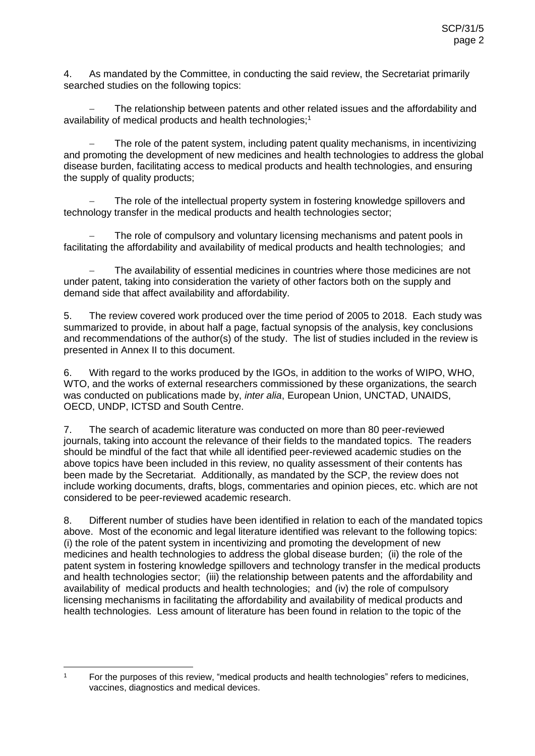4. As mandated by the Committee, in conducting the said review, the Secretariat primarily searched studies on the following topics:

- The relationship between patents and other related issues and the affordability and availability of medical products and health technologies;[1]

- The role of the patent system, including patent quality mechanisms, in incentivizing and promoting the development of new medicines and health technologies to address the global disease burden, facilitating access to medical products and health technologies, and ensuring the supply of quality products;

- The role of the intellectual property system in fostering knowledge spillovers and technology transfer in the medical products and health technologies sector;

- The role of compulsory and voluntary licensing mechanisms and patent pools in facilitating the affordability and availability of medical products and health technologies; and

- The availability of essential medicines in countries where those medicines are not under patent, taking into consideration the variety of other factors both on the supply and demand side that affect availability and affordability.

5. The review covered work produced over the time period of 2005 to 2018. Each study was summarized to provide, in about half a page, factual synopsis of the analysis, key conclusions and recommendations of the author(s) of the study. The list of studies included in the review is presented in Annex II to this document.

6. With regard to the works produced by the IGOs, in addition to the works of WIPO, WHO, WTO, and the works of external researchers commissioned by these organizations, the search was conducted on publications made by, *inter alia*, European Union, UNCTAD, UNAIDS, OECD, UNDP, ICTSD and South Centre.

7. The search of academic literature was conducted on more than 80 peer-reviewed journals, taking into account the relevance of their fields to the mandated topics. The readers should be mindful of the fact that while all identified peer-reviewed academic studies on the above topics have been included in this review, no quality assessment of their contents has been made by the Secretariat. Additionally, as mandated by the SCP, the review does not include working documents, drafts, blogs, commentaries and opinion pieces, etc. which are not considered to be peer-reviewed academic research.

8. Different number of studies have been identified in relation to each of the mandated topics above. Most of the economic and legal literature identified was relevant to the following topics: (i) the role of the patent system in incentivizing and promoting the development of new medicines and health technologies to address the global disease burden; (ii) the role of the patent system in fostering knowledge spillovers and technology transfer in the medical products and health technologies sector; (iii) the relationship between patents and the affordability and availability of medical products and health technologies; and (iv) the role of compulsory licensing mechanisms in facilitating the affordability and availability of medical products and health technologies. Less amount of literature has been found in relation to the topic of the

[1] For the purposes of this review, "medical products and health technologies" refers to medicines, vaccines, diagnostics and medical devices.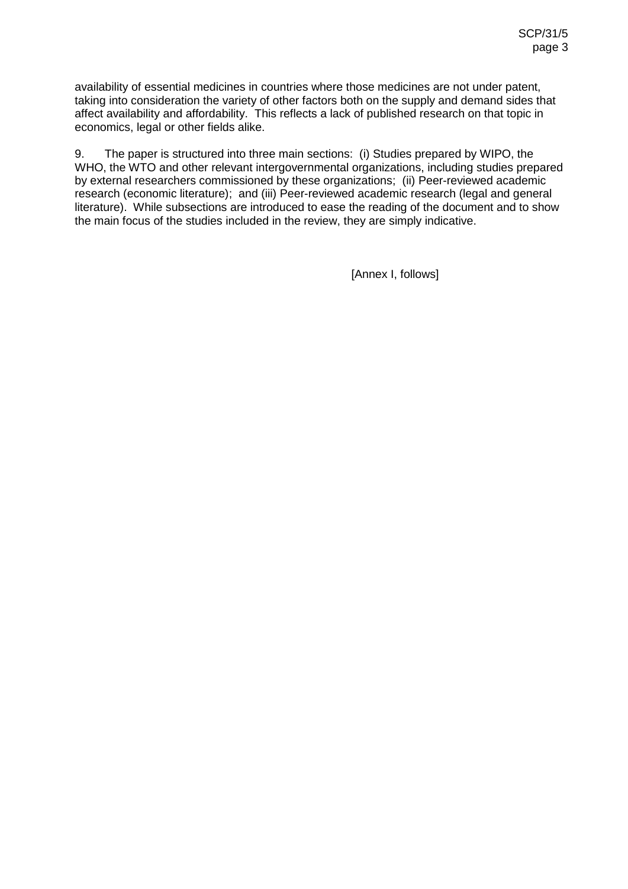availability of essential medicines in countries where those medicines are not under patent, taking into consideration the variety of other factors both on the supply and demand sides that affect availability and affordability. This reflects a lack of published research on that topic in economics, legal or other fields alike.

9. The paper is structured into three main sections: (i) Studies prepared by WIPO, the WHO, the WTO and other relevant intergovernmental organizations, including studies prepared by external researchers commissioned by these organizations; (ii) Peer-reviewed academic research (economic literature); and (iii) Peer-reviewed academic research (legal and general literature). While subsections are introduced to ease the reading of the document and to show the main focus of the studies included in the review, they are simply indicative.

[Annex I, follows]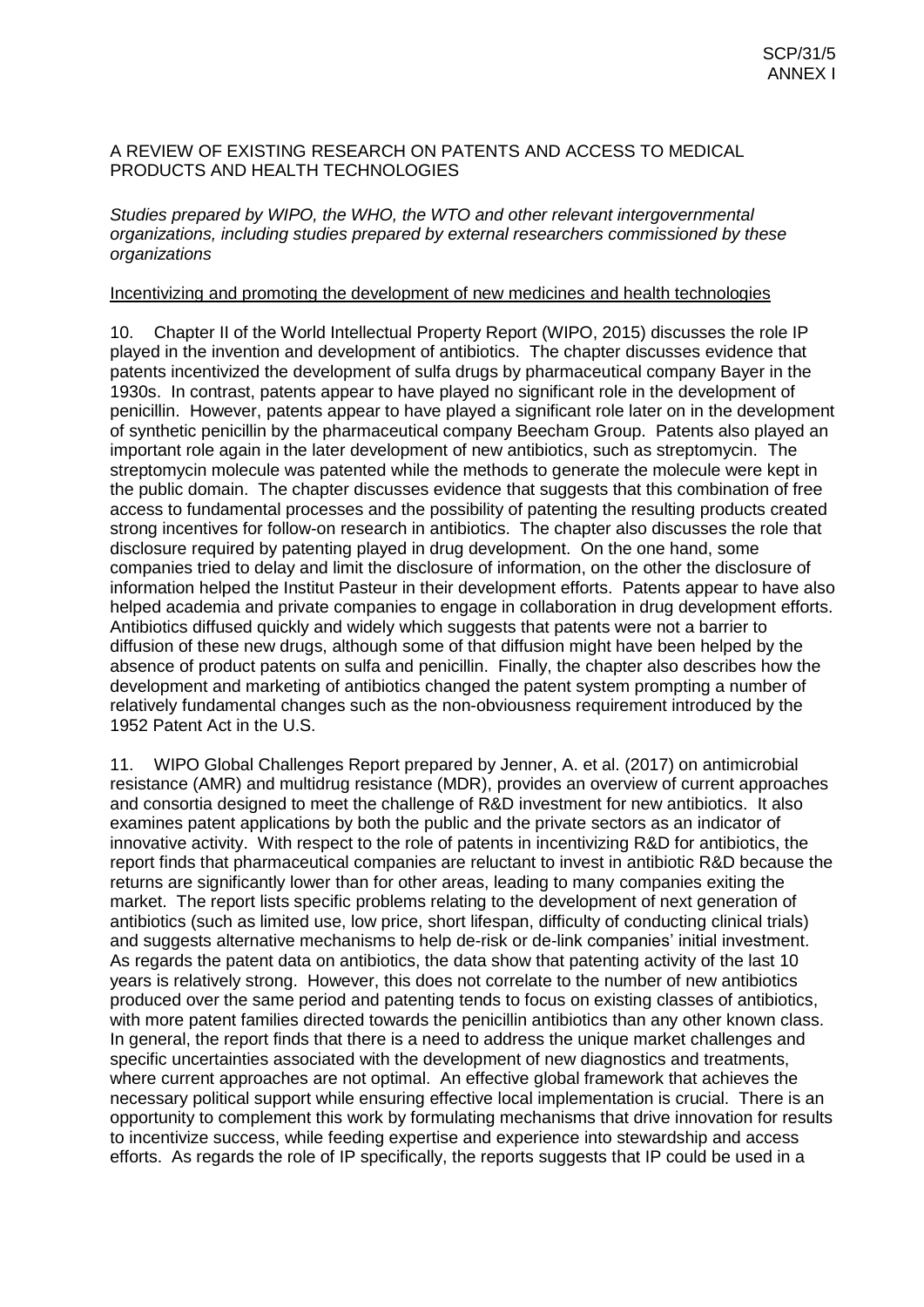A REVIEW OF EXISTING RESEARCH ON PATENTS AND ACCESS TO MEDICAL PRODUCTS AND HEALTH TECHNOLOGIES

*Studies prepared by WIPO, the WHO, the WTO and other relevant intergovernmental organizations, including studies prepared by external researchers commissioned by these organizations*

<u>Incentivizing and promoting the development of new medicines and health technologies</u>

10. Chapter II of the World Intellectual Property Report (WIPO, 2015) discusses the role IP played in the invention and development of antibiotics. The chapter discusses evidence that patents incentivized the development of sulfa drugs by pharmaceutical company Bayer in the 1930s. In contrast, patents appear to have played no significant role in the development of penicillin. However, patents appear to have played a significant role later on in the development of synthetic penicillin by the pharmaceutical company Beecham Group. Patents also played an important role again in the later development of new antibiotics, such as streptomycin. The streptomycin molecule was patented while the methods to generate the molecule were kept in the public domain. The chapter discusses evidence that suggests that this combination of free access to fundamental processes and the possibility of patenting the resulting products created strong incentives for follow-on research in antibiotics. The chapter also discusses the role that disclosure required by patenting played in drug development. On the one hand, some companies tried to delay and limit the disclosure of information, on the other the disclosure of information helped the Institut Pasteur in their development efforts. Patents appear to have also helped academia and private companies to engage in collaboration in drug development efforts. Antibiotics diffused quickly and widely which suggests that patents were not a barrier to diffusion of these new drugs, although some of that diffusion might have been helped by the absence of product patents on sulfa and penicillin. Finally, the chapter also describes how the development and marketing of antibiotics changed the patent system prompting a number of relatively fundamental changes such as the non-obviousness requirement introduced by the 1952 Patent Act in the U.S.

11. WIPO Global Challenges Report prepared by Jenner, A. et al. (2017) on antimicrobial resistance (AMR) and multidrug resistance (MDR), provides an overview of current approaches and consortia designed to meet the challenge of R&D investment for new antibiotics. It also examines patent applications by both the public and the private sectors as an indicator of innovative activity. With respect to the role of patents in incentivizing R&D for antibiotics, the report finds that pharmaceutical companies are reluctant to invest in antibiotic R&D because the returns are significantly lower than for other areas, leading to many companies exiting the market. The report lists specific problems relating to the development of next generation of antibiotics (such as limited use, low price, short lifespan, difficulty of conducting clinical trials) and suggests alternative mechanisms to help de-risk or de-link companies' initial investment. As regards the patent data on antibiotics, the data show that patenting activity of the last 10 years is relatively strong. However, this does not correlate to the number of new antibiotics produced over the same period and patenting tends to focus on existing classes of antibiotics, with more patent families directed towards the penicillin antibiotics than any other known class. In general, the report finds that there is a need to address the unique market challenges and specific uncertainties associated with the development of new diagnostics and treatments, where current approaches are not optimal. An effective global framework that achieves the necessary political support while ensuring effective local implementation is crucial. There is an opportunity to complement this work by formulating mechanisms that drive innovation for results to incentivize success, while feeding expertise and experience into stewardship and access efforts. As regards the role of IP specifically, the reports suggests that IP could be used in a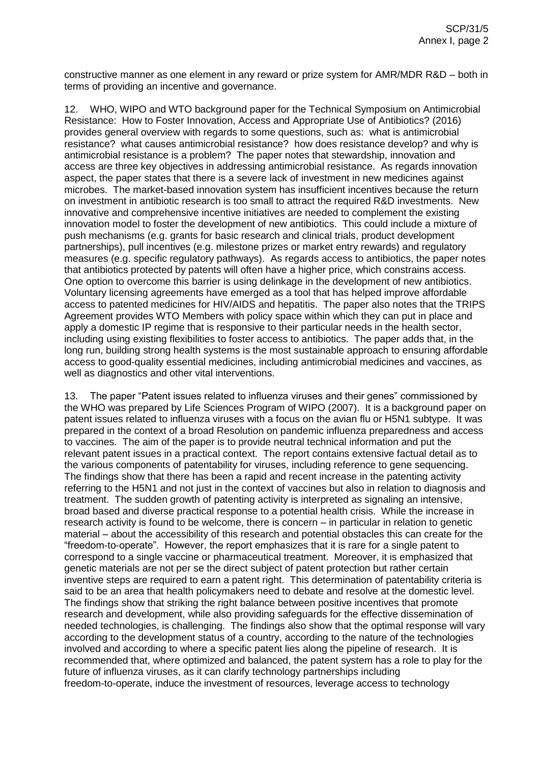constructive manner as one element in any reward or prize system for AMR/MDR R&D – both in terms of providing an incentive and governance.

12. WHO, WIPO and WTO background paper for the Technical Symposium on Antimicrobial Resistance: How to Foster Innovation, Access and Appropriate Use of Antibiotics? (2016) provides general overview with regards to some questions, such as: what is antimicrobial resistance? what causes antimicrobial resistance? how does resistance develop? and why is antimicrobial resistance is a problem? The paper notes that stewardship, innovation and access are three key objectives in addressing antimicrobial resistance. As regards innovation aspect, the paper states that there is a severe lack of investment in new medicines against microbes. The market-based innovation system has insufficient incentives because the return on investment in antibiotic research is too small to attract the required R&D investments. New innovative and comprehensive incentive initiatives are needed to complement the existing innovation model to foster the development of new antibiotics. This could include a mixture of push mechanisms (e.g. grants for basic research and clinical trials, product development partnerships), pull incentives (e.g. milestone prizes or market entry rewards) and regulatory measures (e.g. specific regulatory pathways). As regards access to antibiotics, the paper notes that antibiotics protected by patents will often have a higher price, which constrains access. One option to overcome this barrier is using delinkage in the development of new antibiotics. Voluntary licensing agreements have emerged as a tool that has helped improve affordable access to patented medicines for HIV/AIDS and hepatitis. The paper also notes that the TRIPS Agreement provides WTO Members with policy space within which they can put in place and apply a domestic IP regime that is responsive to their particular needs in the health sector, including using existing flexibilities to foster access to antibiotics. The paper adds that, in the long run, building strong health systems is the most sustainable approach to ensuring affordable access to good-quality essential medicines, including antimicrobial medicines and vaccines, as well as diagnostics and other vital interventions.

13. The paper "Patent issues related to influenza viruses and their genes" commissioned by the WHO was prepared by Life Sciences Program of WIPO (2007). It is a background paper on patent issues related to influenza viruses with a focus on the avian flu or H5N1 subtype. It was prepared in the context of a broad Resolution on pandemic influenza preparedness and access to vaccines. The aim of the paper is to provide neutral technical information and put the relevant patent issues in a practical context. The report contains extensive factual detail as to the various components of patentability for viruses, including reference to gene sequencing. The findings show that there has been a rapid and recent increase in the patenting activity referring to the H5N1 and not just in the context of vaccines but also in relation to diagnosis and treatment. The sudden growth of patenting activity is interpreted as signaling an intensive, broad based and diverse practical response to a potential health crisis. While the increase in research activity is found to be welcome, there is concern – in particular in relation to genetic material – about the accessibility of this research and potential obstacles this can create for the "freedom-to-operate". However, the report emphasizes that it is rare for a single patent to correspond to a single vaccine or pharmaceutical treatment. Moreover, it is emphasized that genetic materials are not per se the direct subject of patent protection but rather certain inventive steps are required to earn a patent right. This determination of patentability criteria is said to be an area that health policymakers need to debate and resolve at the domestic level. The findings show that striking the right balance between positive incentives that promote research and development, while also providing safeguards for the effective dissemination of needed technologies, is challenging. The findings also show that the optimal response will vary according to the development status of a country, according to the nature of the technologies involved and according to where a specific patent lies along the pipeline of research. It is recommended that, where optimized and balanced, the patent system has a role to play for the future of influenza viruses, as it can clarify technology partnerships including freedom-to-operate, induce the investment of resources, leverage access to technology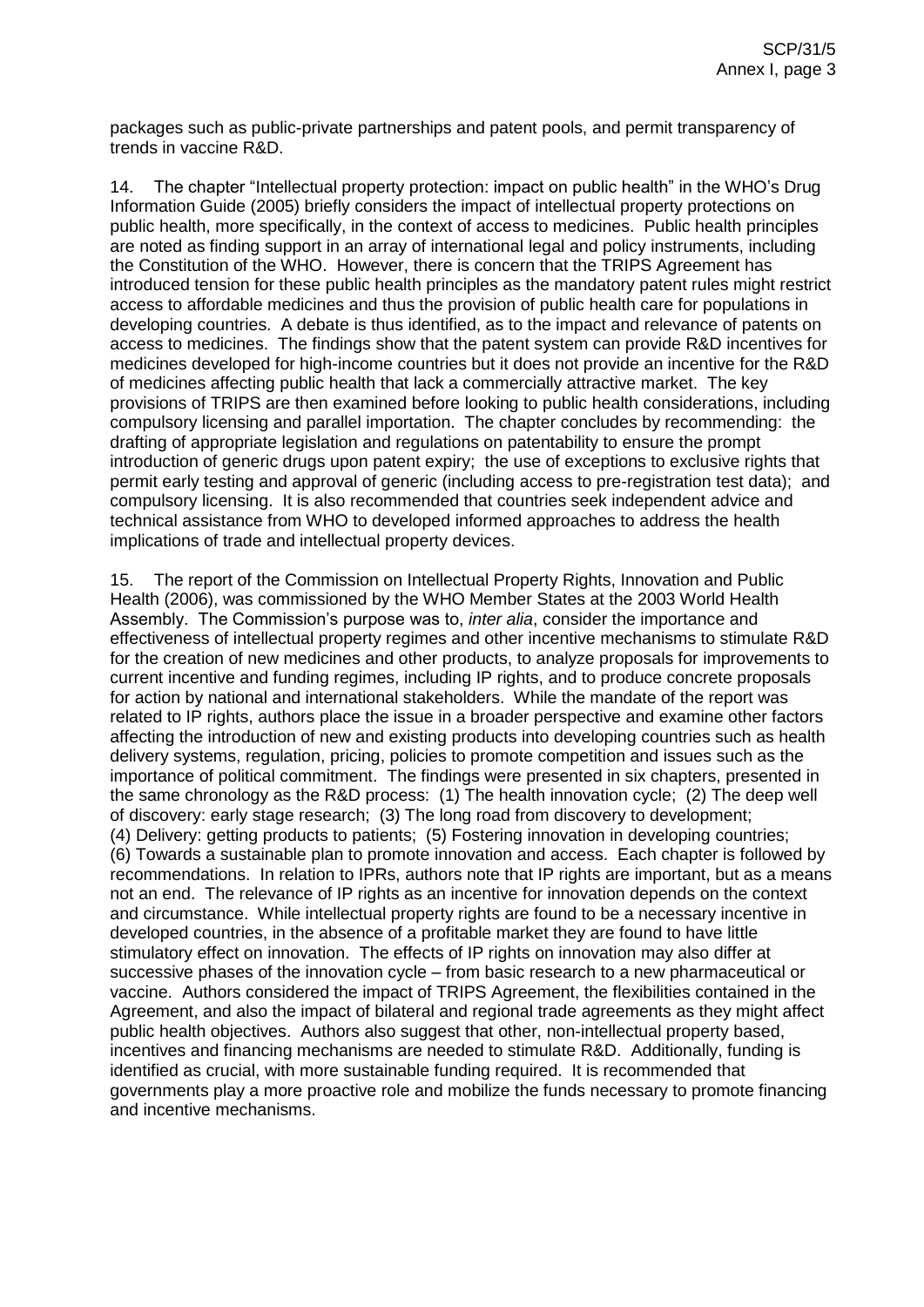packages such as public-private partnerships and patent pools, and permit transparency of trends in vaccine R&D.

14. The chapter "Intellectual property protection: impact on public health" in the WHO's Drug Information Guide (2005) briefly considers the impact of intellectual property protections on public health, more specifically, in the context of access to medicines. Public health principles are noted as finding support in an array of international legal and policy instruments, including the Constitution of the WHO. However, there is concern that the TRIPS Agreement has introduced tension for these public health principles as the mandatory patent rules might restrict access to affordable medicines and thus the provision of public health care for populations in developing countries. A debate is thus identified, as to the impact and relevance of patents on access to medicines. The findings show that the patent system can provide R&D incentives for medicines developed for high-income countries but it does not provide an incentive for the R&D of medicines affecting public health that lack a commercially attractive market. The key provisions of TRIPS are then examined before looking to public health considerations, including compulsory licensing and parallel importation. The chapter concludes by recommending: the drafting of appropriate legislation and regulations on patentability to ensure the prompt introduction of generic drugs upon patent expiry; the use of exceptions to exclusive rights that permit early testing and approval of generic (including access to pre-registration test data); and compulsory licensing. It is also recommended that countries seek independent advice and technical assistance from WHO to developed informed approaches to address the health implications of trade and intellectual property devices.

15. The report of the Commission on Intellectual Property Rights, Innovation and Public Health (2006), was commissioned by the WHO Member States at the 2003 World Health Assembly. The Commission's purpose was to, *inter alia*, consider the importance and effectiveness of intellectual property regimes and other incentive mechanisms to stimulate R&D for the creation of new medicines and other products, to analyze proposals for improvements to current incentive and funding regimes, including IP rights, and to produce concrete proposals for action by national and international stakeholders. While the mandate of the report was related to IP rights, authors place the issue in a broader perspective and examine other factors affecting the introduction of new and existing products into developing countries such as health delivery systems, regulation, pricing, policies to promote competition and issues such as the importance of political commitment. The findings were presented in six chapters, presented in the same chronology as the R&D process: (1) The health innovation cycle; (2) The deep well of discovery: early stage research; (3) The long road from discovery to development; (4) Delivery: getting products to patients; (5) Fostering innovation in developing countries; (6) Towards a sustainable plan to promote innovation and access. Each chapter is followed by recommendations. In relation to IPRs, authors note that IP rights are important, but as a means not an end. The relevance of IP rights as an incentive for innovation depends on the context and circumstance. While intellectual property rights are found to be a necessary incentive in developed countries, in the absence of a profitable market they are found to have little stimulatory effect on innovation. The effects of IP rights on innovation may also differ at successive phases of the innovation cycle – from basic research to a new pharmaceutical or vaccine. Authors considered the impact of TRIPS Agreement, the flexibilities contained in the Agreement, and also the impact of bilateral and regional trade agreements as they might affect public health objectives. Authors also suggest that other, non-intellectual property based, incentives and financing mechanisms are needed to stimulate R&D. Additionally, funding is identified as crucial, with more sustainable funding required. It is recommended that governments play a more proactive role and mobilize the funds necessary to promote financing and incentive mechanisms.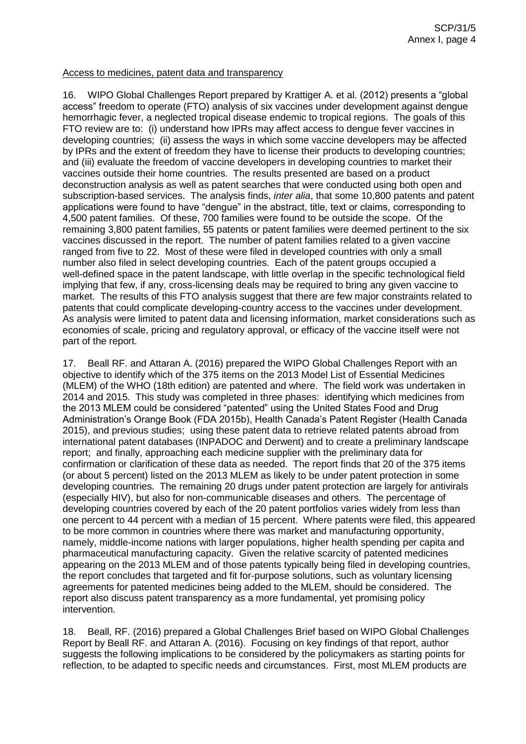Access to medicines, patent data and transparency

16. WIPO Global Challenges Report prepared by Krattiger A. et al. (2012) presents a "global access" freedom to operate (FTO) analysis of six vaccines under development against dengue hemorrhagic fever, a neglected tropical disease endemic to tropical regions. The goals of this FTO review are to: (i) understand how IPRs may affect access to dengue fever vaccines in developing countries; (ii) assess the ways in which some vaccine developers may be affected by IPRs and the extent of freedom they have to license their products to developing countries; and (iii) evaluate the freedom of vaccine developers in developing countries to market their vaccines outside their home countries. The results presented are based on a product deconstruction analysis as well as patent searches that were conducted using both open and subscription-based services. The analysis finds, *inter alia*, that some 10,800 patents and patent applications were found to have "dengue" in the abstract, title, text or claims, corresponding to 4,500 patent families. Of these, 700 families were found to be outside the scope. Of the remaining 3,800 patent families, 55 patents or patent families were deemed pertinent to the six vaccines discussed in the report. The number of patent families related to a given vaccine ranged from five to 22. Most of these were filed in developed countries with only a small number also filed in select developing countries. Each of the patent groups occupied a well-defined space in the patent landscape, with little overlap in the specific technological field implying that few, if any, cross-licensing deals may be required to bring any given vaccine to market. The results of this FTO analysis suggest that there are few major constraints related to patents that could complicate developing-country access to the vaccines under development. As analysis were limited to patent data and licensing information, market considerations such as economies of scale, pricing and regulatory approval, or efficacy of the vaccine itself were not part of the report.

17. Beall RF. and Attaran A. (2016) prepared the WIPO Global Challenges Report with an objective to identify which of the 375 items on the 2013 Model List of Essential Medicines (MLEM) of the WHO (18th edition) are patented and where. The field work was undertaken in 2014 and 2015. This study was completed in three phases: identifying which medicines from the 2013 MLEM could be considered "patented" using the United States Food and Drug Administration's Orange Book (FDA 2015b), Health Canada's Patent Register (Health Canada 2015), and previous studies; using these patent data to retrieve related patents abroad from international patent databases (INPADOC and Derwent) and to create a preliminary landscape report; and finally, approaching each medicine supplier with the preliminary data for confirmation or clarification of these data as needed. The report finds that 20 of the 375 items (or about 5 percent) listed on the 2013 MLEM as likely to be under patent protection in some developing countries. The remaining 20 drugs under patent protection are largely for antivirals (especially HIV), but also for non-communicable diseases and others. The percentage of developing countries covered by each of the 20 patent portfolios varies widely from less than one percent to 44 percent with a median of 15 percent. Where patents were filed, this appeared to be more common in countries where there was market and manufacturing opportunity, namely, middle-income nations with larger populations, higher health spending per capita and pharmaceutical manufacturing capacity. Given the relative scarcity of patented medicines appearing on the 2013 MLEM and of those patents typically being filed in developing countries, the report concludes that targeted and fit for-purpose solutions, such as voluntary licensing agreements for patented medicines being added to the MLEM, should be considered. The report also discuss patent transparency as a more fundamental, yet promising policy intervention.

18. Beall, RF. (2016) prepared a Global Challenges Brief based on WIPO Global Challenges Report by Beall RF. and Attaran A. (2016). Focusing on key findings of that report, author suggests the following implications to be considered by the policymakers as starting points for reflection, to be adapted to specific needs and circumstances. First, most MLEM products are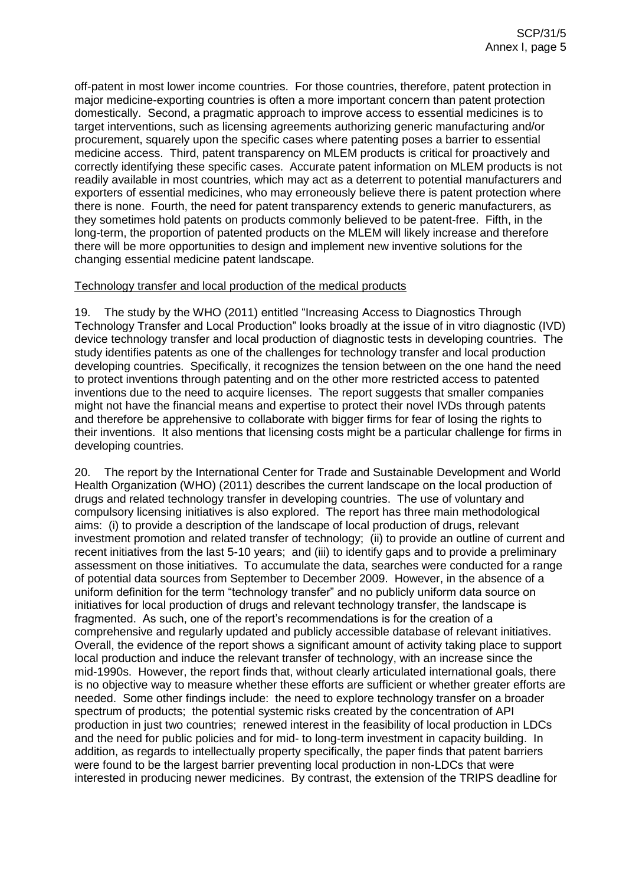off-patent in most lower income countries. For those countries, therefore, patent protection in major medicine-exporting countries is often a more important concern than patent protection domestically. Second, a pragmatic approach to improve access to essential medicines is to target interventions, such as licensing agreements authorizing generic manufacturing and/or procurement, squarely upon the specific cases where patenting poses a barrier to essential medicine access. Third, patent transparency on MLEM products is critical for proactively and correctly identifying these specific cases. Accurate patent information on MLEM products is not readily available in most countries, which may act as a deterrent to potential manufacturers and exporters of essential medicines, who may erroneously believe there is patent protection where there is none. Fourth, the need for patent transparency extends to generic manufacturers, as they sometimes hold patents on products commonly believed to be patent-free. Fifth, in the long-term, the proportion of patented products on the MLEM will likely increase and therefore there will be more opportunities to design and implement new inventive solutions for the changing essential medicine patent landscape.

<u>Technology transfer and local production of the medical products</u>

19. The study by the WHO (2011) entitled "Increasing Access to Diagnostics Through Technology Transfer and Local Production" looks broadly at the issue of in vitro diagnostic (IVD) device technology transfer and local production of diagnostic tests in developing countries. The study identifies patents as one of the challenges for technology transfer and local production developing countries. Specifically, it recognizes the tension between on the one hand the need to protect inventions through patenting and on the other more restricted access to patented inventions due to the need to acquire licenses. The report suggests that smaller companies might not have the financial means and expertise to protect their novel IVDs through patents and therefore be apprehensive to collaborate with bigger firms for fear of losing the rights to their inventions. It also mentions that licensing costs might be a particular challenge for firms in developing countries.

20. The report by the International Center for Trade and Sustainable Development and World Health Organization (WHO) (2011) describes the current landscape on the local production of drugs and related technology transfer in developing countries. The use of voluntary and compulsory licensing initiatives is also explored. The report has three main methodological aims: (i) to provide a description of the landscape of local production of drugs, relevant investment promotion and related transfer of technology; (ii) to provide an outline of current and recent initiatives from the last 5-10 years; and (iii) to identify gaps and to provide a preliminary assessment on those initiatives. To accumulate the data, searches were conducted for a range of potential data sources from September to December 2009. However, in the absence of a uniform definition for the term "technology transfer" and no publicly uniform data source on initiatives for local production of drugs and relevant technology transfer, the landscape is fragmented. As such, one of the report's recommendations is for the creation of a comprehensive and regularly updated and publicly accessible database of relevant initiatives. Overall, the evidence of the report shows a significant amount of activity taking place to support local production and induce the relevant transfer of technology, with an increase since the mid-1990s. However, the report finds that, without clearly articulated international goals, there is no objective way to measure whether these efforts are sufficient or whether greater efforts are needed. Some other findings include: the need to explore technology transfer on a broader spectrum of products; the potential systemic risks created by the concentration of API production in just two countries; renewed interest in the feasibility of local production in LDCs and the need for public policies and for mid- to long-term investment in capacity building. In addition, as regards to intellectually property specifically, the paper finds that patent barriers were found to be the largest barrier preventing local production in non-LDCs that were interested in producing newer medicines. By contrast, the extension of the TRIPS deadline for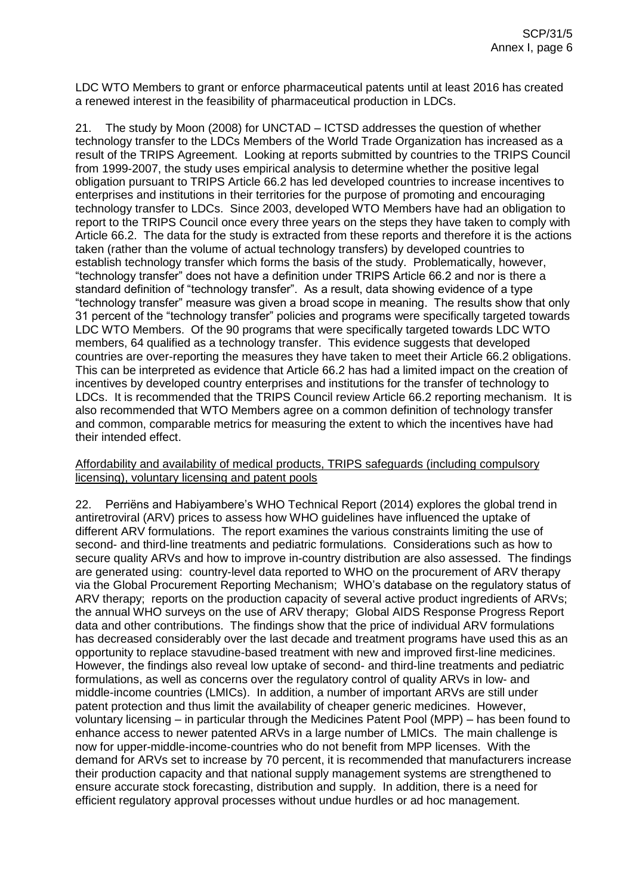LDC WTO Members to grant or enforce pharmaceutical patents until at least 2016 has created a renewed interest in the feasibility of pharmaceutical production in LDCs.

21. The study by Moon (2008) for UNCTAD – ICTSD addresses the question of whether technology transfer to the LDCs Members of the World Trade Organization has increased as a result of the TRIPS Agreement. Looking at reports submitted by countries to the TRIPS Council from 1999-2007, the study uses empirical analysis to determine whether the positive legal obligation pursuant to TRIPS Article 66.2 has led developed countries to increase incentives to enterprises and institutions in their territories for the purpose of promoting and encouraging technology transfer to LDCs. Since 2003, developed WTO Members have had an obligation to report to the TRIPS Council once every three years on the steps they have taken to comply with Article 66.2. The data for the study is extracted from these reports and therefore it is the actions taken (rather than the volume of actual technology transfers) by developed countries to establish technology transfer which forms the basis of the study. Problematically, however, "technology transfer" does not have a definition under TRIPS Article 66.2 and nor is there a standard definition of "technology transfer". As a result, data showing evidence of a type "technology transfer" measure was given a broad scope in meaning. The results show that only 31 percent of the "technology transfer" policies and programs were specifically targeted towards LDC WTO Members. Of the 90 programs that were specifically targeted towards LDC WTO members, 64 qualified as a technology transfer. This evidence suggests that developed countries are over-reporting the measures they have taken to meet their Article 66.2 obligations. This can be interpreted as evidence that Article 66.2 has had a limited impact on the creation of incentives by developed country enterprises and institutions for the transfer of technology to LDCs. It is recommended that the TRIPS Council review Article 66.2 reporting mechanism. It is also recommended that WTO Members agree on a common definition of technology transfer and common, comparable metrics for measuring the extent to which the incentives have had their intended effect.

Affordability and availability of medical products, TRIPS safeguards (including compulsory licensing), voluntary licensing and patent pools

22. Perriëns and Habiyambere's WHO Technical Report (2014) explores the global trend in antiretroviral (ARV) prices to assess how WHO guidelines have influenced the uptake of different ARV formulations. The report examines the various constraints limiting the use of second- and third-line treatments and pediatric formulations. Considerations such as how to secure quality ARVs and how to improve in-country distribution are also assessed. The findings are generated using: country-level data reported to WHO on the procurement of ARV therapy via the Global Procurement Reporting Mechanism; WHO's database on the regulatory status of ARV therapy; reports on the production capacity of several active product ingredients of ARVs; the annual WHO surveys on the use of ARV therapy; Global AIDS Response Progress Report data and other contributions. The findings show that the price of individual ARV formulations has decreased considerably over the last decade and treatment programs have used this as an opportunity to replace stavudine-based treatment with new and improved first-line medicines. However, the findings also reveal low uptake of second- and third-line treatments and pediatric formulations, as well as concerns over the regulatory control of quality ARVs in low- and middle-income countries (LMICs). In addition, a number of important ARVs are still under patent protection and thus limit the availability of cheaper generic medicines. However, voluntary licensing – in particular through the Medicines Patent Pool (MPP) – has been found to enhance access to newer patented ARVs in a large number of LMICs. The main challenge is now for upper-middle-income-countries who do not benefit from MPP licenses. With the demand for ARVs set to increase by 70 percent, it is recommended that manufacturers increase their production capacity and that national supply management systems are strengthened to ensure accurate stock forecasting, distribution and supply. In addition, there is a need for efficient regulatory approval processes without undue hurdles or ad hoc management.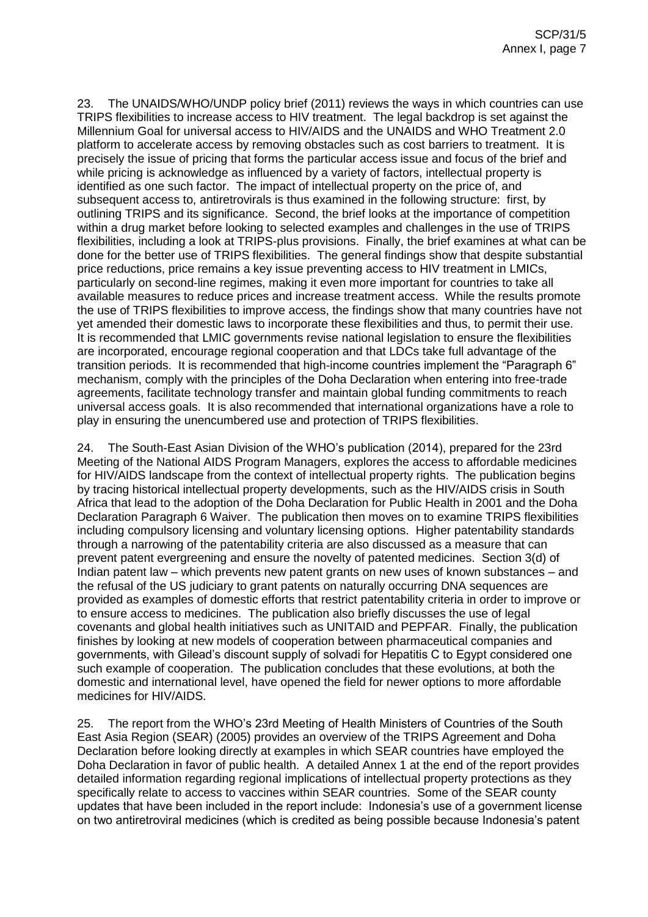23. The UNAIDS/WHO/UNDP policy brief (2011) reviews the ways in which countries can use TRIPS flexibilities to increase access to HIV treatment. The legal backdrop is set against the Millennium Goal for universal access to HIV/AIDS and the UNAIDS and WHO Treatment 2.0 platform to accelerate access by removing obstacles such as cost barriers to treatment. It is precisely the issue of pricing that forms the particular access issue and focus of the brief and while pricing is acknowledge as influenced by a variety of factors, intellectual property is identified as one such factor. The impact of intellectual property on the price of, and subsequent access to, antiretrovirals is thus examined in the following structure: first, by outlining TRIPS and its significance. Second, the brief looks at the importance of competition within a drug market before looking to selected examples and challenges in the use of TRIPS flexibilities, including a look at TRIPS-plus provisions. Finally, the brief examines at what can be done for the better use of TRIPS flexibilities. The general findings show that despite substantial price reductions, price remains a key issue preventing access to HIV treatment in LMICs, particularly on second-line regimes, making it even more important for countries to take all available measures to reduce prices and increase treatment access. While the results promote the use of TRIPS flexibilities to improve access, the findings show that many countries have not yet amended their domestic laws to incorporate these flexibilities and thus, to permit their use. It is recommended that LMIC governments revise national legislation to ensure the flexibilities are incorporated, encourage regional cooperation and that LDCs take full advantage of the transition periods. It is recommended that high-income countries implement the "Paragraph 6" mechanism, comply with the principles of the Doha Declaration when entering into free-trade agreements, facilitate technology transfer and maintain global funding commitments to reach universal access goals. It is also recommended that international organizations have a role to play in ensuring the unencumbered use and protection of TRIPS flexibilities.

24. The South-East Asian Division of the WHO's publication (2014), prepared for the 23rd Meeting of the National AIDS Program Managers, explores the access to affordable medicines for HIV/AIDS landscape from the context of intellectual property rights. The publication begins by tracing historical intellectual property developments, such as the HIV/AIDS crisis in South Africa that lead to the adoption of the Doha Declaration for Public Health in 2001 and the Doha Declaration Paragraph 6 Waiver. The publication then moves on to examine TRIPS flexibilities including compulsory licensing and voluntary licensing options. Higher patentability standards through a narrowing of the patentability criteria are also discussed as a measure that can prevent patent evergreening and ensure the novelty of patented medicines. Section 3(d) of Indian patent law – which prevents new patent grants on new uses of known substances – and the refusal of the US judiciary to grant patents on naturally occurring DNA sequences are provided as examples of domestic efforts that restrict patentability criteria in order to improve or to ensure access to medicines. The publication also briefly discusses the use of legal covenants and global health initiatives such as UNITAID and PEPFAR. Finally, the publication finishes by looking at new models of cooperation between pharmaceutical companies and governments, with Gilead's discount supply of solvadi for Hepatitis C to Egypt considered one such example of cooperation. The publication concludes that these evolutions, at both the domestic and international level, have opened the field for newer options to more affordable medicines for HIV/AIDS.

25. The report from the WHO's 23rd Meeting of Health Ministers of Countries of the South East Asia Region (SEAR) (2005) provides an overview of the TRIPS Agreement and Doha Declaration before looking directly at examples in which SEAR countries have employed the Doha Declaration in favor of public health. A detailed Annex 1 at the end of the report provides detailed information regarding regional implications of intellectual property protections as they specifically relate to access to vaccines within SEAR countries. Some of the SEAR county updates that have been included in the report include: Indonesia's use of a government license on two antiretroviral medicines (which is credited as being possible because Indonesia's patent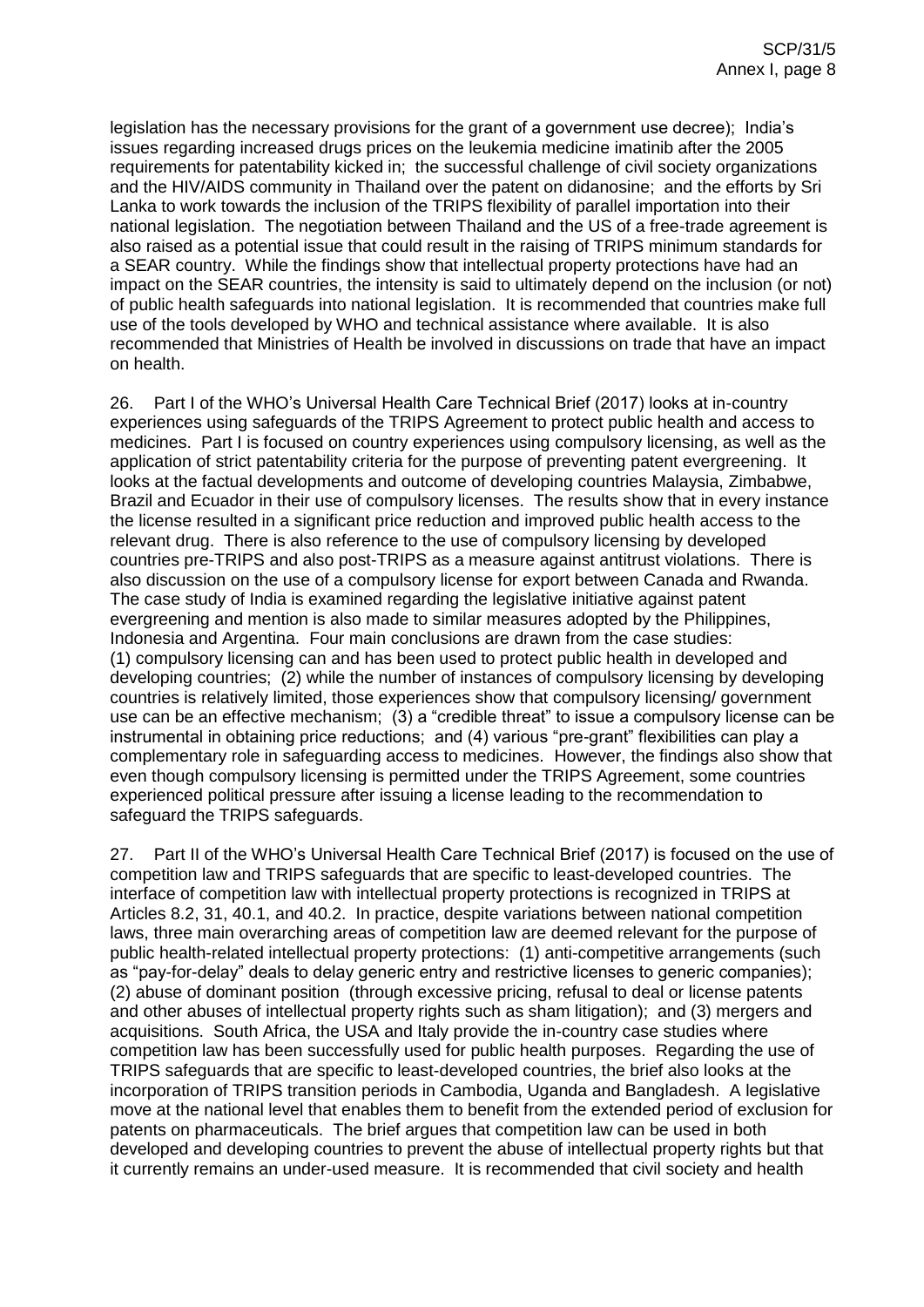legislation has the necessary provisions for the grant of a government use decree); India's issues regarding increased drugs prices on the leukemia medicine imatinib after the 2005 requirements for patentability kicked in; the successful challenge of civil society organizations and the HIV/AIDS community in Thailand over the patent on didanosine; and the efforts by Sri Lanka to work towards the inclusion of the TRIPS flexibility of parallel importation into their national legislation. The negotiation between Thailand and the US of a free-trade agreement is also raised as a potential issue that could result in the raising of TRIPS minimum standards for a SEAR country. While the findings show that intellectual property protections have had an impact on the SEAR countries, the intensity is said to ultimately depend on the inclusion (or not) of public health safeguards into national legislation. It is recommended that countries make full use of the tools developed by WHO and technical assistance where available. It is also recommended that Ministries of Health be involved in discussions on trade that have an impact on health.

26. Part I of the WHO's Universal Health Care Technical Brief (2017) looks at in-country experiences using safeguards of the TRIPS Agreement to protect public health and access to medicines. Part I is focused on country experiences using compulsory licensing, as well as the application of strict patentability criteria for the purpose of preventing patent evergreening. It looks at the factual developments and outcome of developing countries Malaysia, Zimbabwe, Brazil and Ecuador in their use of compulsory licenses. The results show that in every instance the license resulted in a significant price reduction and improved public health access to the relevant drug. There is also reference to the use of compulsory licensing by developed countries pre-TRIPS and also post-TRIPS as a measure against antitrust violations. There is also discussion on the use of a compulsory license for export between Canada and Rwanda. The case study of India is examined regarding the legislative initiative against patent evergreening and mention is also made to similar measures adopted by the Philippines, Indonesia and Argentina. Four main conclusions are drawn from the case studies: (1) compulsory licensing can and has been used to protect public health in developed and developing countries; (2) while the number of instances of compulsory licensing by developing countries is relatively limited, those experiences show that compulsory licensing/ government use can be an effective mechanism; (3) a "credible threat" to issue a compulsory license can be instrumental in obtaining price reductions; and (4) various "pre-grant" flexibilities can play a complementary role in safeguarding access to medicines. However, the findings also show that even though compulsory licensing is permitted under the TRIPS Agreement, some countries experienced political pressure after issuing a license leading to the recommendation to safeguard the TRIPS safeguards.

27. Part II of the WHO's Universal Health Care Technical Brief (2017) is focused on the use of competition law and TRIPS safeguards that are specific to least-developed countries. The interface of competition law with intellectual property protections is recognized in TRIPS at Articles 8.2, 31, 40.1, and 40.2. In practice, despite variations between national competition laws, three main overarching areas of competition law are deemed relevant for the purpose of public health-related intellectual property protections: (1) anti-competitive arrangements (such as "pay-for-delay" deals to delay generic entry and restrictive licenses to generic companies); (2) abuse of dominant position (through excessive pricing, refusal to deal or license patents and other abuses of intellectual property rights such as sham litigation); and (3) mergers and acquisitions. South Africa, the USA and Italy provide the in-country case studies where competition law has been successfully used for public health purposes. Regarding the use of TRIPS safeguards that are specific to least-developed countries, the brief also looks at the incorporation of TRIPS transition periods in Cambodia, Uganda and Bangladesh. A legislative move at the national level that enables them to benefit from the extended period of exclusion for patents on pharmaceuticals. The brief argues that competition law can be used in both developed and developing countries to prevent the abuse of intellectual property rights but that it currently remains an under-used measure. It is recommended that civil society and health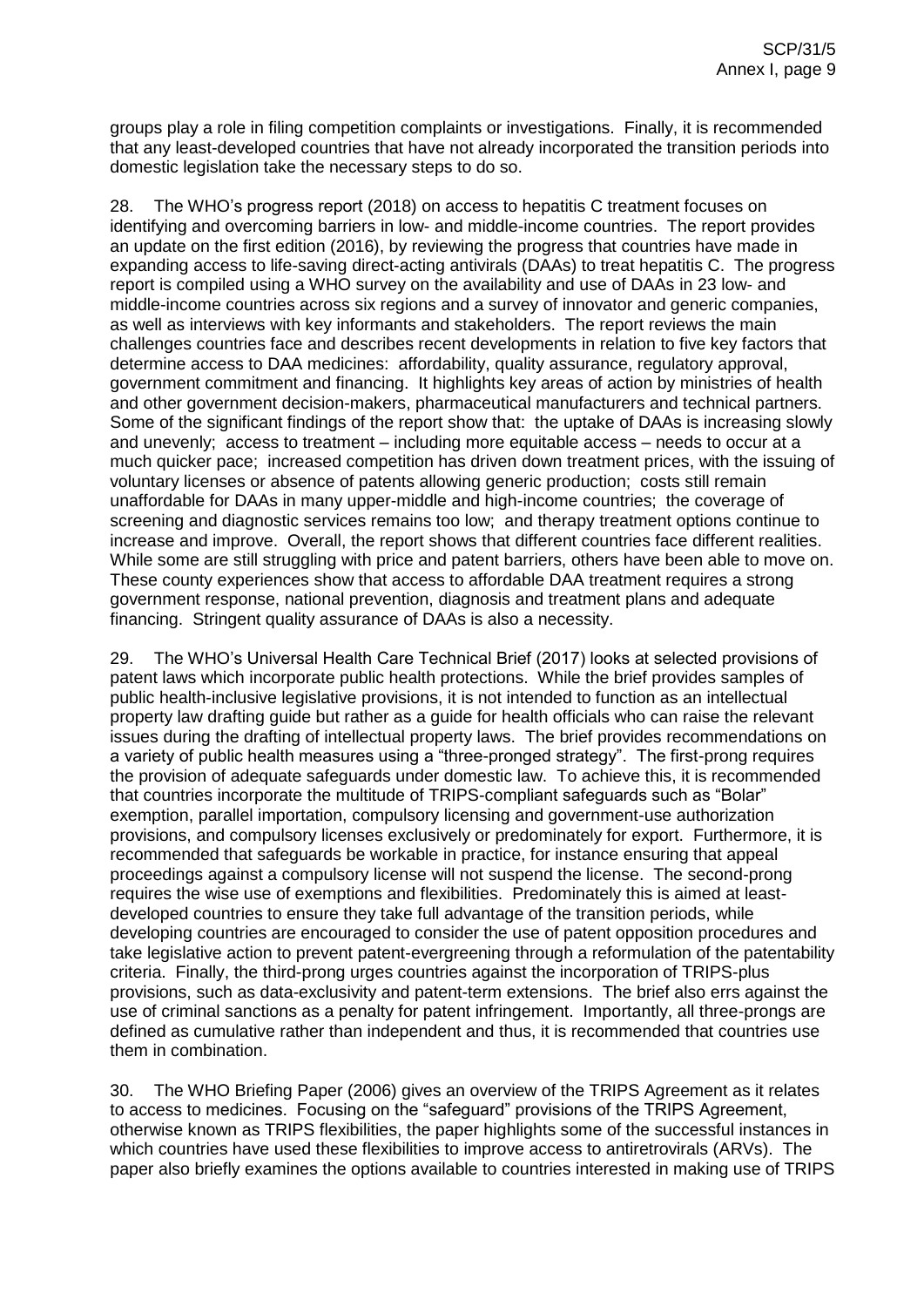groups play a role in filing competition complaints or investigations. Finally, it is recommended that any least-developed countries that have not already incorporated the transition periods into domestic legislation take the necessary steps to do so.

28. The WHO's progress report (2018) on access to hepatitis C treatment focuses on identifying and overcoming barriers in low- and middle-income countries. The report provides an update on the first edition (2016), by reviewing the progress that countries have made in expanding access to life-saving direct-acting antivirals (DAAs) to treat hepatitis C. The progress report is compiled using a WHO survey on the availability and use of DAAs in 23 low- and middle-income countries across six regions and a survey of innovator and generic companies, as well as interviews with key informants and stakeholders. The report reviews the main challenges countries face and describes recent developments in relation to five key factors that determine access to DAA medicines: affordability, quality assurance, regulatory approval, government commitment and financing. It highlights key areas of action by ministries of health and other government decision-makers, pharmaceutical manufacturers and technical partners. Some of the significant findings of the report show that: the uptake of DAAs is increasing slowly and unevenly; access to treatment – including more equitable access – needs to occur at a much quicker pace; increased competition has driven down treatment prices, with the issuing of voluntary licenses or absence of patents allowing generic production; costs still remain unaffordable for DAAs in many upper-middle and high-income countries; the coverage of screening and diagnostic services remains too low; and therapy treatment options continue to increase and improve. Overall, the report shows that different countries face different realities. While some are still struggling with price and patent barriers, others have been able to move on. These county experiences show that access to affordable DAA treatment requires a strong government response, national prevention, diagnosis and treatment plans and adequate financing. Stringent quality assurance of DAAs is also a necessity.

29. The WHO's Universal Health Care Technical Brief (2017) looks at selected provisions of patent laws which incorporate public health protections. While the brief provides samples of public health-inclusive legislative provisions, it is not intended to function as an intellectual property law drafting guide but rather as a guide for health officials who can raise the relevant issues during the drafting of intellectual property laws. The brief provides recommendations on a variety of public health measures using a "three-pronged strategy". The first-prong requires the provision of adequate safeguards under domestic law. To achieve this, it is recommended that countries incorporate the multitude of TRIPS-compliant safeguards such as "Bolar" exemption, parallel importation, compulsory licensing and government-use authorization provisions, and compulsory licenses exclusively or predominately for export. Furthermore, it is recommended that safeguards be workable in practice, for instance ensuring that appeal proceedings against a compulsory license will not suspend the license. The second-prong requires the wise use of exemptions and flexibilities. Predominately this is aimed at least-developed countries to ensure they take full advantage of the transition periods, while developing countries are encouraged to consider the use of patent opposition procedures and take legislative action to prevent patent-evergreening through a reformulation of the patentability criteria. Finally, the third-prong urges countries against the incorporation of TRIPS-plus provisions, such as data-exclusivity and patent-term extensions. The brief also errs against the use of criminal sanctions as a penalty for patent infringement. Importantly, all three-prongs are defined as cumulative rather than independent and thus, it is recommended that countries use them in combination.

30. The WHO Briefing Paper (2006) gives an overview of the TRIPS Agreement as it relates to access to medicines. Focusing on the "safeguard" provisions of the TRIPS Agreement, otherwise known as TRIPS flexibilities, the paper highlights some of the successful instances in which countries have used these flexibilities to improve access to antiretrovirals (ARVs). The paper also briefly examines the options available to countries interested in making use of TRIPS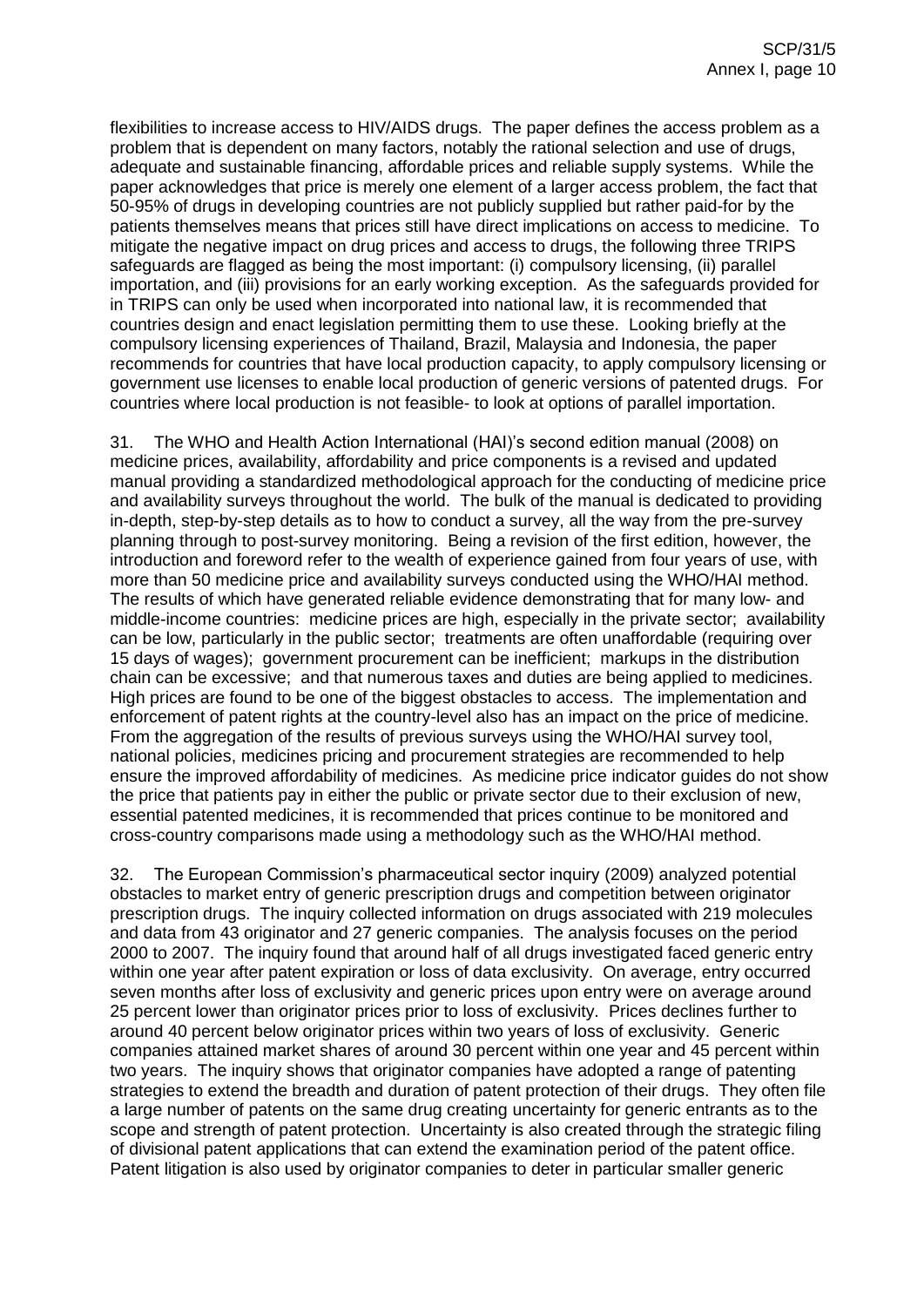flexibilities to increase access to HIV/AIDS drugs. The paper defines the access problem as a problem that is dependent on many factors, notably the rational selection and use of drugs, adequate and sustainable financing, affordable prices and reliable supply systems. While the paper acknowledges that price is merely one element of a larger access problem, the fact that 50-95% of drugs in developing countries are not publicly supplied but rather paid-for by the patients themselves means that prices still have direct implications on access to medicine. To mitigate the negative impact on drug prices and access to drugs, the following three TRIPS safeguards are flagged as being the most important: (i) compulsory licensing, (ii) parallel importation, and (iii) provisions for an early working exception. As the safeguards provided for in TRIPS can only be used when incorporated into national law, it is recommended that countries design and enact legislation permitting them to use these. Looking briefly at the compulsory licensing experiences of Thailand, Brazil, Malaysia and Indonesia, the paper recommends for countries that have local production capacity, to apply compulsory licensing or government use licenses to enable local production of generic versions of patented drugs. For countries where local production is not feasible- to look at options of parallel importation.

31. The WHO and Health Action International (HAI)'s second edition manual (2008) on medicine prices, availability, affordability and price components is a revised and updated manual providing a standardized methodological approach for the conducting of medicine price and availability surveys throughout the world. The bulk of the manual is dedicated to providing in-depth, step-by-step details as to how to conduct a survey, all the way from the pre-survey planning through to post-survey monitoring. Being a revision of the first edition, however, the introduction and foreword refer to the wealth of experience gained from four years of use, with more than 50 medicine price and availability surveys conducted using the WHO/HAI method. The results of which have generated reliable evidence demonstrating that for many low- and middle-income countries: medicine prices are high, especially in the private sector; availability can be low, particularly in the public sector; treatments are often unaffordable (requiring over 15 days of wages); government procurement can be inefficient; markups in the distribution chain can be excessive; and that numerous taxes and duties are being applied to medicines. High prices are found to be one of the biggest obstacles to access. The implementation and enforcement of patent rights at the country-level also has an impact on the price of medicine. From the aggregation of the results of previous surveys using the WHO/HAI survey tool, national policies, medicines pricing and procurement strategies are recommended to help ensure the improved affordability of medicines. As medicine price indicator guides do not show the price that patients pay in either the public or private sector due to their exclusion of new, essential patented medicines, it is recommended that prices continue to be monitored and cross-country comparisons made using a methodology such as the WHO/HAI method.

32. The European Commission's pharmaceutical sector inquiry (2009) analyzed potential obstacles to market entry of generic prescription drugs and competition between originator prescription drugs. The inquiry collected information on drugs associated with 219 molecules and data from 43 originator and 27 generic companies. The analysis focuses on the period 2000 to 2007. The inquiry found that around half of all drugs investigated faced generic entry within one year after patent expiration or loss of data exclusivity. On average, entry occurred seven months after loss of exclusivity and generic prices upon entry were on average around 25 percent lower than originator prices prior to loss of exclusivity. Prices declines further to around 40 percent below originator prices within two years of loss of exclusivity. Generic companies attained market shares of around 30 percent within one year and 45 percent within two years. The inquiry shows that originator companies have adopted a range of patenting strategies to extend the breadth and duration of patent protection of their drugs. They often file a large number of patents on the same drug creating uncertainty for generic entrants as to the scope and strength of patent protection. Uncertainty is also created through the strategic filing of divisional patent applications that can extend the examination period of the patent office. Patent litigation is also used by originator companies to deter in particular smaller generic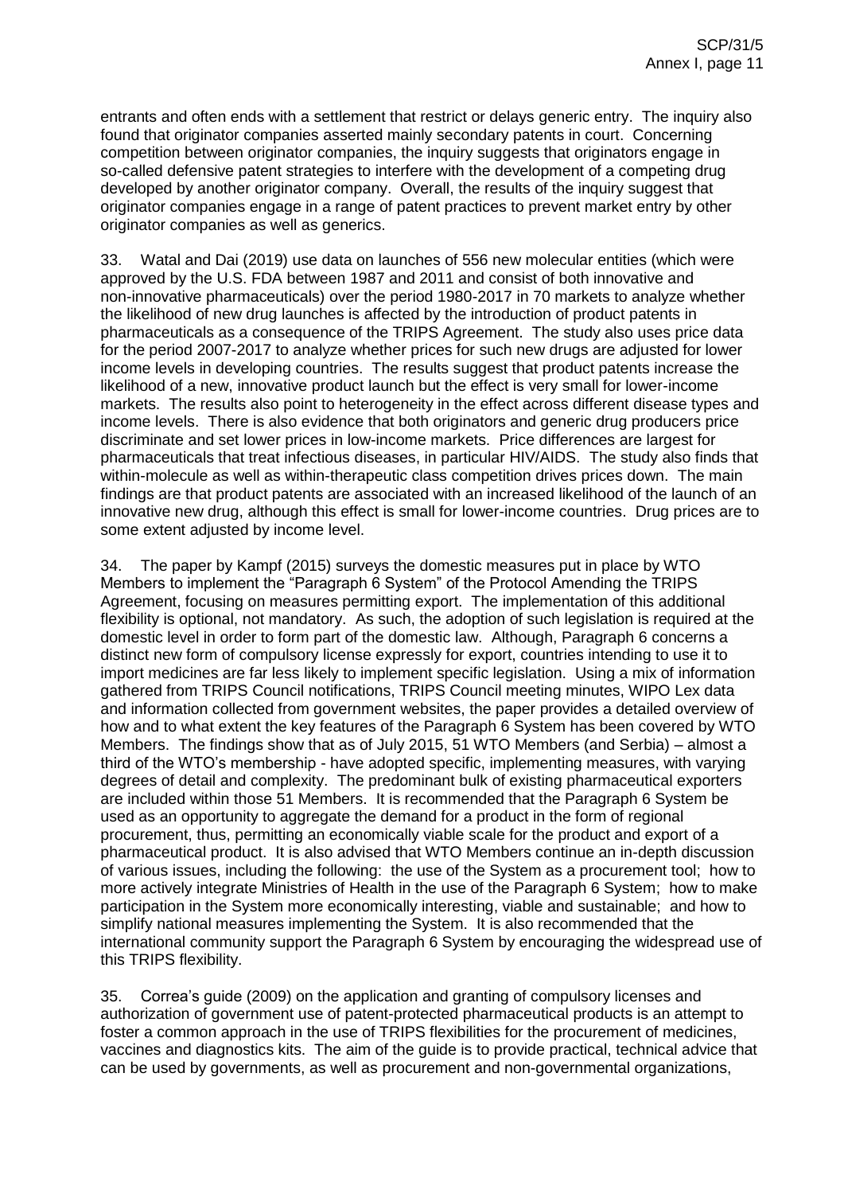entrants and often ends with a settlement that restrict or delays generic entry. The inquiry also found that originator companies asserted mainly secondary patents in court. Concerning competition between originator companies, the inquiry suggests that originators engage in so-called defensive patent strategies to interfere with the development of a competing drug developed by another originator company. Overall, the results of the inquiry suggest that originator companies engage in a range of patent practices to prevent market entry by other originator companies as well as generics.

33. Watal and Dai (2019) use data on launches of 556 new molecular entities (which were approved by the U.S. FDA between 1987 and 2011 and consist of both innovative and non-innovative pharmaceuticals) over the period 1980-2017 in 70 markets to analyze whether the likelihood of new drug launches is affected by the introduction of product patents in pharmaceuticals as a consequence of the TRIPS Agreement. The study also uses price data for the period 2007-2017 to analyze whether prices for such new drugs are adjusted for lower income levels in developing countries. The results suggest that product patents increase the likelihood of a new, innovative product launch but the effect is very small for lower-income markets. The results also point to heterogeneity in the effect across different disease types and income levels. There is also evidence that both originators and generic drug producers price discriminate and set lower prices in low-income markets. Price differences are largest for pharmaceuticals that treat infectious diseases, in particular HIV/AIDS. The study also finds that within-molecule as well as within-therapeutic class competition drives prices down. The main findings are that product patents are associated with an increased likelihood of the launch of an innovative new drug, although this effect is small for lower-income countries. Drug prices are to some extent adjusted by income level.

34. The paper by Kampf (2015) surveys the domestic measures put in place by WTO Members to implement the "Paragraph 6 System" of the Protocol Amending the TRIPS Agreement, focusing on measures permitting export. The implementation of this additional flexibility is optional, not mandatory. As such, the adoption of such legislation is required at the domestic level in order to form part of the domestic law. Although, Paragraph 6 concerns a distinct new form of compulsory license expressly for export, countries intending to use it to import medicines are far less likely to implement specific legislation. Using a mix of information gathered from TRIPS Council notifications, TRIPS Council meeting minutes, WIPO Lex data and information collected from government websites, the paper provides a detailed overview of how and to what extent the key features of the Paragraph 6 System has been covered by WTO Members. The findings show that as of July 2015, 51 WTO Members (and Serbia) – almost a third of the WTO's membership - have adopted specific, implementing measures, with varying degrees of detail and complexity. The predominant bulk of existing pharmaceutical exporters are included within those 51 Members. It is recommended that the Paragraph 6 System be used as an opportunity to aggregate the demand for a product in the form of regional procurement, thus, permitting an economically viable scale for the product and export of a pharmaceutical product. It is also advised that WTO Members continue an in-depth discussion of various issues, including the following: the use of the System as a procurement tool; how to more actively integrate Ministries of Health in the use of the Paragraph 6 System; how to make participation in the System more economically interesting, viable and sustainable; and how to simplify national measures implementing the System. It is also recommended that the international community support the Paragraph 6 System by encouraging the widespread use of this TRIPS flexibility.

35. Correa's guide (2009) on the application and granting of compulsory licenses and authorization of government use of patent-protected pharmaceutical products is an attempt to foster a common approach in the use of TRIPS flexibilities for the procurement of medicines, vaccines and diagnostics kits. The aim of the guide is to provide practical, technical advice that can be used by governments, as well as procurement and non-governmental organizations,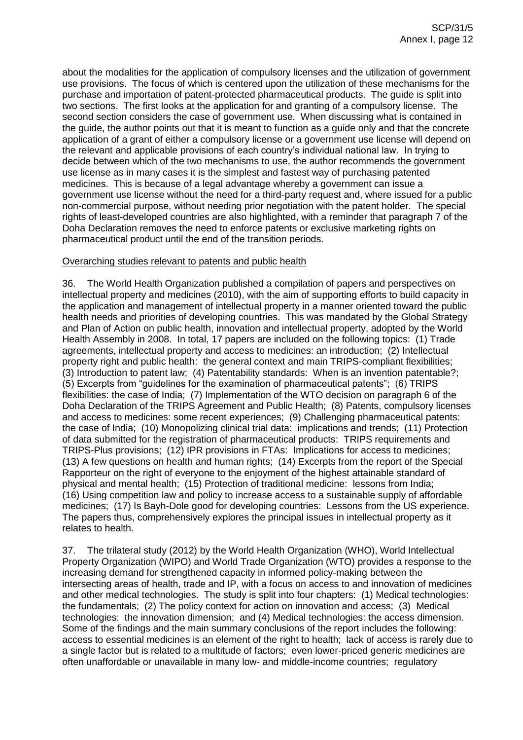about the modalities for the application of compulsory licenses and the utilization of government use provisions. The focus of which is centered upon the utilization of these mechanisms for the purchase and importation of patent-protected pharmaceutical products. The guide is split into two sections. The first looks at the application for and granting of a compulsory license. The second section considers the case of government use. When discussing what is contained in the guide, the author points out that it is meant to function as a guide only and that the concrete application of a grant of either a compulsory license or a government use license will depend on the relevant and applicable provisions of each country's individual national law. In trying to decide between which of the two mechanisms to use, the author recommends the government use license as in many cases it is the simplest and fastest way of purchasing patented medicines. This is because of a legal advantage whereby a government can issue a government use license without the need for a third-party request and, where issued for a public non-commercial purpose, without needing prior negotiation with the patent holder. The special rights of least-developed countries are also highlighted, with a reminder that paragraph 7 of the Doha Declaration removes the need to enforce patents or exclusive marketing rights on pharmaceutical product until the end of the transition periods.

Overarching studies relevant to patents and public health

36. The World Health Organization published a compilation of papers and perspectives on intellectual property and medicines (2010), with the aim of supporting efforts to build capacity in the application and management of intellectual property in a manner oriented toward the public health needs and priorities of developing countries. This was mandated by the Global Strategy and Plan of Action on public health, innovation and intellectual property, adopted by the World Health Assembly in 2008. In total, 17 papers are included on the following topics: (1) Trade agreements, intellectual property and access to medicines: an introduction; (2) Intellectual property right and public health: the general context and main TRIPS-compliant flexibilities; (3) Introduction to patent law; (4) Patentability standards: When is an invention patentable?; (5) Excerpts from "guidelines for the examination of pharmaceutical patents"; (6) TRIPS flexibilities: the case of India; (7) Implementation of the WTO decision on paragraph 6 of the Doha Declaration of the TRIPS Agreement and Public Health; (8) Patents, compulsory licenses and access to medicines: some recent experiences; (9) Challenging pharmaceutical patents: the case of India; (10) Monopolizing clinical trial data: implications and trends; (11) Protection of data submitted for the registration of pharmaceutical products: TRIPS requirements and TRIPS-Plus provisions; (12) IPR provisions in FTAs: Implications for access to medicines; (13) A few questions on health and human rights; (14) Excerpts from the report of the Special Rapporteur on the right of everyone to the enjoyment of the highest attainable standard of physical and mental health; (15) Protection of traditional medicine: lessons from India; (16) Using competition law and policy to increase access to a sustainable supply of affordable medicines; (17) Is Bayh-Dole good for developing countries: Lessons from the US experience. The papers thus, comprehensively explores the principal issues in intellectual property as it relates to health.

37. The trilateral study (2012) by the World Health Organization (WHO), World Intellectual Property Organization (WIPO) and World Trade Organization (WTO) provides a response to the increasing demand for strengthened capacity in informed policy-making between the intersecting areas of health, trade and IP, with a focus on access to and innovation of medicines and other medical technologies. The study is split into four chapters: (1) Medical technologies: the fundamentals; (2) The policy context for action on innovation and access; (3) Medical technologies: the innovation dimension; and (4) Medical technologies: the access dimension. Some of the findings and the main summary conclusions of the report includes the following: access to essential medicines is an element of the right to health; lack of access is rarely due to a single factor but is related to a multitude of factors; even lower-priced generic medicines are often unaffordable or unavailable in many low- and middle-income countries; regulatory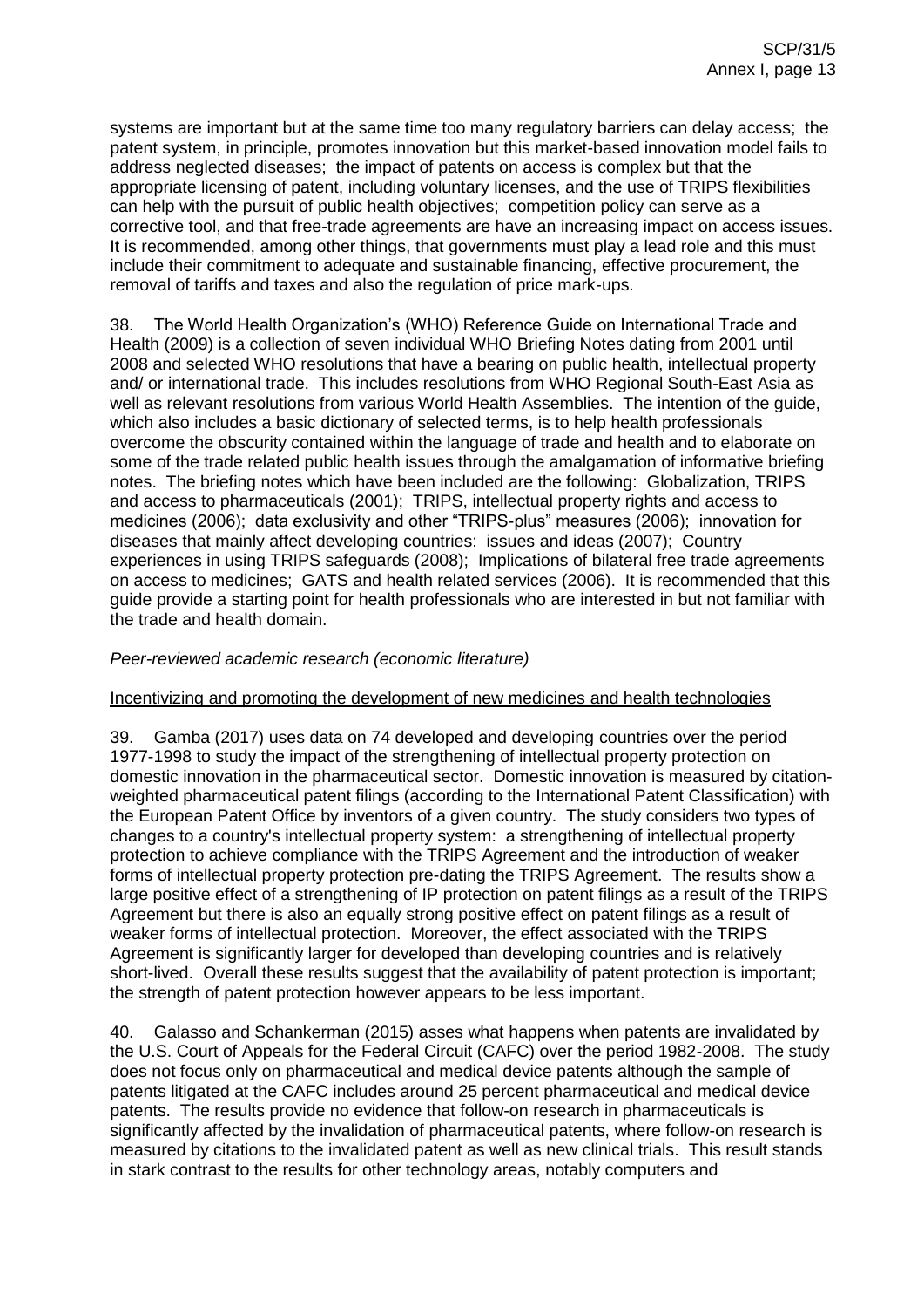systems are important but at the same time too many regulatory barriers can delay access; the patent system, in principle, promotes innovation but this market-based innovation model fails to address neglected diseases; the impact of patents on access is complex but that the appropriate licensing of patent, including voluntary licenses, and the use of TRIPS flexibilities can help with the pursuit of public health objectives; competition policy can serve as a corrective tool, and that free-trade agreements are have an increasing impact on access issues. It is recommended, among other things, that governments must play a lead role and this must include their commitment to adequate and sustainable financing, effective procurement, the removal of tariffs and taxes and also the regulation of price mark-ups.

38. The World Health Organization's (WHO) Reference Guide on International Trade and Health (2009) is a collection of seven individual WHO Briefing Notes dating from 2001 until 2008 and selected WHO resolutions that have a bearing on public health, intellectual property and/ or international trade. This includes resolutions from WHO Regional South-East Asia as well as relevant resolutions from various World Health Assemblies. The intention of the guide, which also includes a basic dictionary of selected terms, is to help health professionals overcome the obscurity contained within the language of trade and health and to elaborate on some of the trade related public health issues through the amalgamation of informative briefing notes. The briefing notes which have been included are the following: Globalization, TRIPS and access to pharmaceuticals (2001); TRIPS, intellectual property rights and access to medicines (2006); data exclusivity and other "TRIPS-plus" measures (2006); innovation for diseases that mainly affect developing countries: issues and ideas (2007); Country experiences in using TRIPS safeguards (2008); Implications of bilateral free trade agreements on access to medicines; GATS and health related services (2006). It is recommended that this guide provide a starting point for health professionals who are interested in but not familiar with the trade and health domain.

*Peer-reviewed academic research (economic literature)*

Incentivizing and promoting the development of new medicines and health technologies

39. Gamba (2017) uses data on 74 developed and developing countries over the period 1977-1998 to study the impact of the strengthening of intellectual property protection on domestic innovation in the pharmaceutical sector. Domestic innovation is measured by citation-weighted pharmaceutical patent filings (according to the International Patent Classification) with the European Patent Office by inventors of a given country. The study considers two types of changes to a country's intellectual property system: a strengthening of intellectual property protection to achieve compliance with the TRIPS Agreement and the introduction of weaker forms of intellectual property protection pre-dating the TRIPS Agreement. The results show a large positive effect of a strengthening of IP protection on patent filings as a result of the TRIPS Agreement but there is also an equally strong positive effect on patent filings as a result of weaker forms of intellectual protection. Moreover, the effect associated with the TRIPS Agreement is significantly larger for developed than developing countries and is relatively short-lived. Overall these results suggest that the availability of patent protection is important; the strength of patent protection however appears to be less important.

40. Galasso and Schankerman (2015) asses what happens when patents are invalidated by the U.S. Court of Appeals for the Federal Circuit (CAFC) over the period 1982-2008. The study does not focus only on pharmaceutical and medical device patents although the sample of patents litigated at the CAFC includes around 25 percent pharmaceutical and medical device patents. The results provide no evidence that follow-on research in pharmaceuticals is significantly affected by the invalidation of pharmaceutical patents, where follow-on research is measured by citations to the invalidated patent as well as new clinical trials. This result stands in stark contrast to the results for other technology areas, notably computers and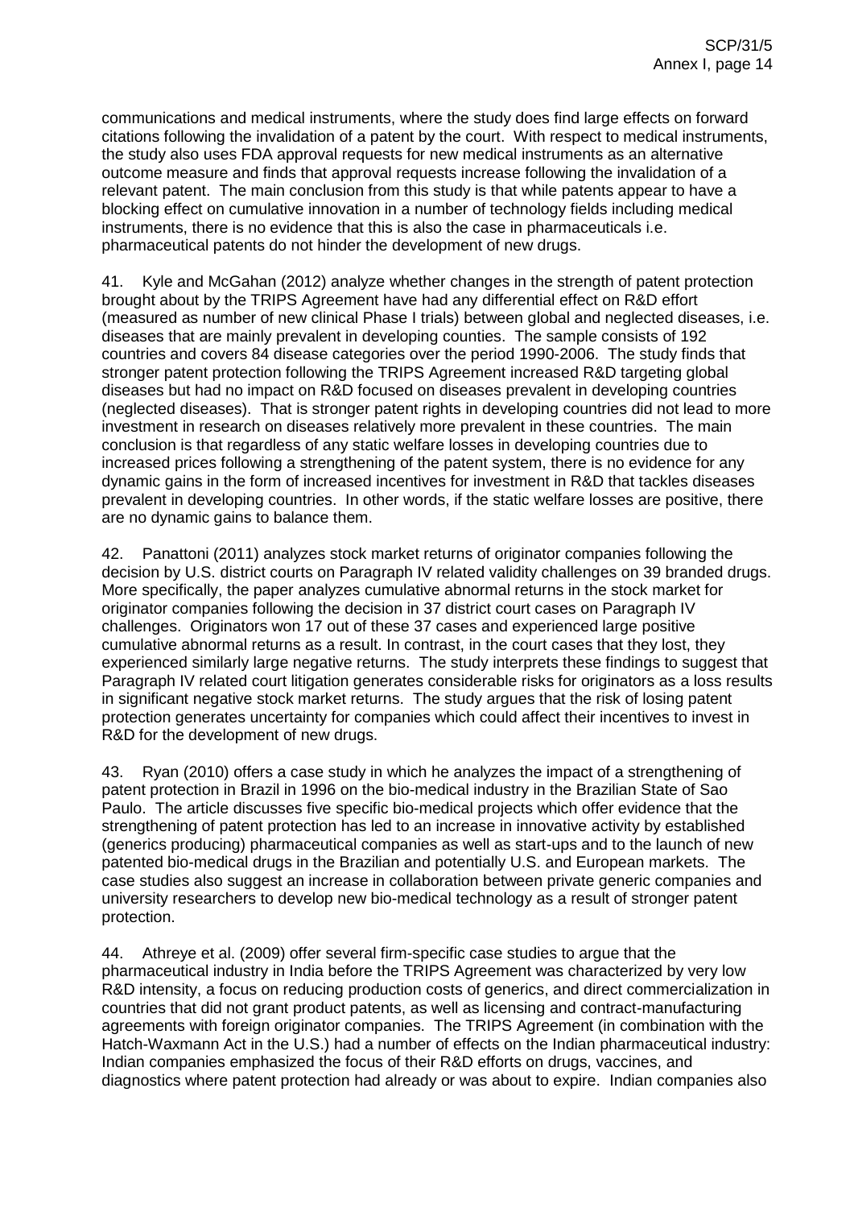communications and medical instruments, where the study does find large effects on forward citations following the invalidation of a patent by the court. With respect to medical instruments, the study also uses FDA approval requests for new medical instruments as an alternative outcome measure and finds that approval requests increase following the invalidation of a relevant patent. The main conclusion from this study is that while patents appear to have a blocking effect on cumulative innovation in a number of technology fields including medical instruments, there is no evidence that this is also the case in pharmaceuticals i.e. pharmaceutical patents do not hinder the development of new drugs.

41. Kyle and McGahan (2012) analyze whether changes in the strength of patent protection brought about by the TRIPS Agreement have had any differential effect on R&D effort (measured as number of new clinical Phase I trials) between global and neglected diseases, i.e. diseases that are mainly prevalent in developing counties. The sample consists of 192 countries and covers 84 disease categories over the period 1990-2006. The study finds that stronger patent protection following the TRIPS Agreement increased R&D targeting global diseases but had no impact on R&D focused on diseases prevalent in developing countries (neglected diseases). That is stronger patent rights in developing countries did not lead to more investment in research on diseases relatively more prevalent in these countries. The main conclusion is that regardless of any static welfare losses in developing countries due to increased prices following a strengthening of the patent system, there is no evidence for any dynamic gains in the form of increased incentives for investment in R&D that tackles diseases prevalent in developing countries. In other words, if the static welfare losses are positive, there are no dynamic gains to balance them.

42. Panattoni (2011) analyzes stock market returns of originator companies following the decision by U.S. district courts on Paragraph IV related validity challenges on 39 branded drugs. More specifically, the paper analyzes cumulative abnormal returns in the stock market for originator companies following the decision in 37 district court cases on Paragraph IV challenges. Originators won 17 out of these 37 cases and experienced large positive cumulative abnormal returns as a result. In contrast, in the court cases that they lost, they experienced similarly large negative returns. The study interprets these findings to suggest that Paragraph IV related court litigation generates considerable risks for originators as a loss results in significant negative stock market returns. The study argues that the risk of losing patent protection generates uncertainty for companies which could affect their incentives to invest in R&D for the development of new drugs.

43. Ryan (2010) offers a case study in which he analyzes the impact of a strengthening of patent protection in Brazil in 1996 on the bio-medical industry in the Brazilian State of Sao Paulo. The article discusses five specific bio-medical projects which offer evidence that the strengthening of patent protection has led to an increase in innovative activity by established (generics producing) pharmaceutical companies as well as start-ups and to the launch of new patented bio-medical drugs in the Brazilian and potentially U.S. and European markets. The case studies also suggest an increase in collaboration between private generic companies and university researchers to develop new bio-medical technology as a result of stronger patent protection.

44. Athreye et al. (2009) offer several firm-specific case studies to argue that the pharmaceutical industry in India before the TRIPS Agreement was characterized by very low R&D intensity, a focus on reducing production costs of generics, and direct commercialization in countries that did not grant product patents, as well as licensing and contract-manufacturing agreements with foreign originator companies. The TRIPS Agreement (in combination with the Hatch-Waxmann Act in the U.S.) had a number of effects on the Indian pharmaceutical industry: Indian companies emphasized the focus of their R&D efforts on drugs, vaccines, and diagnostics where patent protection had already or was about to expire. Indian companies also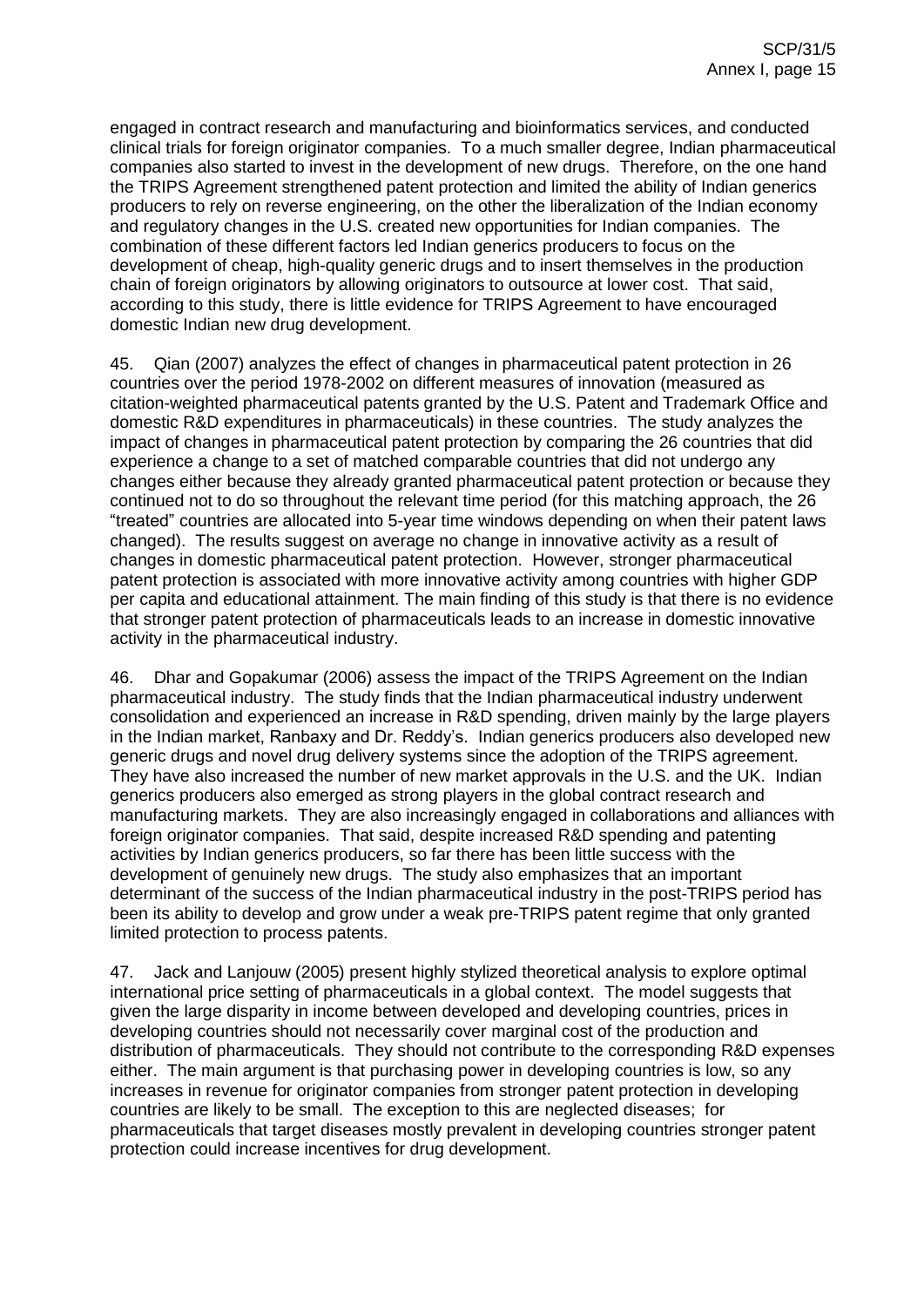engaged in contract research and manufacturing and bioinformatics services, and conducted clinical trials for foreign originator companies. To a much smaller degree, Indian pharmaceutical companies also started to invest in the development of new drugs. Therefore, on the one hand the TRIPS Agreement strengthened patent protection and limited the ability of Indian generics producers to rely on reverse engineering, on the other the liberalization of the Indian economy and regulatory changes in the U.S. created new opportunities for Indian companies. The combination of these different factors led Indian generics producers to focus on the development of cheap, high-quality generic drugs and to insert themselves in the production chain of foreign originators by allowing originators to outsource at lower cost. That said, according to this study, there is little evidence for TRIPS Agreement to have encouraged domestic Indian new drug development.

45. Qian (2007) analyzes the effect of changes in pharmaceutical patent protection in 26 countries over the period 1978-2002 on different measures of innovation (measured as citation-weighted pharmaceutical patents granted by the U.S. Patent and Trademark Office and domestic R&D expenditures in pharmaceuticals) in these countries. The study analyzes the impact of changes in pharmaceutical patent protection by comparing the 26 countries that did experience a change to a set of matched comparable countries that did not undergo any changes either because they already granted pharmaceutical patent protection or because they continued not to do so throughout the relevant time period (for this matching approach, the 26 "treated" countries are allocated into 5-year time windows depending on when their patent laws changed). The results suggest on average no change in innovative activity as a result of changes in domestic pharmaceutical patent protection. However, stronger pharmaceutical patent protection is associated with more innovative activity among countries with higher GDP per capita and educational attainment. The main finding of this study is that there is no evidence that stronger patent protection of pharmaceuticals leads to an increase in domestic innovative activity in the pharmaceutical industry.

46. Dhar and Gopakumar (2006) assess the impact of the TRIPS Agreement on the Indian pharmaceutical industry. The study finds that the Indian pharmaceutical industry underwent consolidation and experienced an increase in R&D spending, driven mainly by the large players in the Indian market, Ranbaxy and Dr. Reddy's. Indian generics producers also developed new generic drugs and novel drug delivery systems since the adoption of the TRIPS agreement. They have also increased the number of new market approvals in the U.S. and the UK. Indian generics producers also emerged as strong players in the global contract research and manufacturing markets. They are also increasingly engaged in collaborations and alliances with foreign originator companies. That said, despite increased R&D spending and patenting activities by Indian generics producers, so far there has been little success with the development of genuinely new drugs. The study also emphasizes that an important determinant of the success of the Indian pharmaceutical industry in the post-TRIPS period has been its ability to develop and grow under a weak pre-TRIPS patent regime that only granted limited protection to process patents.

47. Jack and Lanjouw (2005) present highly stylized theoretical analysis to explore optimal international price setting of pharmaceuticals in a global context. The model suggests that given the large disparity in income between developed and developing countries, prices in developing countries should not necessarily cover marginal cost of the production and distribution of pharmaceuticals. They should not contribute to the corresponding R&D expenses either. The main argument is that purchasing power in developing countries is low, so any increases in revenue for originator companies from stronger patent protection in developing countries are likely to be small. The exception to this are neglected diseases; for pharmaceuticals that target diseases mostly prevalent in developing countries stronger patent protection could increase incentives for drug development.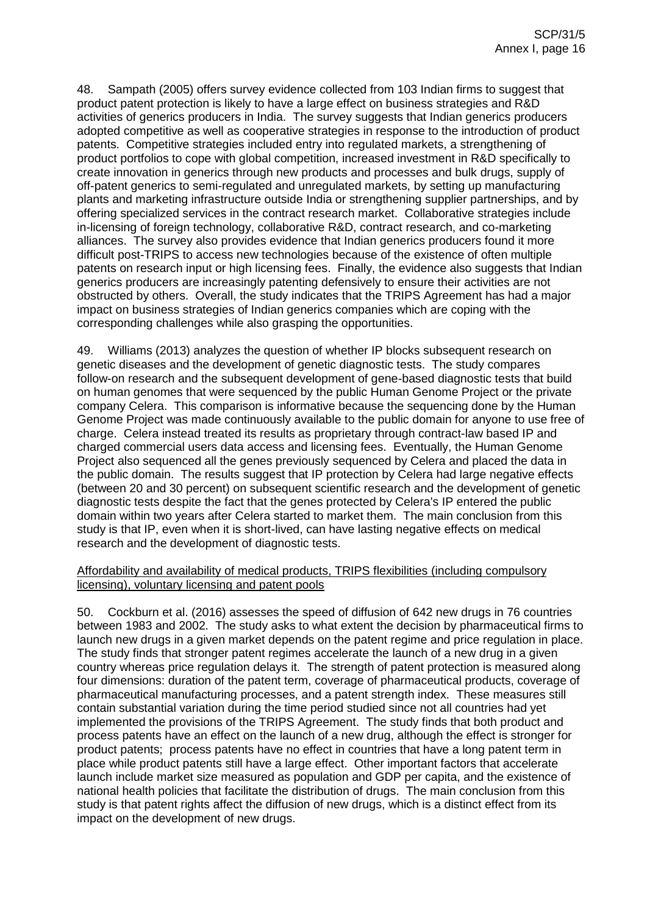48. Sampath (2005) offers survey evidence collected from 103 Indian firms to suggest that product patent protection is likely to have a large effect on business strategies and R&D activities of generics producers in India. The survey suggests that Indian generics producers adopted competitive as well as cooperative strategies in response to the introduction of product patents. Competitive strategies included entry into regulated markets, a strengthening of product portfolios to cope with global competition, increased investment in R&D specifically to create innovation in generics through new products and processes and bulk drugs, supply of off-patent generics to semi-regulated and unregulated markets, by setting up manufacturing plants and marketing infrastructure outside India or strengthening supplier partnerships, and by offering specialized services in the contract research market. Collaborative strategies include in-licensing of foreign technology, collaborative R&D, contract research, and co-marketing alliances. The survey also provides evidence that Indian generics producers found it more difficult post-TRIPS to access new technologies because of the existence of often multiple patents on research input or high licensing fees. Finally, the evidence also suggests that Indian generics producers are increasingly patenting defensively to ensure their activities are not obstructed by others. Overall, the study indicates that the TRIPS Agreement has had a major impact on business strategies of Indian generics companies which are coping with the corresponding challenges while also grasping the opportunities.

49. Williams (2013) analyzes the question of whether IP blocks subsequent research on genetic diseases and the development of genetic diagnostic tests. The study compares follow-on research and the subsequent development of gene-based diagnostic tests that build on human genomes that were sequenced by the public Human Genome Project or the private company Celera. This comparison is informative because the sequencing done by the Human Genome Project was made continuously available to the public domain for anyone to use free of charge. Celera instead treated its results as proprietary through contract-law based IP and charged commercial users data access and licensing fees. Eventually, the Human Genome Project also sequenced all the genes previously sequenced by Celera and placed the data in the public domain. The results suggest that IP protection by Celera had large negative effects (between 20 and 30 percent) on subsequent scientific research and the development of genetic diagnostic tests despite the fact that the genes protected by Celera's IP entered the public domain within two years after Celera started to market them. The main conclusion from this study is that IP, even when it is short-lived, can have lasting negative effects on medical research and the development of diagnostic tests.

Affordability and availability of medical products, TRIPS flexibilities (including compulsory licensing), voluntary licensing and patent pools

50. Cockburn et al. (2016) assesses the speed of diffusion of 642 new drugs in 76 countries between 1983 and 2002. The study asks to what extent the decision by pharmaceutical firms to launch new drugs in a given market depends on the patent regime and price regulation in place. The study finds that stronger patent regimes accelerate the launch of a new drug in a given country whereas price regulation delays it. The strength of patent protection is measured along four dimensions: duration of the patent term, coverage of pharmaceutical products, coverage of pharmaceutical manufacturing processes, and a patent strength index. These measures still contain substantial variation during the time period studied since not all countries had yet implemented the provisions of the TRIPS Agreement. The study finds that both product and process patents have an effect on the launch of a new drug, although the effect is stronger for product patents; process patents have no effect in countries that have a long patent term in place while product patents still have a large effect. Other important factors that accelerate launch include market size measured as population and GDP per capita, and the existence of national health policies that facilitate the distribution of drugs. The main conclusion from this study is that patent rights affect the diffusion of new drugs, which is a distinct effect from its impact on the development of new drugs.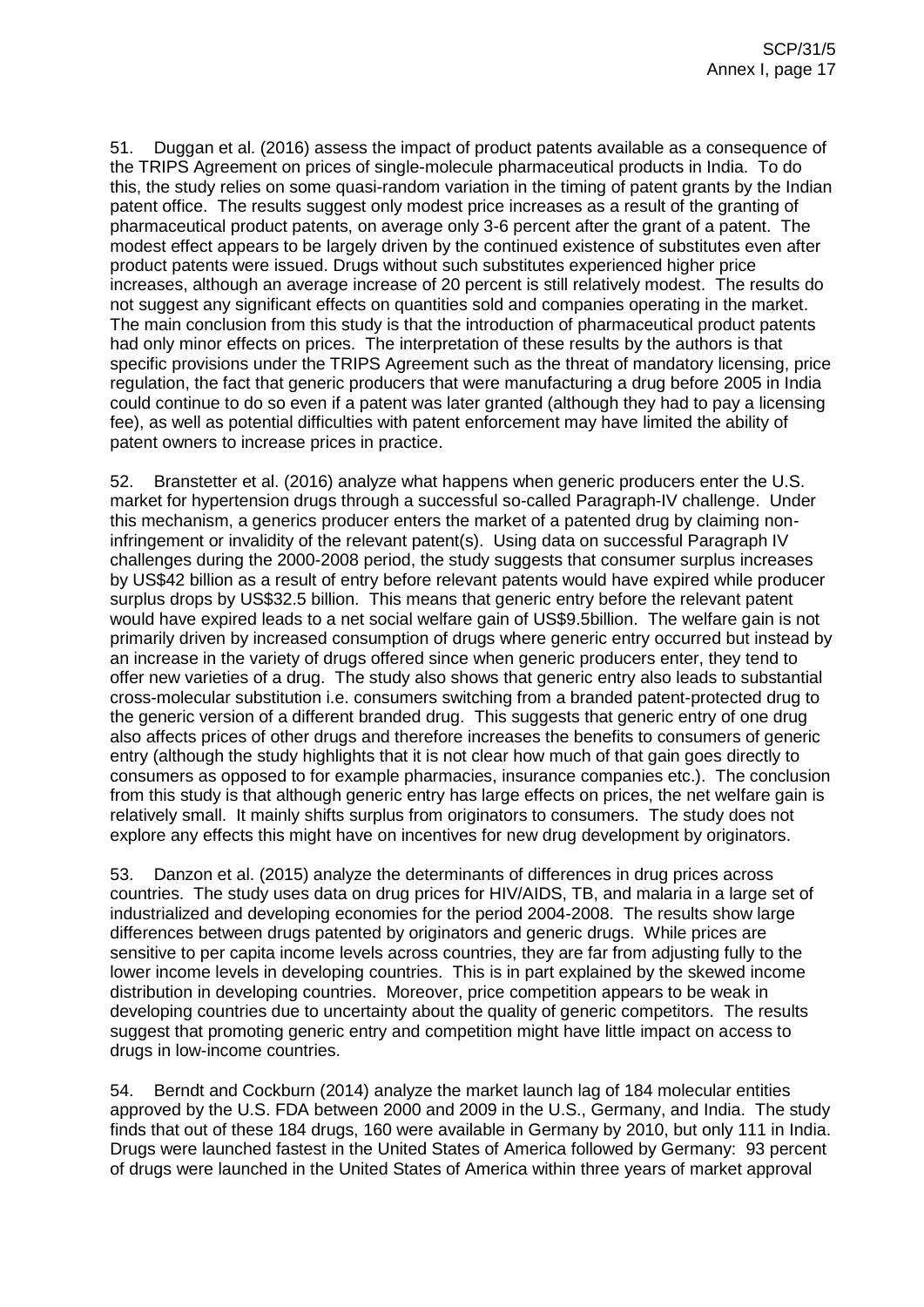51. Duggan et al. (2016) assess the impact of product patents available as a consequence of the TRIPS Agreement on prices of single-molecule pharmaceutical products in India. To do this, the study relies on some quasi-random variation in the timing of patent grants by the Indian patent office. The results suggest only modest price increases as a result of the granting of pharmaceutical product patents, on average only 3-6 percent after the grant of a patent. The modest effect appears to be largely driven by the continued existence of substitutes even after product patents were issued. Drugs without such substitutes experienced higher price increases, although an average increase of 20 percent is still relatively modest. The results do not suggest any significant effects on quantities sold and companies operating in the market. The main conclusion from this study is that the introduction of pharmaceutical product patents had only minor effects on prices. The interpretation of these results by the authors is that specific provisions under the TRIPS Agreement such as the threat of mandatory licensing, price regulation, the fact that generic producers that were manufacturing a drug before 2005 in India could continue to do so even if a patent was later granted (although they had to pay a licensing fee), as well as potential difficulties with patent enforcement may have limited the ability of patent owners to increase prices in practice.

52. Branstetter et al. (2016) analyze what happens when generic producers enter the U.S. market for hypertension drugs through a successful so-called Paragraph-IV challenge. Under this mechanism, a generics producer enters the market of a patented drug by claiming non-infringement or invalidity of the relevant patent(s). Using data on successful Paragraph IV challenges during the 2000-2008 period, the study suggests that consumer surplus increases by US$42 billion as a result of entry before relevant patents would have expired while producer surplus drops by US$32.5 billion. This means that generic entry before the relevant patent would have expired leads to a net social welfare gain of US$9.5billion. The welfare gain is not primarily driven by increased consumption of drugs where generic entry occurred but instead by an increase in the variety of drugs offered since when generic producers enter, they tend to offer new varieties of a drug. The study also shows that generic entry also leads to substantial cross-molecular substitution i.e. consumers switching from a branded patent-protected drug to the generic version of a different branded drug. This suggests that generic entry of one drug also affects prices of other drugs and therefore increases the benefits to consumers of generic entry (although the study highlights that it is not clear how much of that gain goes directly to consumers as opposed to for example pharmacies, insurance companies etc.). The conclusion from this study is that although generic entry has large effects on prices, the net welfare gain is relatively small. It mainly shifts surplus from originators to consumers. The study does not explore any effects this might have on incentives for new drug development by originators.

53. Danzon et al. (2015) analyze the determinants of differences in drug prices across countries. The study uses data on drug prices for HIV/AIDS, TB, and malaria in a large set of industrialized and developing economies for the period 2004-2008. The results show large differences between drugs patented by originators and generic drugs. While prices are sensitive to per capita income levels across countries, they are far from adjusting fully to the lower income levels in developing countries. This is in part explained by the skewed income distribution in developing countries. Moreover, price competition appears to be weak in developing countries due to uncertainty about the quality of generic competitors. The results suggest that promoting generic entry and competition might have little impact on access to drugs in low-income countries.

54. Berndt and Cockburn (2014) analyze the market launch lag of 184 molecular entities approved by the U.S. FDA between 2000 and 2009 in the U.S., Germany, and India. The study finds that out of these 184 drugs, 160 were available in Germany by 2010, but only 111 in India. Drugs were launched fastest in the United States of America followed by Germany: 93 percent of drugs were launched in the United States of America within three years of market approval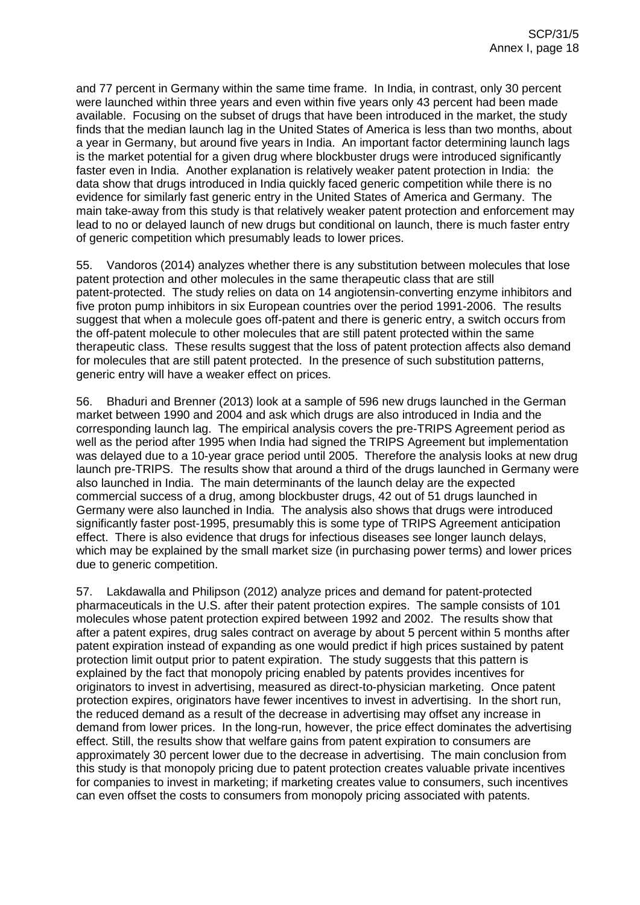and 77 percent in Germany within the same time frame. In India, in contrast, only 30 percent were launched within three years and even within five years only 43 percent had been made available. Focusing on the subset of drugs that have been introduced in the market, the study finds that the median launch lag in the United States of America is less than two months, about a year in Germany, but around five years in India. An important factor determining launch lags is the market potential for a given drug where blockbuster drugs were introduced significantly faster even in India. Another explanation is relatively weaker patent protection in India: the data show that drugs introduced in India quickly faced generic competition while there is no evidence for similarly fast generic entry in the United States of America and Germany. The main take-away from this study is that relatively weaker patent protection and enforcement may lead to no or delayed launch of new drugs but conditional on launch, there is much faster entry of generic competition which presumably leads to lower prices.

55. Vandoros (2014) analyzes whether there is any substitution between molecules that lose patent protection and other molecules in the same therapeutic class that are still patent-protected. The study relies on data on 14 angiotensin-converting enzyme inhibitors and five proton pump inhibitors in six European countries over the period 1991-2006. The results suggest that when a molecule goes off-patent and there is generic entry, a switch occurs from the off-patent molecule to other molecules that are still patent protected within the same therapeutic class. These results suggest that the loss of patent protection affects also demand for molecules that are still patent protected. In the presence of such substitution patterns, generic entry will have a weaker effect on prices.

56. Bhaduri and Brenner (2013) look at a sample of 596 new drugs launched in the German market between 1990 and 2004 and ask which drugs are also introduced in India and the corresponding launch lag. The empirical analysis covers the pre-TRIPS Agreement period as well as the period after 1995 when India had signed the TRIPS Agreement but implementation was delayed due to a 10-year grace period until 2005. Therefore the analysis looks at new drug launch pre-TRIPS. The results show that around a third of the drugs launched in Germany were also launched in India. The main determinants of the launch delay are the expected commercial success of a drug, among blockbuster drugs, 42 out of 51 drugs launched in Germany were also launched in India. The analysis also shows that drugs were introduced significantly faster post-1995, presumably this is some type of TRIPS Agreement anticipation effect. There is also evidence that drugs for infectious diseases see longer launch delays, which may be explained by the small market size (in purchasing power terms) and lower prices due to generic competition.

57. Lakdawalla and Philipson (2012) analyze prices and demand for patent-protected pharmaceuticals in the U.S. after their patent protection expires. The sample consists of 101 molecules whose patent protection expired between 1992 and 2002. The results show that after a patent expires, drug sales contract on average by about 5 percent within 5 months after patent expiration instead of expanding as one would predict if high prices sustained by patent protection limit output prior to patent expiration. The study suggests that this pattern is explained by the fact that monopoly pricing enabled by patents provides incentives for originators to invest in advertising, measured as direct-to-physician marketing. Once patent protection expires, originators have fewer incentives to invest in advertising. In the short run, the reduced demand as a result of the decrease in advertising may offset any increase in demand from lower prices. In the long-run, however, the price effect dominates the advertising effect. Still, the results show that welfare gains from patent expiration to consumers are approximately 30 percent lower due to the decrease in advertising. The main conclusion from this study is that monopoly pricing due to patent protection creates valuable private incentives for companies to invest in marketing; if marketing creates value to consumers, such incentives can even offset the costs to consumers from monopoly pricing associated with patents.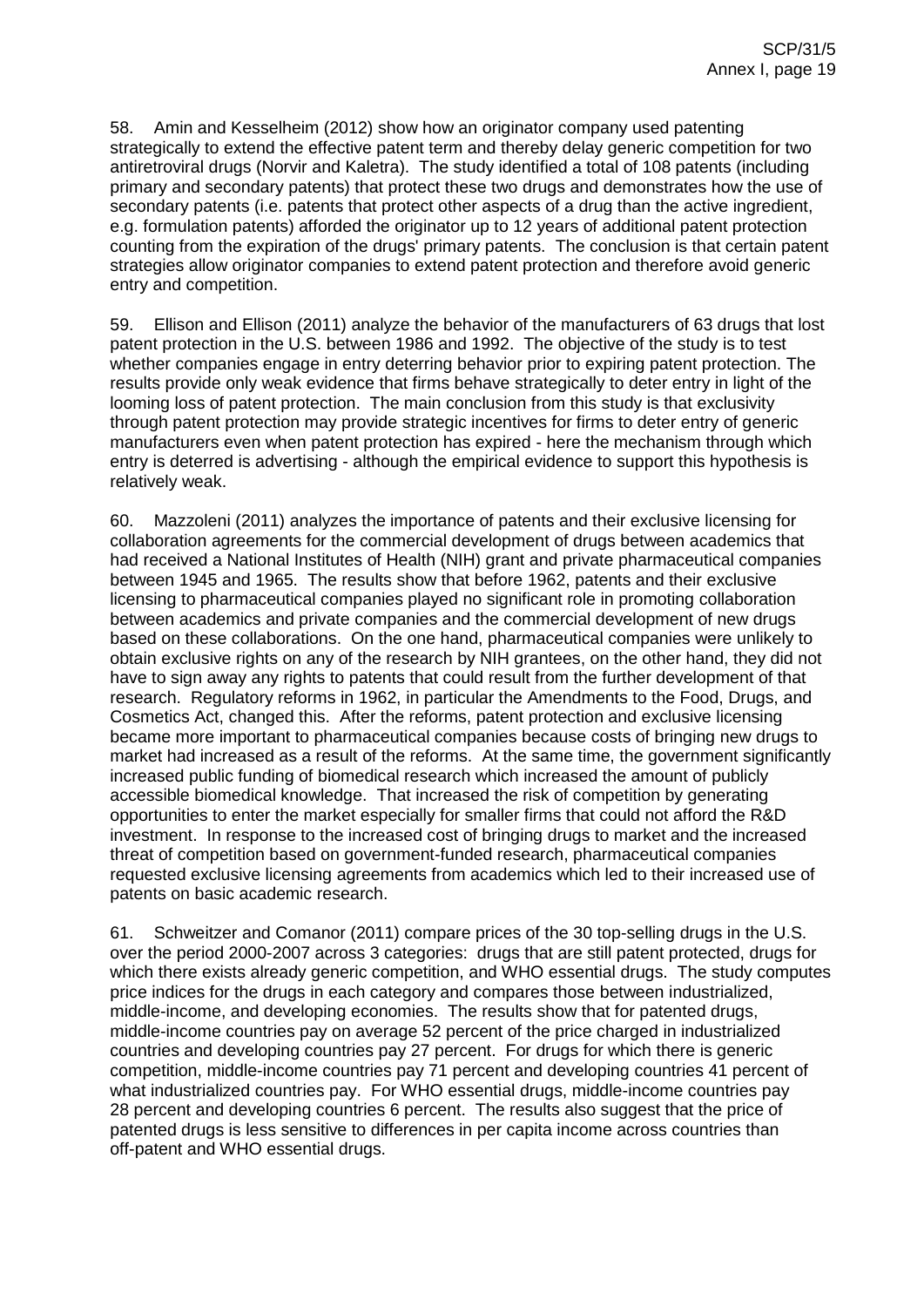58. Amin and Kesselheim (2012) show how an originator company used patenting strategically to extend the effective patent term and thereby delay generic competition for two antiretroviral drugs (Norvir and Kaletra). The study identified a total of 108 patents (including primary and secondary patents) that protect these two drugs and demonstrates how the use of secondary patents (i.e. patents that protect other aspects of a drug than the active ingredient, e.g. formulation patents) afforded the originator up to 12 years of additional patent protection counting from the expiration of the drugs' primary patents. The conclusion is that certain patent strategies allow originator companies to extend patent protection and therefore avoid generic entry and competition.

59. Ellison and Ellison (2011) analyze the behavior of the manufacturers of 63 drugs that lost patent protection in the U.S. between 1986 and 1992. The objective of the study is to test whether companies engage in entry deterring behavior prior to expiring patent protection. The results provide only weak evidence that firms behave strategically to deter entry in light of the looming loss of patent protection. The main conclusion from this study is that exclusivity through patent protection may provide strategic incentives for firms to deter entry of generic manufacturers even when patent protection has expired - here the mechanism through which entry is deterred is advertising - although the empirical evidence to support this hypothesis is relatively weak.

60. Mazzoleni (2011) analyzes the importance of patents and their exclusive licensing for collaboration agreements for the commercial development of drugs between academics that had received a National Institutes of Health (NIH) grant and private pharmaceutical companies between 1945 and 1965. The results show that before 1962, patents and their exclusive licensing to pharmaceutical companies played no significant role in promoting collaboration between academics and private companies and the commercial development of new drugs based on these collaborations. On the one hand, pharmaceutical companies were unlikely to obtain exclusive rights on any of the research by NIH grantees, on the other hand, they did not have to sign away any rights to patents that could result from the further development of that research. Regulatory reforms in 1962, in particular the Amendments to the Food, Drugs, and Cosmetics Act, changed this. After the reforms, patent protection and exclusive licensing became more important to pharmaceutical companies because costs of bringing new drugs to market had increased as a result of the reforms. At the same time, the government significantly increased public funding of biomedical research which increased the amount of publicly accessible biomedical knowledge. That increased the risk of competition by generating opportunities to enter the market especially for smaller firms that could not afford the R&D investment. In response to the increased cost of bringing drugs to market and the increased threat of competition based on government-funded research, pharmaceutical companies requested exclusive licensing agreements from academics which led to their increased use of patents on basic academic research.

61. Schweitzer and Comanor (2011) compare prices of the 30 top-selling drugs in the U.S. over the period 2000-2007 across 3 categories: drugs that are still patent protected, drugs for which there exists already generic competition, and WHO essential drugs. The study computes price indices for the drugs in each category and compares those between industrialized, middle-income, and developing economies. The results show that for patented drugs, middle-income countries pay on average 52 percent of the price charged in industrialized countries and developing countries pay 27 percent. For drugs for which there is generic competition, middle-income countries pay 71 percent and developing countries 41 percent of what industrialized countries pay. For WHO essential drugs, middle-income countries pay 28 percent and developing countries 6 percent. The results also suggest that the price of patented drugs is less sensitive to differences in per capita income across countries than off-patent and WHO essential drugs.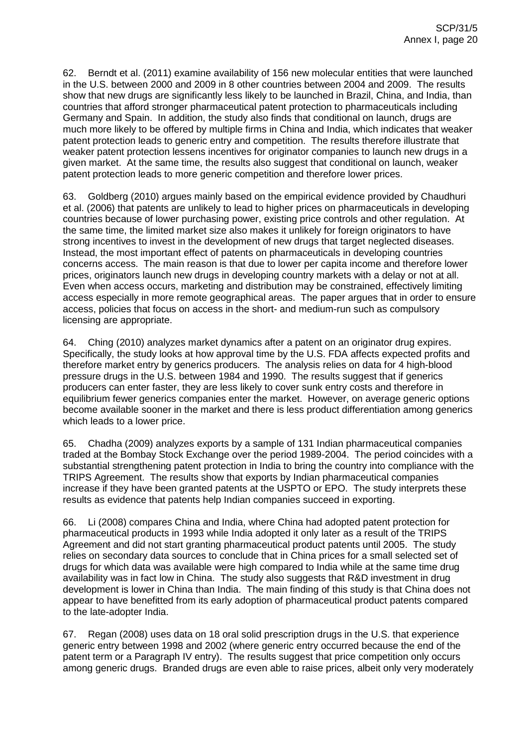62. Berndt et al. (2011) examine availability of 156 new molecular entities that were launched in the U.S. between 2000 and 2009 in 8 other countries between 2004 and 2009. The results show that new drugs are significantly less likely to be launched in Brazil, China, and India, than countries that afford stronger pharmaceutical patent protection to pharmaceuticals including Germany and Spain. In addition, the study also finds that conditional on launch, drugs are much more likely to be offered by multiple firms in China and India, which indicates that weaker patent protection leads to generic entry and competition. The results therefore illustrate that weaker patent protection lessens incentives for originator companies to launch new drugs in a given market. At the same time, the results also suggest that conditional on launch, weaker patent protection leads to more generic competition and therefore lower prices.

63. Goldberg (2010) argues mainly based on the empirical evidence provided by Chaudhuri et al. (2006) that patents are unlikely to lead to higher prices on pharmaceuticals in developing countries because of lower purchasing power, existing price controls and other regulation. At the same time, the limited market size also makes it unlikely for foreign originators to have strong incentives to invest in the development of new drugs that target neglected diseases. Instead, the most important effect of patents on pharmaceuticals in developing countries concerns access. The main reason is that due to lower per capita income and therefore lower prices, originators launch new drugs in developing country markets with a delay or not at all. Even when access occurs, marketing and distribution may be constrained, effectively limiting access especially in more remote geographical areas. The paper argues that in order to ensure access, policies that focus on access in the short- and medium-run such as compulsory licensing are appropriate.

64. Ching (2010) analyzes market dynamics after a patent on an originator drug expires. Specifically, the study looks at how approval time by the U.S. FDA affects expected profits and therefore market entry by generics producers. The analysis relies on data for 4 high-blood pressure drugs in the U.S. between 1984 and 1990. The results suggest that if generics producers can enter faster, they are less likely to cover sunk entry costs and therefore in equilibrium fewer generics companies enter the market. However, on average generic options become available sooner in the market and there is less product differentiation among generics which leads to a lower price.

65. Chadha (2009) analyzes exports by a sample of 131 Indian pharmaceutical companies traded at the Bombay Stock Exchange over the period 1989-2004. The period coincides with a substantial strengthening patent protection in India to bring the country into compliance with the TRIPS Agreement. The results show that exports by Indian pharmaceutical companies increase if they have been granted patents at the USPTO or EPO. The study interprets these results as evidence that patents help Indian companies succeed in exporting.

66. Li (2008) compares China and India, where China had adopted patent protection for pharmaceutical products in 1993 while India adopted it only later as a result of the TRIPS Agreement and did not start granting pharmaceutical product patents until 2005. The study relies on secondary data sources to conclude that in China prices for a small selected set of drugs for which data was available were high compared to India while at the same time drug availability was in fact low in China. The study also suggests that R&D investment in drug development is lower in China than India. The main finding of this study is that China does not appear to have benefitted from its early adoption of pharmaceutical product patents compared to the late-adopter India.

67. Regan (2008) uses data on 18 oral solid prescription drugs in the U.S. that experience generic entry between 1998 and 2002 (where generic entry occurred because the end of the patent term or a Paragraph IV entry). The results suggest that price competition only occurs among generic drugs. Branded drugs are even able to raise prices, albeit only very moderately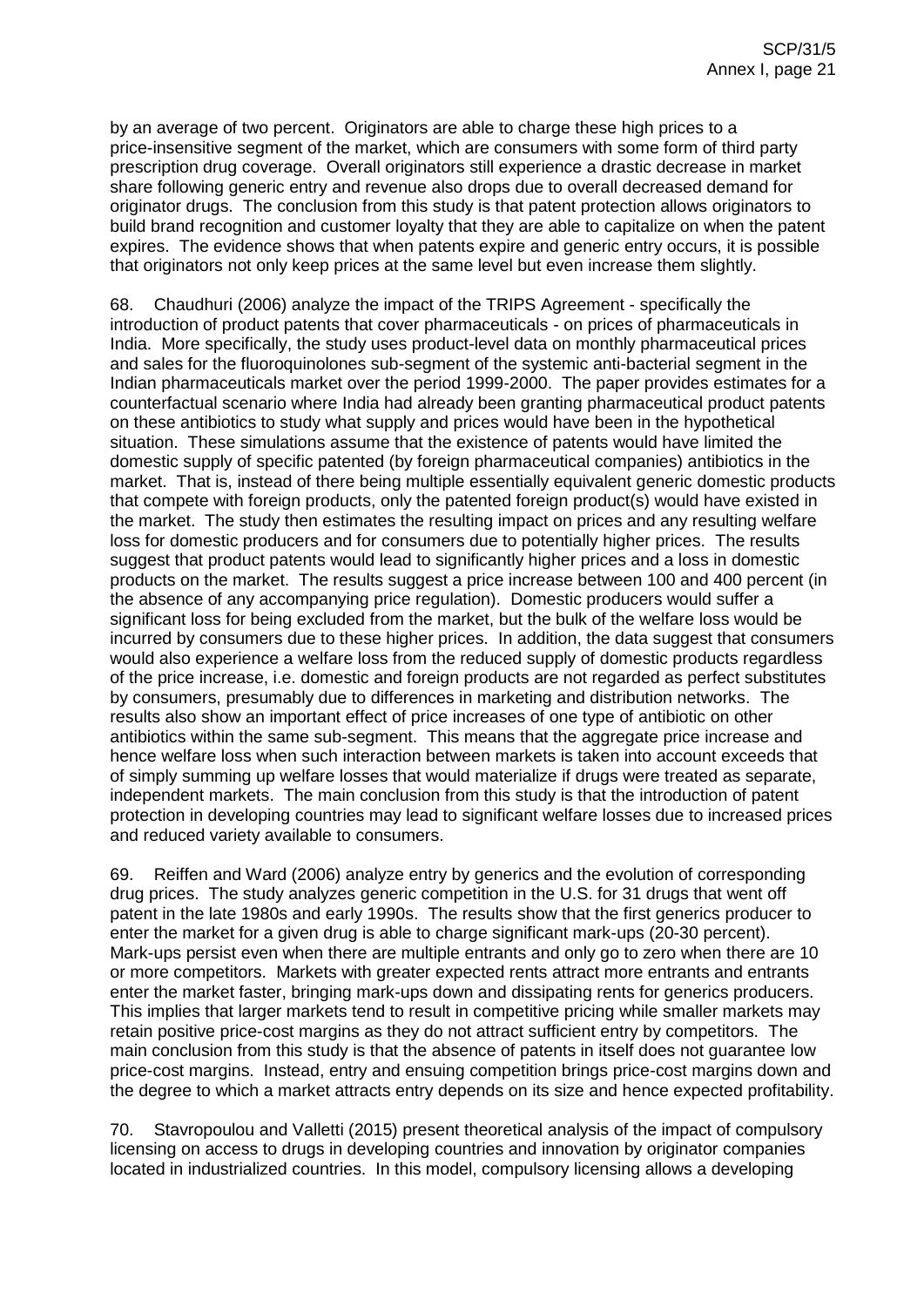by an average of two percent. Originators are able to charge these high prices to a price-insensitive segment of the market, which are consumers with some form of third party prescription drug coverage. Overall originators still experience a drastic decrease in market share following generic entry and revenue also drops due to overall decreased demand for originator drugs. The conclusion from this study is that patent protection allows originators to build brand recognition and customer loyalty that they are able to capitalize on when the patent expires. The evidence shows that when patents expire and generic entry occurs, it is possible that originators not only keep prices at the same level but even increase them slightly.

68. Chaudhuri (2006) analyze the impact of the TRIPS Agreement - specifically the introduction of product patents that cover pharmaceuticals - on prices of pharmaceuticals in India. More specifically, the study uses product-level data on monthly pharmaceutical prices and sales for the fluoroquinolones sub-segment of the systemic anti-bacterial segment in the Indian pharmaceuticals market over the period 1999-2000. The paper provides estimates for a counterfactual scenario where India had already been granting pharmaceutical product patents on these antibiotics to study what supply and prices would have been in the hypothetical situation. These simulations assume that the existence of patents would have limited the domestic supply of specific patented (by foreign pharmaceutical companies) antibiotics in the market. That is, instead of there being multiple essentially equivalent generic domestic products that compete with foreign products, only the patented foreign product(s) would have existed in the market. The study then estimates the resulting impact on prices and any resulting welfare loss for domestic producers and for consumers due to potentially higher prices. The results suggest that product patents would lead to significantly higher prices and a loss in domestic products on the market. The results suggest a price increase between 100 and 400 percent (in the absence of any accompanying price regulation). Domestic producers would suffer a significant loss for being excluded from the market, but the bulk of the welfare loss would be incurred by consumers due to these higher prices. In addition, the data suggest that consumers would also experience a welfare loss from the reduced supply of domestic products regardless of the price increase, i.e. domestic and foreign products are not regarded as perfect substitutes by consumers, presumably due to differences in marketing and distribution networks. The results also show an important effect of price increases of one type of antibiotic on other antibiotics within the same sub-segment. This means that the aggregate price increase and hence welfare loss when such interaction between markets is taken into account exceeds that of simply summing up welfare losses that would materialize if drugs were treated as separate, independent markets. The main conclusion from this study is that the introduction of patent protection in developing countries may lead to significant welfare losses due to increased prices and reduced variety available to consumers.

69. Reiffen and Ward (2006) analyze entry by generics and the evolution of corresponding drug prices. The study analyzes generic competition in the U.S. for 31 drugs that went off patent in the late 1980s and early 1990s. The results show that the first generics producer to enter the market for a given drug is able to charge significant mark-ups (20-30 percent). Mark-ups persist even when there are multiple entrants and only go to zero when there are 10 or more competitors. Markets with greater expected rents attract more entrants and entrants enter the market faster, bringing mark-ups down and dissipating rents for generics producers. This implies that larger markets tend to result in competitive pricing while smaller markets may retain positive price-cost margins as they do not attract sufficient entry by competitors. The main conclusion from this study is that the absence of patents in itself does not guarantee low price-cost margins. Instead, entry and ensuing competition brings price-cost margins down and the degree to which a market attracts entry depends on its size and hence expected profitability.

70. Stavropoulou and Valletti (2015) present theoretical analysis of the impact of compulsory licensing on access to drugs in developing countries and innovation by originator companies located in industrialized countries. In this model, compulsory licensing allows a developing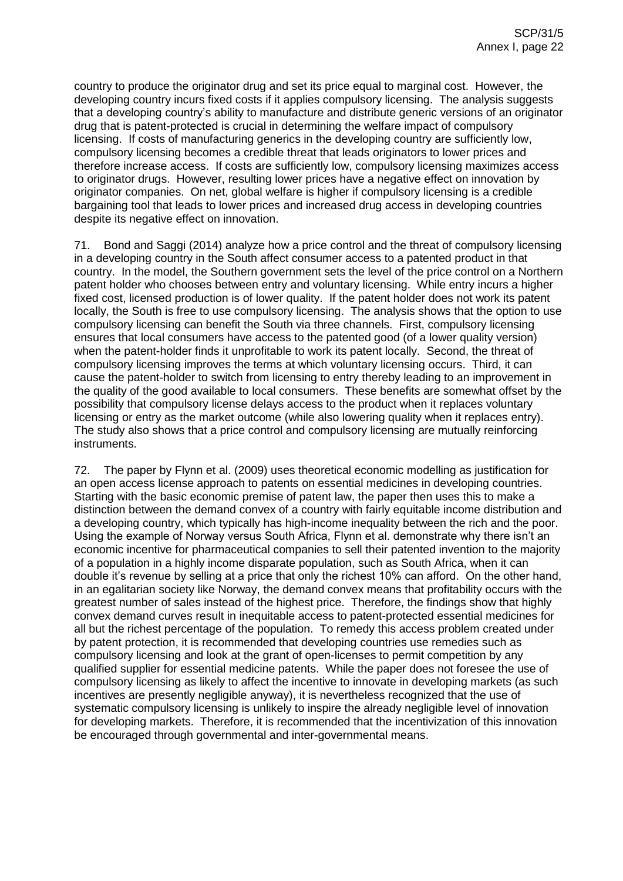country to produce the originator drug and set its price equal to marginal cost. However, the developing country incurs fixed costs if it applies compulsory licensing. The analysis suggests that a developing country's ability to manufacture and distribute generic versions of an originator drug that is patent-protected is crucial in determining the welfare impact of compulsory licensing. If costs of manufacturing generics in the developing country are sufficiently low, compulsory licensing becomes a credible threat that leads originators to lower prices and therefore increase access. If costs are sufficiently low, compulsory licensing maximizes access to originator drugs. However, resulting lower prices have a negative effect on innovation by originator companies. On net, global welfare is higher if compulsory licensing is a credible bargaining tool that leads to lower prices and increased drug access in developing countries despite its negative effect on innovation.

71. Bond and Saggi (2014) analyze how a price control and the threat of compulsory licensing in a developing country in the South affect consumer access to a patented product in that country. In the model, the Southern government sets the level of the price control on a Northern patent holder who chooses between entry and voluntary licensing. While entry incurs a higher fixed cost, licensed production is of lower quality. If the patent holder does not work its patent locally, the South is free to use compulsory licensing. The analysis shows that the option to use compulsory licensing can benefit the South via three channels. First, compulsory licensing ensures that local consumers have access to the patented good (of a lower quality version) when the patent-holder finds it unprofitable to work its patent locally. Second, the threat of compulsory licensing improves the terms at which voluntary licensing occurs. Third, it can cause the patent-holder to switch from licensing to entry thereby leading to an improvement in the quality of the good available to local consumers. These benefits are somewhat offset by the possibility that compulsory license delays access to the product when it replaces voluntary licensing or entry as the market outcome (while also lowering quality when it replaces entry). The study also shows that a price control and compulsory licensing are mutually reinforcing instruments.

72. The paper by Flynn et al. (2009) uses theoretical economic modelling as justification for an open access license approach to patents on essential medicines in developing countries. Starting with the basic economic premise of patent law, the paper then uses this to make a distinction between the demand convex of a country with fairly equitable income distribution and a developing country, which typically has high-income inequality between the rich and the poor. Using the example of Norway versus South Africa, Flynn et al. demonstrate why there isn't an economic incentive for pharmaceutical companies to sell their patented invention to the majority of a population in a highly income disparate population, such as South Africa, when it can double it's revenue by selling at a price that only the richest 10% can afford. On the other hand, in an egalitarian society like Norway, the demand convex means that profitability occurs with the greatest number of sales instead of the highest price. Therefore, the findings show that highly convex demand curves result in inequitable access to patent-protected essential medicines for all but the richest percentage of the population. To remedy this access problem created under by patent protection, it is recommended that developing countries use remedies such as compulsory licensing and look at the grant of open-licenses to permit competition by any qualified supplier for essential medicine patents. While the paper does not foresee the use of compulsory licensing as likely to affect the incentive to innovate in developing markets (as such incentives are presently negligible anyway), it is nevertheless recognized that the use of systematic compulsory licensing is unlikely to inspire the already negligible level of innovation for developing markets. Therefore, it is recommended that the incentivization of this innovation be encouraged through governmental and inter-governmental means.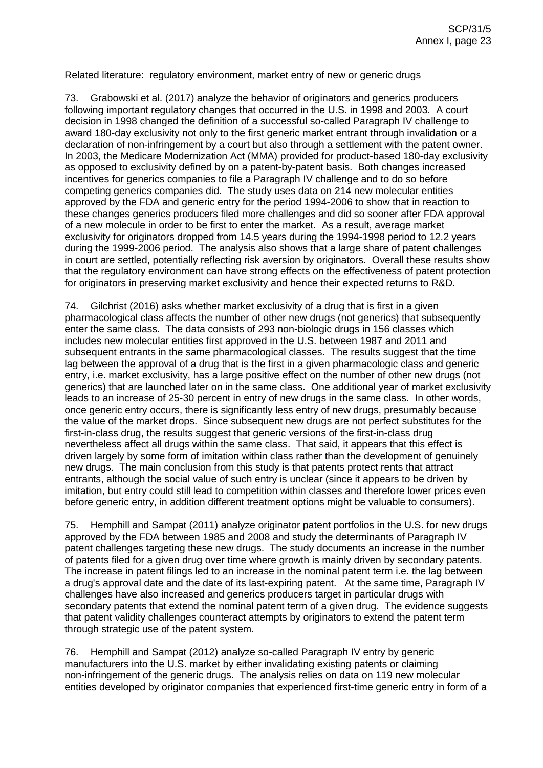Related literature: regulatory environment, market entry of new or generic drugs

73. Grabowski et al. (2017) analyze the behavior of originators and generics producers following important regulatory changes that occurred in the U.S. in 1998 and 2003. A court decision in 1998 changed the definition of a successful so-called Paragraph IV challenge to award 180-day exclusivity not only to the first generic market entrant through invalidation or a declaration of non-infringement by a court but also through a settlement with the patent owner. In 2003, the Medicare Modernization Act (MMA) provided for product-based 180-day exclusivity as opposed to exclusivity defined by on a patent-by-patent basis. Both changes increased incentives for generics companies to file a Paragraph IV challenge and to do so before competing generics companies did. The study uses data on 214 new molecular entities approved by the FDA and generic entry for the period 1994-2006 to show that in reaction to these changes generics producers filed more challenges and did so sooner after FDA approval of a new molecule in order to be first to enter the market. As a result, average market exclusivity for originators dropped from 14.5 years during the 1994-1998 period to 12.2 years during the 1999-2006 period. The analysis also shows that a large share of patent challenges in court are settled, potentially reflecting risk aversion by originators. Overall these results show that the regulatory environment can have strong effects on the effectiveness of patent protection for originators in preserving market exclusivity and hence their expected returns to R&D.

74. Gilchrist (2016) asks whether market exclusivity of a drug that is first in a given pharmacological class affects the number of other new drugs (not generics) that subsequently enter the same class. The data consists of 293 non-biologic drugs in 156 classes which includes new molecular entities first approved in the U.S. between 1987 and 2011 and subsequent entrants in the same pharmacological classes. The results suggest that the time lag between the approval of a drug that is the first in a given pharmacologic class and generic entry, i.e. market exclusivity, has a large positive effect on the number of other new drugs (not generics) that are launched later on in the same class. One additional year of market exclusivity leads to an increase of 25-30 percent in entry of new drugs in the same class. In other words, once generic entry occurs, there is significantly less entry of new drugs, presumably because the value of the market drops. Since subsequent new drugs are not perfect substitutes for the first-in-class drug, the results suggest that generic versions of the first-in-class drug nevertheless affect all drugs within the same class. That said, it appears that this effect is driven largely by some form of imitation within class rather than the development of genuinely new drugs. The main conclusion from this study is that patents protect rents that attract entrants, although the social value of such entry is unclear (since it appears to be driven by imitation, but entry could still lead to competition within classes and therefore lower prices even before generic entry, in addition different treatment options might be valuable to consumers).

75. Hemphill and Sampat (2011) analyze originator patent portfolios in the U.S. for new drugs approved by the FDA between 1985 and 2008 and study the determinants of Paragraph IV patent challenges targeting these new drugs. The study documents an increase in the number of patents filed for a given drug over time where growth is mainly driven by secondary patents. The increase in patent filings led to an increase in the nominal patent term i.e. the lag between a drug's approval date and the date of its last-expiring patent. At the same time, Paragraph IV challenges have also increased and generics producers target in particular drugs with secondary patents that extend the nominal patent term of a given drug. The evidence suggests that patent validity challenges counteract attempts by originators to extend the patent term through strategic use of the patent system.

76. Hemphill and Sampat (2012) analyze so-called Paragraph IV entry by generic manufacturers into the U.S. market by either invalidating existing patents or claiming non-infringement of the generic drugs. The analysis relies on data on 119 new molecular entities developed by originator companies that experienced first-time generic entry in form of a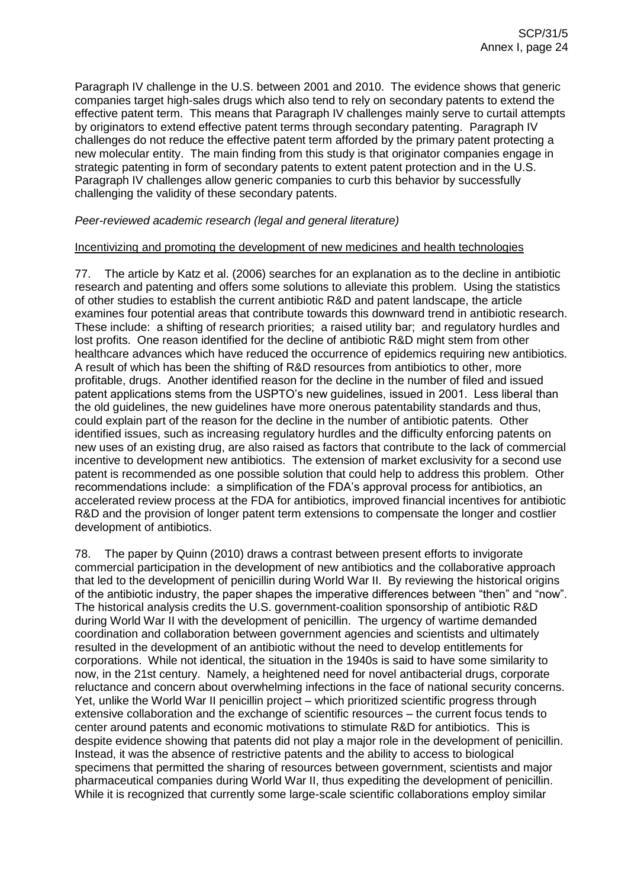Paragraph IV challenge in the U.S. between 2001 and 2010. The evidence shows that generic companies target high-sales drugs which also tend to rely on secondary patents to extend the effective patent term. This means that Paragraph IV challenges mainly serve to curtail attempts by originators to extend effective patent terms through secondary patenting. Paragraph IV challenges do not reduce the effective patent term afforded by the primary patent protecting a new molecular entity. The main finding from this study is that originator companies engage in strategic patenting in form of secondary patents to extent patent protection and in the U.S. Paragraph IV challenges allow generic companies to curb this behavior by successfully challenging the validity of these secondary patents.

*Peer-reviewed academic research (legal and general literature)*

Incentivizing and promoting the development of new medicines and health technologies

77. The article by Katz et al. (2006) searches for an explanation as to the decline in antibiotic research and patenting and offers some solutions to alleviate this problem. Using the statistics of other studies to establish the current antibiotic R&D and patent landscape, the article examines four potential areas that contribute towards this downward trend in antibiotic research. These include: a shifting of research priorities; a raised utility bar; and regulatory hurdles and lost profits. One reason identified for the decline of antibiotic R&D might stem from other healthcare advances which have reduced the occurrence of epidemics requiring new antibiotics. A result of which has been the shifting of R&D resources from antibiotics to other, more profitable, drugs. Another identified reason for the decline in the number of filed and issued patent applications stems from the USPTO's new guidelines, issued in 2001. Less liberal than the old guidelines, the new guidelines have more onerous patentability standards and thus, could explain part of the reason for the decline in the number of antibiotic patents. Other identified issues, such as increasing regulatory hurdles and the difficulty enforcing patents on new uses of an existing drug, are also raised as factors that contribute to the lack of commercial incentive to development new antibiotics. The extension of market exclusivity for a second use patent is recommended as one possible solution that could help to address this problem. Other recommendations include: a simplification of the FDA's approval process for antibiotics, an accelerated review process at the FDA for antibiotics, improved financial incentives for antibiotic R&D and the provision of longer patent term extensions to compensate the longer and costlier development of antibiotics.

78. The paper by Quinn (2010) draws a contrast between present efforts to invigorate commercial participation in the development of new antibiotics and the collaborative approach that led to the development of penicillin during World War II. By reviewing the historical origins of the antibiotic industry, the paper shapes the imperative differences between "then" and "now". The historical analysis credits the U.S. government-coalition sponsorship of antibiotic R&D during World War II with the development of penicillin. The urgency of wartime demanded coordination and collaboration between government agencies and scientists and ultimately resulted in the development of an antibiotic without the need to develop entitlements for corporations. While not identical, the situation in the 1940s is said to have some similarity to now, in the 21st century. Namely, a heightened need for novel antibacterial drugs, corporate reluctance and concern about overwhelming infections in the face of national security concerns. Yet, unlike the World War II penicillin project – which prioritized scientific progress through extensive collaboration and the exchange of scientific resources – the current focus tends to center around patents and economic motivations to stimulate R&D for antibiotics. This is despite evidence showing that patents did not play a major role in the development of penicillin. Instead, it was the absence of restrictive patents and the ability to access to biological specimens that permitted the sharing of resources between government, scientists and major pharmaceutical companies during World War II, thus expediting the development of penicillin. While it is recognized that currently some large-scale scientific collaborations employ similar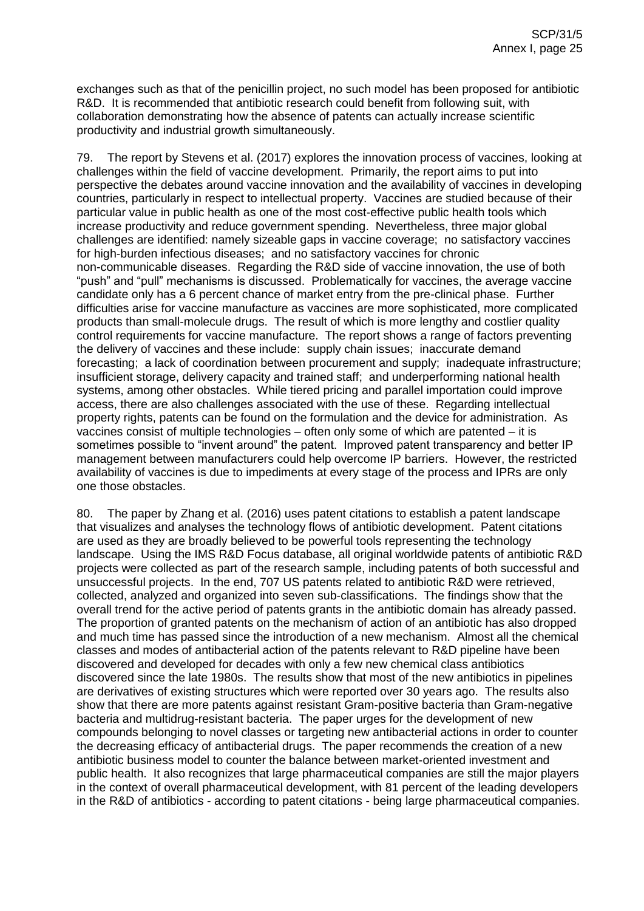exchanges such as that of the penicillin project, no such model has been proposed for antibiotic R&D. It is recommended that antibiotic research could benefit from following suit, with collaboration demonstrating how the absence of patents can actually increase scientific productivity and industrial growth simultaneously.

79. The report by Stevens et al. (2017) explores the innovation process of vaccines, looking at challenges within the field of vaccine development. Primarily, the report aims to put into perspective the debates around vaccine innovation and the availability of vaccines in developing countries, particularly in respect to intellectual property. Vaccines are studied because of their particular value in public health as one of the most cost-effective public health tools which increase productivity and reduce government spending. Nevertheless, three major global challenges are identified: namely sizeable gaps in vaccine coverage; no satisfactory vaccines for high-burden infectious diseases; and no satisfactory vaccines for chronic non-communicable diseases. Regarding the R&D side of vaccine innovation, the use of both "push" and "pull" mechanisms is discussed. Problematically for vaccines, the average vaccine candidate only has a 6 percent chance of market entry from the pre-clinical phase. Further difficulties arise for vaccine manufacture as vaccines are more sophisticated, more complicated products than small-molecule drugs. The result of which is more lengthy and costlier quality control requirements for vaccine manufacture. The report shows a range of factors preventing the delivery of vaccines and these include: supply chain issues; inaccurate demand forecasting; a lack of coordination between procurement and supply; inadequate infrastructure; insufficient storage, delivery capacity and trained staff; and underperforming national health systems, among other obstacles. While tiered pricing and parallel importation could improve access, there are also challenges associated with the use of these. Regarding intellectual property rights, patents can be found on the formulation and the device for administration. As vaccines consist of multiple technologies – often only some of which are patented – it is sometimes possible to "invent around" the patent. Improved patent transparency and better IP management between manufacturers could help overcome IP barriers. However, the restricted availability of vaccines is due to impediments at every stage of the process and IPRs are only one those obstacles.

80. The paper by Zhang et al. (2016) uses patent citations to establish a patent landscape that visualizes and analyses the technology flows of antibiotic development. Patent citations are used as they are broadly believed to be powerful tools representing the technology landscape. Using the IMS R&D Focus database, all original worldwide patents of antibiotic R&D projects were collected as part of the research sample, including patents of both successful and unsuccessful projects. In the end, 707 US patents related to antibiotic R&D were retrieved, collected, analyzed and organized into seven sub-classifications. The findings show that the overall trend for the active period of patents grants in the antibiotic domain has already passed. The proportion of granted patents on the mechanism of action of an antibiotic has also dropped and much time has passed since the introduction of a new mechanism. Almost all the chemical classes and modes of antibacterial action of the patents relevant to R&D pipeline have been discovered and developed for decades with only a few new chemical class antibiotics discovered since the late 1980s. The results show that most of the new antibiotics in pipelines are derivatives of existing structures which were reported over 30 years ago. The results also show that there are more patents against resistant Gram-positive bacteria than Gram-negative bacteria and multidrug-resistant bacteria. The paper urges for the development of new compounds belonging to novel classes or targeting new antibacterial actions in order to counter the decreasing efficacy of antibacterial drugs. The paper recommends the creation of a new antibiotic business model to counter the balance between market-oriented investment and public health. It also recognizes that large pharmaceutical companies are still the major players in the context of overall pharmaceutical development, with 81 percent of the leading developers in the R&D of antibiotics - according to patent citations - being large pharmaceutical companies.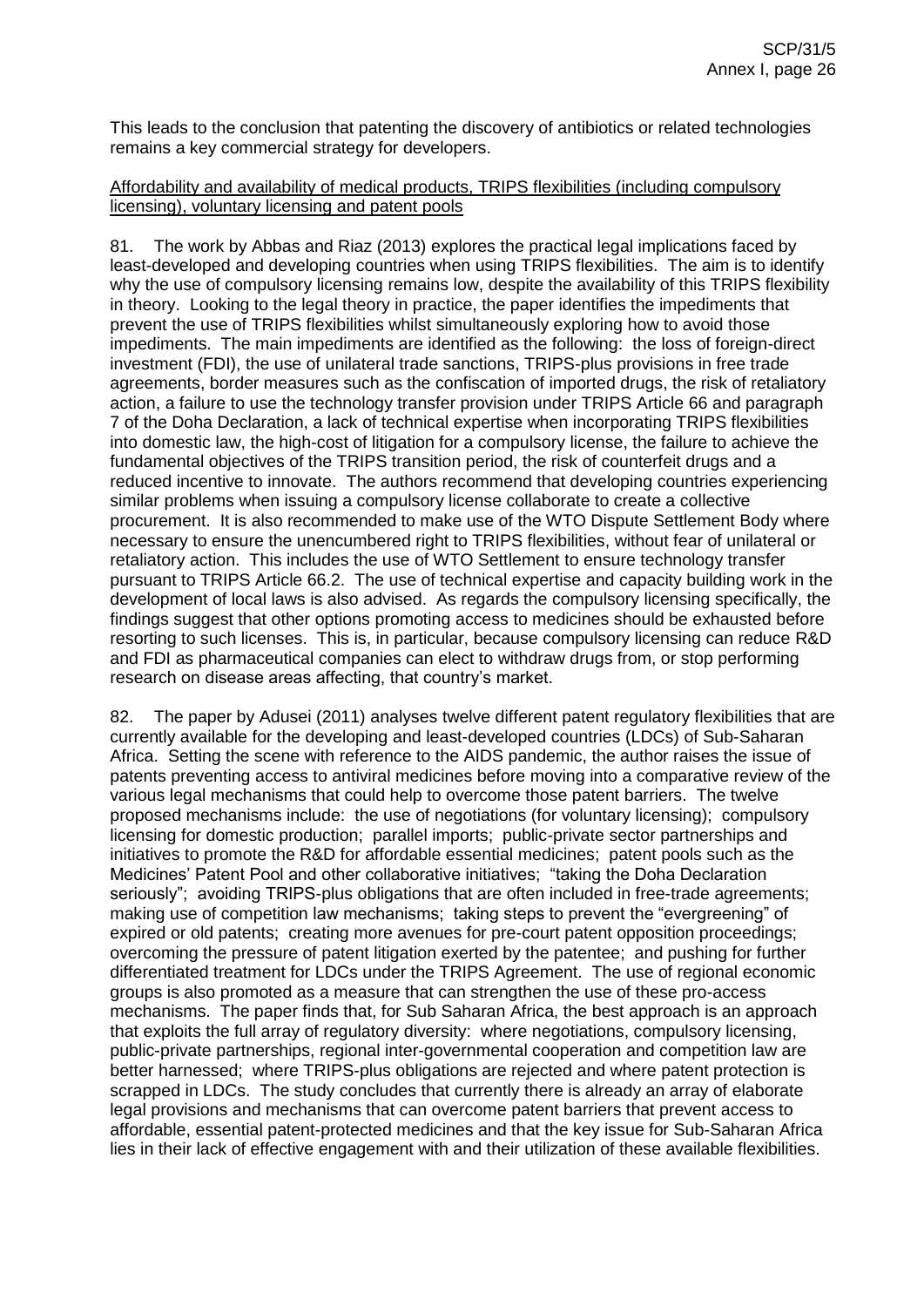This leads to the conclusion that patenting the discovery of antibiotics or related technologies remains a key commercial strategy for developers.

Affordability and availability of medical products, TRIPS flexibilities (including compulsory licensing), voluntary licensing and patent pools

81. The work by Abbas and Riaz (2013) explores the practical legal implications faced by least-developed and developing countries when using TRIPS flexibilities. The aim is to identify why the use of compulsory licensing remains low, despite the availability of this TRIPS flexibility in theory. Looking to the legal theory in practice, the paper identifies the impediments that prevent the use of TRIPS flexibilities whilst simultaneously exploring how to avoid those impediments. The main impediments are identified as the following: the loss of foreign-direct investment (FDI), the use of unilateral trade sanctions, TRIPS-plus provisions in free trade agreements, border measures such as the confiscation of imported drugs, the risk of retaliatory action, a failure to use the technology transfer provision under TRIPS Article 66 and paragraph 7 of the Doha Declaration, a lack of technical expertise when incorporating TRIPS flexibilities into domestic law, the high-cost of litigation for a compulsory license, the failure to achieve the fundamental objectives of the TRIPS transition period, the risk of counterfeit drugs and a reduced incentive to innovate. The authors recommend that developing countries experiencing similar problems when issuing a compulsory license collaborate to create a collective procurement. It is also recommended to make use of the WTO Dispute Settlement Body where necessary to ensure the unencumbered right to TRIPS flexibilities, without fear of unilateral or retaliatory action. This includes the use of WTO Settlement to ensure technology transfer pursuant to TRIPS Article 66.2. The use of technical expertise and capacity building work in the development of local laws is also advised. As regards the compulsory licensing specifically, the findings suggest that other options promoting access to medicines should be exhausted before resorting to such licenses. This is, in particular, because compulsory licensing can reduce R&D and FDI as pharmaceutical companies can elect to withdraw drugs from, or stop performing research on disease areas affecting, that country's market.

82. The paper by Adusei (2011) analyses twelve different patent regulatory flexibilities that are currently available for the developing and least-developed countries (LDCs) of Sub-Saharan Africa. Setting the scene with reference to the AIDS pandemic, the author raises the issue of patents preventing access to antiviral medicines before moving into a comparative review of the various legal mechanisms that could help to overcome those patent barriers. The twelve proposed mechanisms include: the use of negotiations (for voluntary licensing); compulsory licensing for domestic production; parallel imports; public-private sector partnerships and initiatives to promote the R&D for affordable essential medicines; patent pools such as the Medicines' Patent Pool and other collaborative initiatives; "taking the Doha Declaration seriously"; avoiding TRIPS-plus obligations that are often included in free-trade agreements; making use of competition law mechanisms; taking steps to prevent the "evergreening" of expired or old patents; creating more avenues for pre-court patent opposition proceedings; overcoming the pressure of patent litigation exerted by the patentee; and pushing for further differentiated treatment for LDCs under the TRIPS Agreement. The use of regional economic groups is also promoted as a measure that can strengthen the use of these pro-access mechanisms. The paper finds that, for Sub Saharan Africa, the best approach is an approach that exploits the full array of regulatory diversity: where negotiations, compulsory licensing, public-private partnerships, regional inter-governmental cooperation and competition law are better harnessed; where TRIPS-plus obligations are rejected and where patent protection is scrapped in LDCs. The study concludes that currently there is already an array of elaborate legal provisions and mechanisms that can overcome patent barriers that prevent access to affordable, essential patent-protected medicines and that the key issue for Sub-Saharan Africa lies in their lack of effective engagement with and their utilization of these available flexibilities.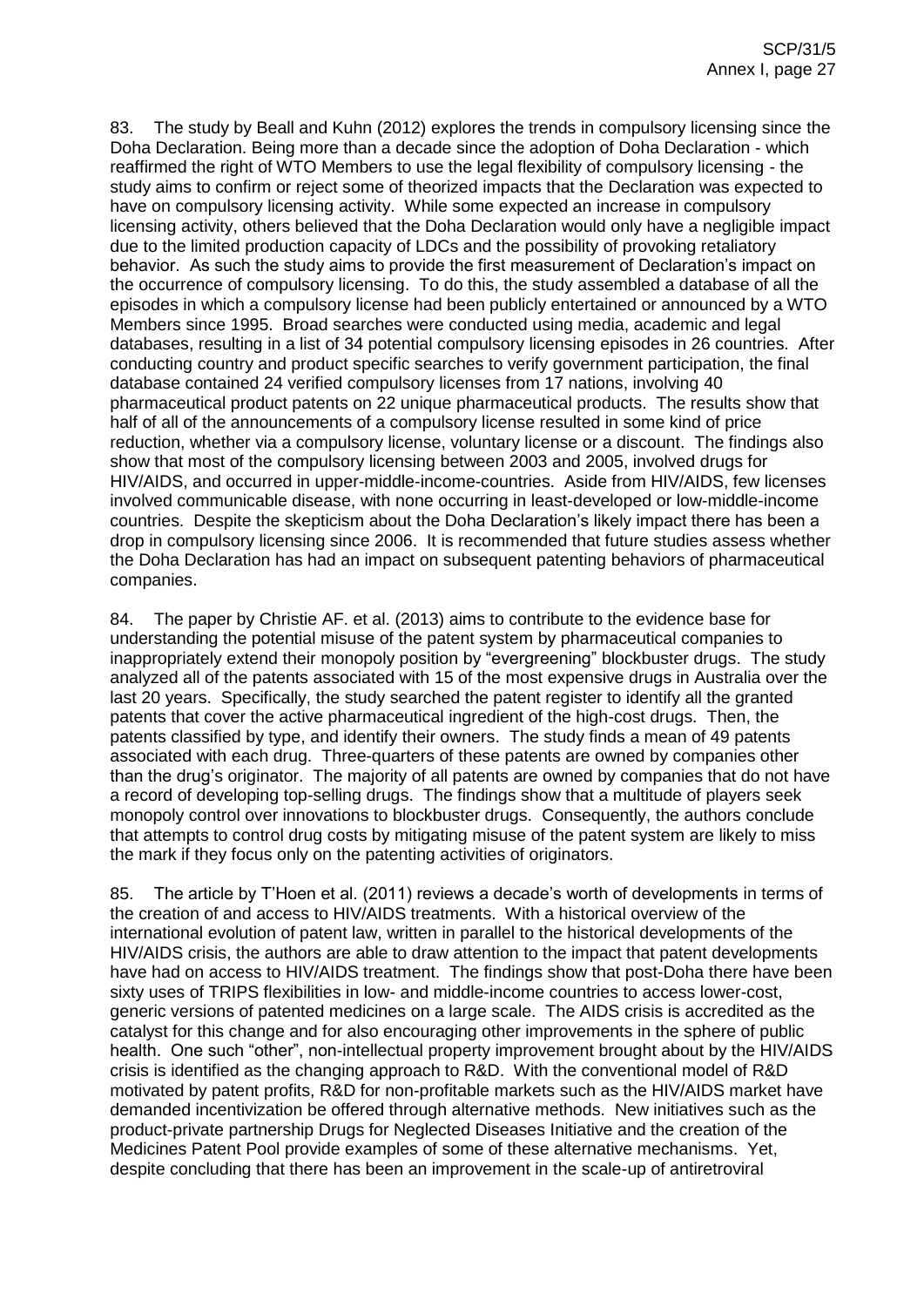83. The study by Beall and Kuhn (2012) explores the trends in compulsory licensing since the Doha Declaration. Being more than a decade since the adoption of Doha Declaration - which reaffirmed the right of WTO Members to use the legal flexibility of compulsory licensing - the study aims to confirm or reject some of theorized impacts that the Declaration was expected to have on compulsory licensing activity. While some expected an increase in compulsory licensing activity, others believed that the Doha Declaration would only have a negligible impact due to the limited production capacity of LDCs and the possibility of provoking retaliatory behavior. As such the study aims to provide the first measurement of Declaration's impact on the occurrence of compulsory licensing. To do this, the study assembled a database of all the episodes in which a compulsory license had been publicly entertained or announced by a WTO Members since 1995. Broad searches were conducted using media, academic and legal databases, resulting in a list of 34 potential compulsory licensing episodes in 26 countries. After conducting country and product specific searches to verify government participation, the final database contained 24 verified compulsory licenses from 17 nations, involving 40 pharmaceutical product patents on 22 unique pharmaceutical products. The results show that half of all of the announcements of a compulsory license resulted in some kind of price reduction, whether via a compulsory license, voluntary license or a discount. The findings also show that most of the compulsory licensing between 2003 and 2005, involved drugs for HIV/AIDS, and occurred in upper-middle-income-countries. Aside from HIV/AIDS, few licenses involved communicable disease, with none occurring in least-developed or low-middle-income countries. Despite the skepticism about the Doha Declaration's likely impact there has been a drop in compulsory licensing since 2006. It is recommended that future studies assess whether the Doha Declaration has had an impact on subsequent patenting behaviors of pharmaceutical companies.

84. The paper by Christie AF. et al. (2013) aims to contribute to the evidence base for understanding the potential misuse of the patent system by pharmaceutical companies to inappropriately extend their monopoly position by "evergreening" blockbuster drugs. The study analyzed all of the patents associated with 15 of the most expensive drugs in Australia over the last 20 years. Specifically, the study searched the patent register to identify all the granted patents that cover the active pharmaceutical ingredient of the high-cost drugs. Then, the patents classified by type, and identify their owners. The study finds a mean of 49 patents associated with each drug. Three-quarters of these patents are owned by companies other than the drug's originator. The majority of all patents are owned by companies that do not have a record of developing top-selling drugs. The findings show that a multitude of players seek monopoly control over innovations to blockbuster drugs. Consequently, the authors conclude that attempts to control drug costs by mitigating misuse of the patent system are likely to miss the mark if they focus only on the patenting activities of originators.

85. The article by T'Hoen et al. (2011) reviews a decade's worth of developments in terms of the creation of and access to HIV/AIDS treatments. With a historical overview of the international evolution of patent law, written in parallel to the historical developments of the HIV/AIDS crisis, the authors are able to draw attention to the impact that patent developments have had on access to HIV/AIDS treatment. The findings show that post-Doha there have been sixty uses of TRIPS flexibilities in low- and middle-income countries to access lower-cost, generic versions of patented medicines on a large scale. The AIDS crisis is accredited as the catalyst for this change and for also encouraging other improvements in the sphere of public health. One such "other", non-intellectual property improvement brought about by the HIV/AIDS crisis is identified as the changing approach to R&D. With the conventional model of R&D motivated by patent profits, R&D for non-profitable markets such as the HIV/AIDS market have demanded incentivization be offered through alternative methods. New initiatives such as the product-private partnership Drugs for Neglected Diseases Initiative and the creation of the Medicines Patent Pool provide examples of some of these alternative mechanisms. Yet, despite concluding that there has been an improvement in the scale-up of antiretroviral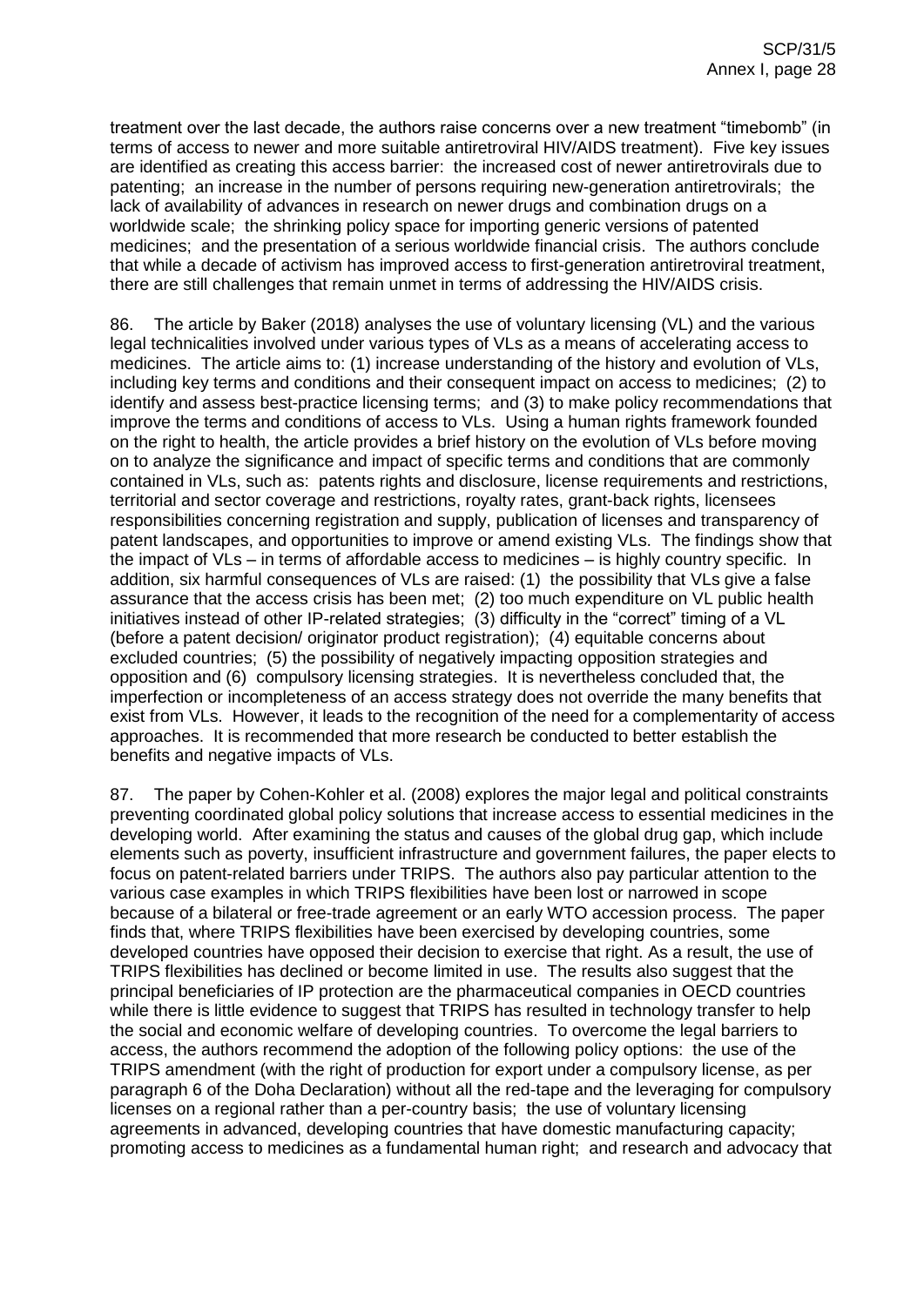treatment over the last decade, the authors raise concerns over a new treatment "timebomb" (in terms of access to newer and more suitable antiretroviral HIV/AIDS treatment). Five key issues are identified as creating this access barrier: the increased cost of newer antiretrovirals due to patenting; an increase in the number of persons requiring new-generation antiretrovirals; the lack of availability of advances in research on newer drugs and combination drugs on a worldwide scale; the shrinking policy space for importing generic versions of patented medicines; and the presentation of a serious worldwide financial crisis. The authors conclude that while a decade of activism has improved access to first-generation antiretroviral treatment, there are still challenges that remain unmet in terms of addressing the HIV/AIDS crisis.

86. The article by Baker (2018) analyses the use of voluntary licensing (VL) and the various legal technicalities involved under various types of VLs as a means of accelerating access to medicines. The article aims to: (1) increase understanding of the history and evolution of VLs, including key terms and conditions and their consequent impact on access to medicines; (2) to identify and assess best-practice licensing terms; and (3) to make policy recommendations that improve the terms and conditions of access to VLs. Using a human rights framework founded on the right to health, the article provides a brief history on the evolution of VLs before moving on to analyze the significance and impact of specific terms and conditions that are commonly contained in VLs, such as: patents rights and disclosure, license requirements and restrictions, territorial and sector coverage and restrictions, royalty rates, grant-back rights, licensees responsibilities concerning registration and supply, publication of licenses and transparency of patent landscapes, and opportunities to improve or amend existing VLs. The findings show that the impact of VLs – in terms of affordable access to medicines – is highly country specific. In addition, six harmful consequences of VLs are raised: (1) the possibility that VLs give a false assurance that the access crisis has been met; (2) too much expenditure on VL public health initiatives instead of other IP-related strategies; (3) difficulty in the "correct" timing of a VL (before a patent decision/ originator product registration); (4) equitable concerns about excluded countries; (5) the possibility of negatively impacting opposition strategies and opposition and (6) compulsory licensing strategies. It is nevertheless concluded that, the imperfection or incompleteness of an access strategy does not override the many benefits that exist from VLs. However, it leads to the recognition of the need for a complementarity of access approaches. It is recommended that more research be conducted to better establish the benefits and negative impacts of VLs.

87. The paper by Cohen-Kohler et al. (2008) explores the major legal and political constraints preventing coordinated global policy solutions that increase access to essential medicines in the developing world. After examining the status and causes of the global drug gap, which include elements such as poverty, insufficient infrastructure and government failures, the paper elects to focus on patent-related barriers under TRIPS. The authors also pay particular attention to the various case examples in which TRIPS flexibilities have been lost or narrowed in scope because of a bilateral or free-trade agreement or an early WTO accession process. The paper finds that, where TRIPS flexibilities have been exercised by developing countries, some developed countries have opposed their decision to exercise that right. As a result, the use of TRIPS flexibilities has declined or become limited in use. The results also suggest that the principal beneficiaries of IP protection are the pharmaceutical companies in OECD countries while there is little evidence to suggest that TRIPS has resulted in technology transfer to help the social and economic welfare of developing countries. To overcome the legal barriers to access, the authors recommend the adoption of the following policy options: the use of the TRIPS amendment (with the right of production for export under a compulsory license, as per paragraph 6 of the Doha Declaration) without all the red-tape and the leveraging for compulsory licenses on a regional rather than a per-country basis; the use of voluntary licensing agreements in advanced, developing countries that have domestic manufacturing capacity; promoting access to medicines as a fundamental human right; and research and advocacy that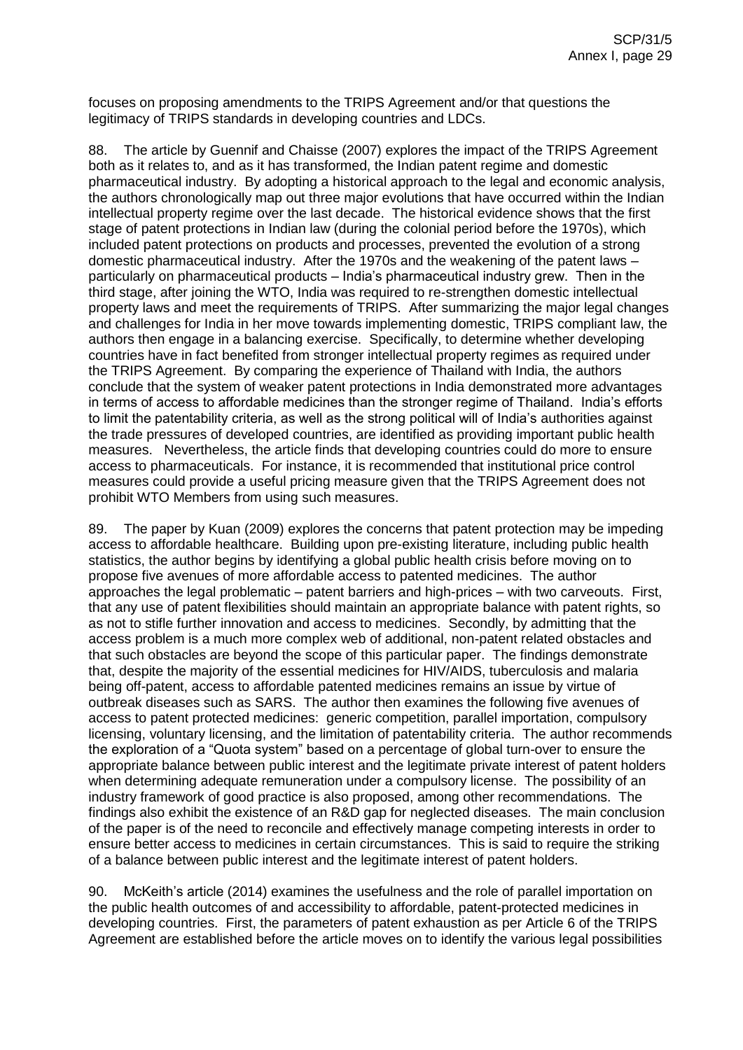focuses on proposing amendments to the TRIPS Agreement and/or that questions the legitimacy of TRIPS standards in developing countries and LDCs.

88. The article by Guennif and Chaisse (2007) explores the impact of the TRIPS Agreement both as it relates to, and as it has transformed, the Indian patent regime and domestic pharmaceutical industry. By adopting a historical approach to the legal and economic analysis, the authors chronologically map out three major evolutions that have occurred within the Indian intellectual property regime over the last decade. The historical evidence shows that the first stage of patent protections in Indian law (during the colonial period before the 1970s), which included patent protections on products and processes, prevented the evolution of a strong domestic pharmaceutical industry. After the 1970s and the weakening of the patent laws – particularly on pharmaceutical products – India's pharmaceutical industry grew. Then in the third stage, after joining the WTO, India was required to re-strengthen domestic intellectual property laws and meet the requirements of TRIPS. After summarizing the major legal changes and challenges for India in her move towards implementing domestic, TRIPS compliant law, the authors then engage in a balancing exercise. Specifically, to determine whether developing countries have in fact benefited from stronger intellectual property regimes as required under the TRIPS Agreement. By comparing the experience of Thailand with India, the authors conclude that the system of weaker patent protections in India demonstrated more advantages in terms of access to affordable medicines than the stronger regime of Thailand. India's efforts to limit the patentability criteria, as well as the strong political will of India's authorities against the trade pressures of developed countries, are identified as providing important public health measures. Nevertheless, the article finds that developing countries could do more to ensure access to pharmaceuticals. For instance, it is recommended that institutional price control measures could provide a useful pricing measure given that the TRIPS Agreement does not prohibit WTO Members from using such measures.

89. The paper by Kuan (2009) explores the concerns that patent protection may be impeding access to affordable healthcare. Building upon pre-existing literature, including public health statistics, the author begins by identifying a global public health crisis before moving on to propose five avenues of more affordable access to patented medicines. The author approaches the legal problematic – patent barriers and high-prices – with two carveouts. First, that any use of patent flexibilities should maintain an appropriate balance with patent rights, so as not to stifle further innovation and access to medicines. Secondly, by admitting that the access problem is a much more complex web of additional, non-patent related obstacles and that such obstacles are beyond the scope of this particular paper. The findings demonstrate that, despite the majority of the essential medicines for HIV/AIDS, tuberculosis and malaria being off-patent, access to affordable patented medicines remains an issue by virtue of outbreak diseases such as SARS. The author then examines the following five avenues of access to patent protected medicines: generic competition, parallel importation, compulsory licensing, voluntary licensing, and the limitation of patentability criteria. The author recommends the exploration of a "Quota system" based on a percentage of global turn-over to ensure the appropriate balance between public interest and the legitimate private interest of patent holders when determining adequate remuneration under a compulsory license. The possibility of an industry framework of good practice is also proposed, among other recommendations. The findings also exhibit the existence of an R&D gap for neglected diseases. The main conclusion of the paper is of the need to reconcile and effectively manage competing interests in order to ensure better access to medicines in certain circumstances. This is said to require the striking of a balance between public interest and the legitimate interest of patent holders.

90. McKeith's article (2014) examines the usefulness and the role of parallel importation on the public health outcomes of and accessibility to affordable, patent-protected medicines in developing countries. First, the parameters of patent exhaustion as per Article 6 of the TRIPS Agreement are established before the article moves on to identify the various legal possibilities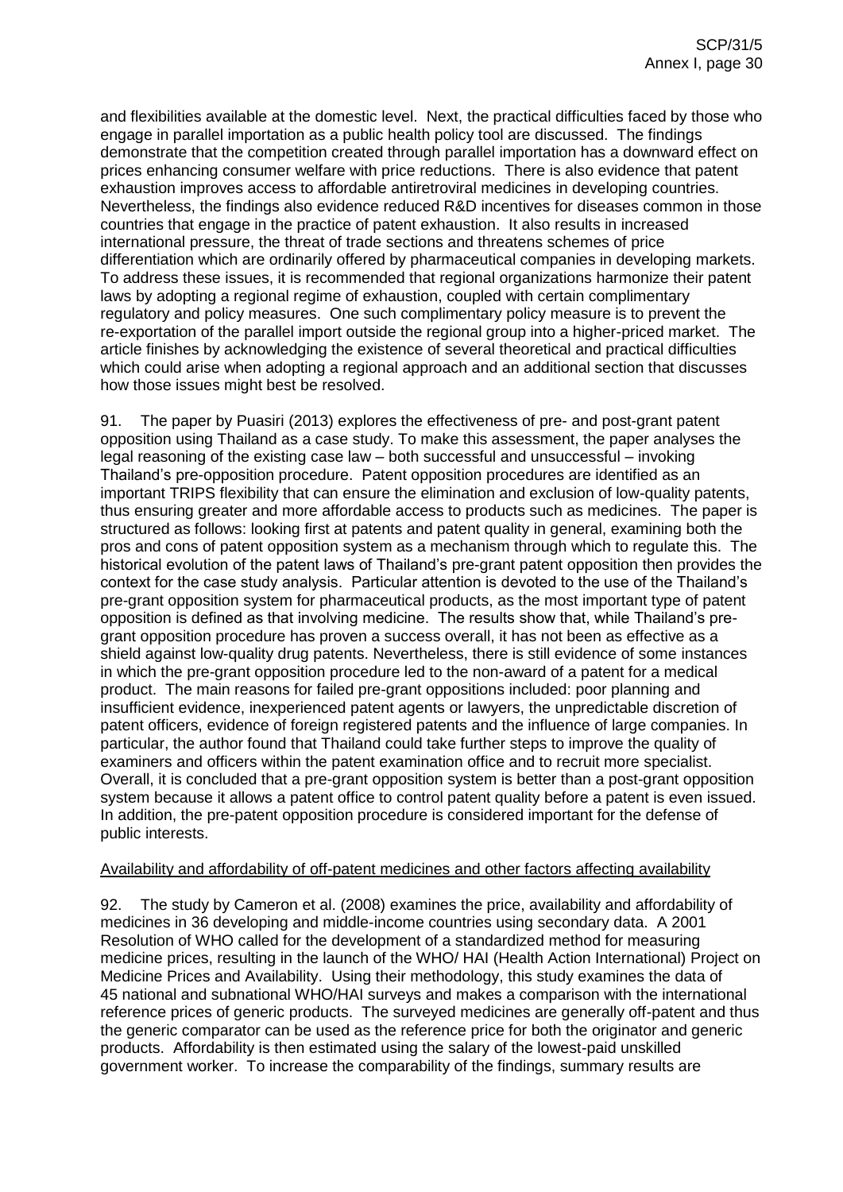and flexibilities available at the domestic level. Next, the practical difficulties faced by those who engage in parallel importation as a public health policy tool are discussed. The findings demonstrate that the competition created through parallel importation has a downward effect on prices enhancing consumer welfare with price reductions. There is also evidence that patent exhaustion improves access to affordable antiretroviral medicines in developing countries. Nevertheless, the findings also evidence reduced R&D incentives for diseases common in those countries that engage in the practice of patent exhaustion. It also results in increased international pressure, the threat of trade sections and threatens schemes of price differentiation which are ordinarily offered by pharmaceutical companies in developing markets. To address these issues, it is recommended that regional organizations harmonize their patent laws by adopting a regional regime of exhaustion, coupled with certain complimentary regulatory and policy measures. One such complimentary policy measure is to prevent the re-exportation of the parallel import outside the regional group into a higher-priced market. The article finishes by acknowledging the existence of several theoretical and practical difficulties which could arise when adopting a regional approach and an additional section that discusses how those issues might best be resolved.

91. The paper by Puasiri (2013) explores the effectiveness of pre- and post-grant patent opposition using Thailand as a case study. To make this assessment, the paper analyses the legal reasoning of the existing case law – both successful and unsuccessful – invoking Thailand's pre-opposition procedure. Patent opposition procedures are identified as an important TRIPS flexibility that can ensure the elimination and exclusion of low-quality patents, thus ensuring greater and more affordable access to products such as medicines. The paper is structured as follows: looking first at patents and patent quality in general, examining both the pros and cons of patent opposition system as a mechanism through which to regulate this. The historical evolution of the patent laws of Thailand's pre-grant patent opposition then provides the context for the case study analysis. Particular attention is devoted to the use of the Thailand's pre-grant opposition system for pharmaceutical products, as the most important type of patent opposition is defined as that involving medicine. The results show that, while Thailand's pre-grant opposition procedure has proven a success overall, it has not been as effective as a shield against low-quality drug patents. Nevertheless, there is still evidence of some instances in which the pre-grant opposition procedure led to the non-award of a patent for a medical product. The main reasons for failed pre-grant oppositions included: poor planning and insufficient evidence, inexperienced patent agents or lawyers, the unpredictable discretion of patent officers, evidence of foreign registered patents and the influence of large companies. In particular, the author found that Thailand could take further steps to improve the quality of examiners and officers within the patent examination office and to recruit more specialist. Overall, it is concluded that a pre-grant opposition system is better than a post-grant opposition system because it allows a patent office to control patent quality before a patent is even issued. In addition, the pre-patent opposition procedure is considered important for the defense of public interests.

Availability and affordability of off-patent medicines and other factors affecting availability

92. The study by Cameron et al. (2008) examines the price, availability and affordability of medicines in 36 developing and middle-income countries using secondary data. A 2001 Resolution of WHO called for the development of a standardized method for measuring medicine prices, resulting in the launch of the WHO/ HAI (Health Action International) Project on Medicine Prices and Availability. Using their methodology, this study examines the data of 45 national and subnational WHO/HAI surveys and makes a comparison with the international reference prices of generic products. The surveyed medicines are generally off-patent and thus the generic comparator can be used as the reference price for both the originator and generic products. Affordability is then estimated using the salary of the lowest-paid unskilled government worker. To increase the comparability of the findings, summary results are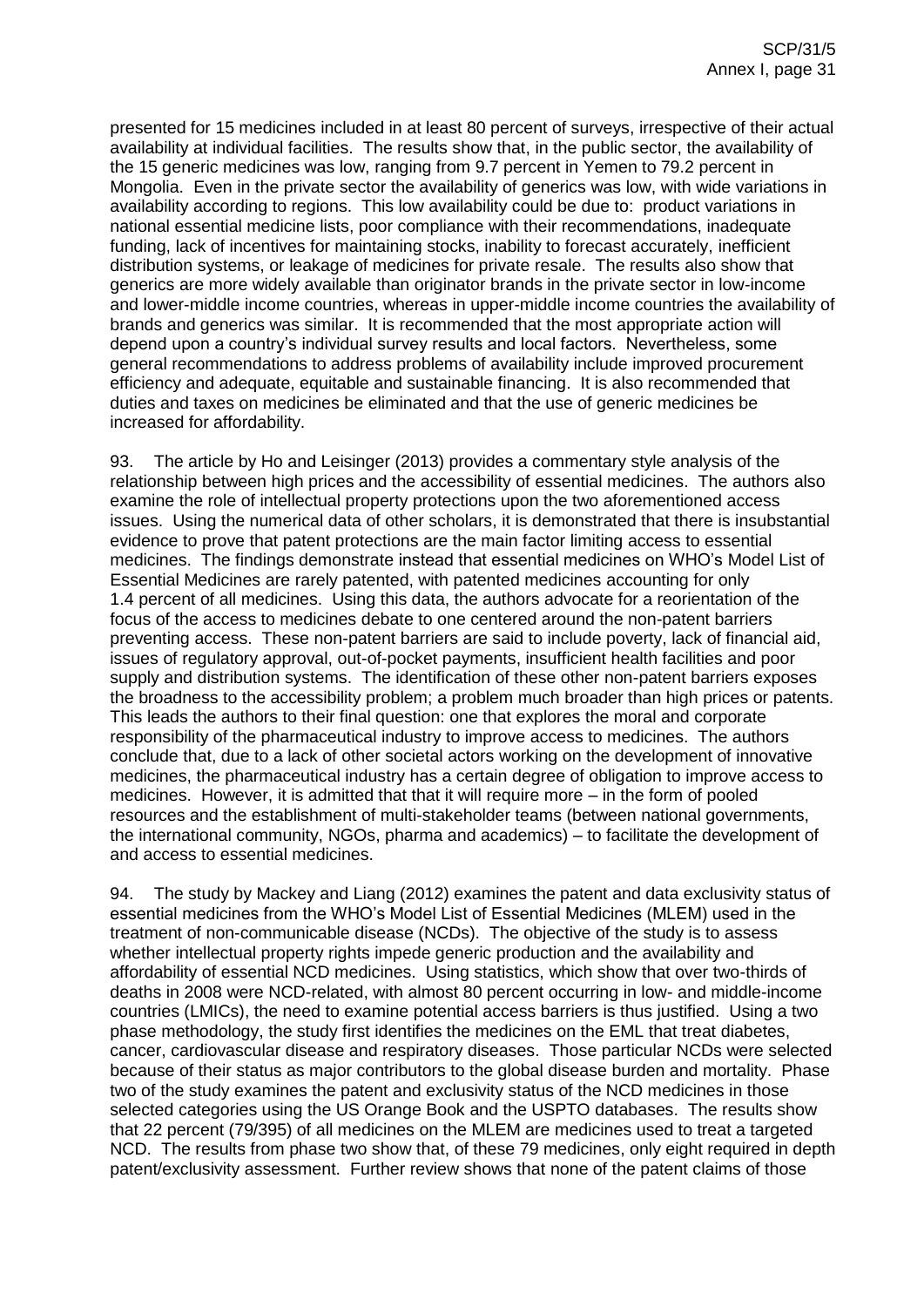presented for 15 medicines included in at least 80 percent of surveys, irrespective of their actual availability at individual facilities. The results show that, in the public sector, the availability of the 15 generic medicines was low, ranging from 9.7 percent in Yemen to 79.2 percent in Mongolia. Even in the private sector the availability of generics was low, with wide variations in availability according to regions. This low availability could be due to: product variations in national essential medicine lists, poor compliance with their recommendations, inadequate funding, lack of incentives for maintaining stocks, inability to forecast accurately, inefficient distribution systems, or leakage of medicines for private resale. The results also show that generics are more widely available than originator brands in the private sector in low-income and lower-middle income countries, whereas in upper-middle income countries the availability of brands and generics was similar. It is recommended that the most appropriate action will depend upon a country's individual survey results and local factors. Nevertheless, some general recommendations to address problems of availability include improved procurement efficiency and adequate, equitable and sustainable financing. It is also recommended that duties and taxes on medicines be eliminated and that the use of generic medicines be increased for affordability.

93. The article by Ho and Leisinger (2013) provides a commentary style analysis of the relationship between high prices and the accessibility of essential medicines. The authors also examine the role of intellectual property protections upon the two aforementioned access issues. Using the numerical data of other scholars, it is demonstrated that there is insubstantial evidence to prove that patent protections are the main factor limiting access to essential medicines. The findings demonstrate instead that essential medicines on WHO's Model List of Essential Medicines are rarely patented, with patented medicines accounting for only 1.4 percent of all medicines. Using this data, the authors advocate for a reorientation of the focus of the access to medicines debate to one centered around the non-patent barriers preventing access. These non-patent barriers are said to include poverty, lack of financial aid, issues of regulatory approval, out-of-pocket payments, insufficient health facilities and poor supply and distribution systems. The identification of these other non-patent barriers exposes the broadness to the accessibility problem; a problem much broader than high prices or patents. This leads the authors to their final question: one that explores the moral and corporate responsibility of the pharmaceutical industry to improve access to medicines. The authors conclude that, due to a lack of other societal actors working on the development of innovative medicines, the pharmaceutical industry has a certain degree of obligation to improve access to medicines. However, it is admitted that that it will require more – in the form of pooled resources and the establishment of multi-stakeholder teams (between national governments, the international community, NGOs, pharma and academics) – to facilitate the development of and access to essential medicines.

94. The study by Mackey and Liang (2012) examines the patent and data exclusivity status of essential medicines from the WHO's Model List of Essential Medicines (MLEM) used in the treatment of non-communicable disease (NCDs). The objective of the study is to assess whether intellectual property rights impede generic production and the availability and affordability of essential NCD medicines. Using statistics, which show that over two-thirds of deaths in 2008 were NCD-related, with almost 80 percent occurring in low- and middle-income countries (LMICs), the need to examine potential access barriers is thus justified. Using a two phase methodology, the study first identifies the medicines on the EML that treat diabetes, cancer, cardiovascular disease and respiratory diseases. Those particular NCDs were selected because of their status as major contributors to the global disease burden and mortality. Phase two of the study examines the patent and exclusivity status of the NCD medicines in those selected categories using the US Orange Book and the USPTO databases. The results show that 22 percent (79/395) of all medicines on the MLEM are medicines used to treat a targeted NCD. The results from phase two show that, of these 79 medicines, only eight required in depth patent/exclusivity assessment. Further review shows that none of the patent claims of those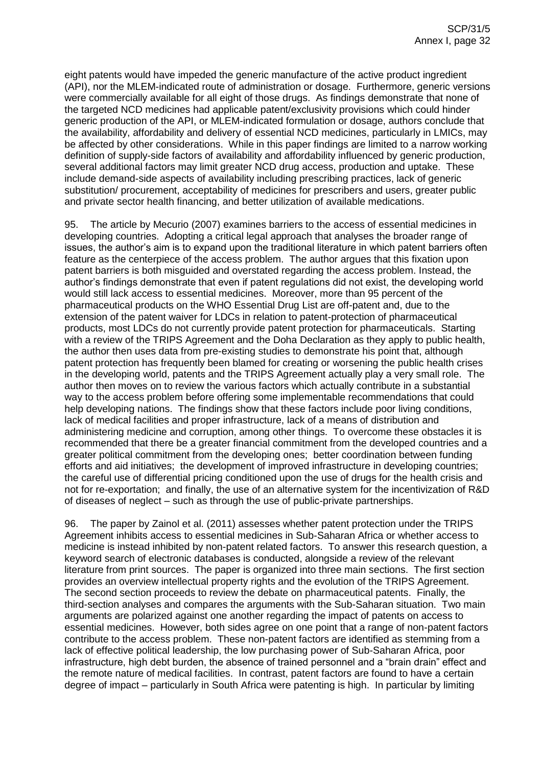eight patents would have impeded the generic manufacture of the active product ingredient (API), nor the MLEM-indicated route of administration or dosage. Furthermore, generic versions were commercially available for all eight of those drugs. As findings demonstrate that none of the targeted NCD medicines had applicable patent/exclusivity provisions which could hinder generic production of the API, or MLEM-indicated formulation or dosage, authors conclude that the availability, affordability and delivery of essential NCD medicines, particularly in LMICs, may be affected by other considerations. While in this paper findings are limited to a narrow working definition of supply-side factors of availability and affordability influenced by generic production, several additional factors may limit greater NCD drug access, production and uptake. These include demand-side aspects of availability including prescribing practices, lack of generic substitution/ procurement, acceptability of medicines for prescribers and users, greater public and private sector health financing, and better utilization of available medications.

95. The article by Mecurio (2007) examines barriers to the access of essential medicines in developing countries. Adopting a critical legal approach that analyses the broader range of issues, the author's aim is to expand upon the traditional literature in which patent barriers often feature as the centerpiece of the access problem. The author argues that this fixation upon patent barriers is both misguided and overstated regarding the access problem. Instead, the author's findings demonstrate that even if patent regulations did not exist, the developing world would still lack access to essential medicines. Moreover, more than 95 percent of the pharmaceutical products on the WHO Essential Drug List are off-patent and, due to the extension of the patent waiver for LDCs in relation to patent-protection of pharmaceutical products, most LDCs do not currently provide patent protection for pharmaceuticals. Starting with a review of the TRIPS Agreement and the Doha Declaration as they apply to public health, the author then uses data from pre-existing studies to demonstrate his point that, although patent protection has frequently been blamed for creating or worsening the public health crises in the developing world, patents and the TRIPS Agreement actually play a very small role. The author then moves on to review the various factors which actually contribute in a substantial way to the access problem before offering some implementable recommendations that could help developing nations. The findings show that these factors include poor living conditions, lack of medical facilities and proper infrastructure, lack of a means of distribution and administering medicine and corruption, among other things. To overcome these obstacles it is recommended that there be a greater financial commitment from the developed countries and a greater political commitment from the developing ones; better coordination between funding efforts and aid initiatives; the development of improved infrastructure in developing countries; the careful use of differential pricing conditioned upon the use of drugs for the health crisis and not for re-exportation; and finally, the use of an alternative system for the incentivization of R&D of diseases of neglect – such as through the use of public-private partnerships.

96. The paper by Zainol et al. (2011) assesses whether patent protection under the TRIPS Agreement inhibits access to essential medicines in Sub-Saharan Africa or whether access to medicine is instead inhibited by non-patent related factors. To answer this research question, a keyword search of electronic databases is conducted, alongside a review of the relevant literature from print sources. The paper is organized into three main sections. The first section provides an overview intellectual property rights and the evolution of the TRIPS Agreement. The second section proceeds to review the debate on pharmaceutical patents. Finally, the third-section analyses and compares the arguments with the Sub-Saharan situation. Two main arguments are polarized against one another regarding the impact of patents on access to essential medicines. However, both sides agree on one point that a range of non-patent factors contribute to the access problem. These non-patent factors are identified as stemming from a lack of effective political leadership, the low purchasing power of Sub-Saharan Africa, poor infrastructure, high debt burden, the absence of trained personnel and a "brain drain" effect and the remote nature of medical facilities. In contrast, patent factors are found to have a certain degree of impact – particularly in South Africa were patenting is high. In particular by limiting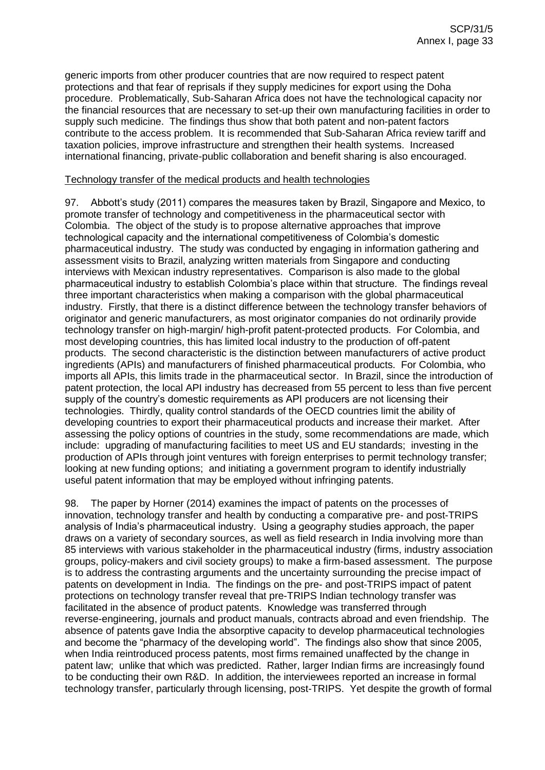generic imports from other producer countries that are now required to respect patent protections and that fear of reprisals if they supply medicines for export using the Doha procedure. Problematically, Sub-Saharan Africa does not have the technological capacity nor the financial resources that are necessary to set-up their own manufacturing facilities in order to supply such medicine. The findings thus show that both patent and non-patent factors contribute to the access problem. It is recommended that Sub-Saharan Africa review tariff and taxation policies, improve infrastructure and strengthen their health systems. Increased international financing, private-public collaboration and benefit sharing is also encouraged.

Technology transfer of the medical products and health technologies

97. Abbott's study (2011) compares the measures taken by Brazil, Singapore and Mexico, to promote transfer of technology and competitiveness in the pharmaceutical sector with Colombia. The object of the study is to propose alternative approaches that improve technological capacity and the international competitiveness of Colombia's domestic pharmaceutical industry. The study was conducted by engaging in information gathering and assessment visits to Brazil, analyzing written materials from Singapore and conducting interviews with Mexican industry representatives. Comparison is also made to the global pharmaceutical industry to establish Colombia's place within that structure. The findings reveal three important characteristics when making a comparison with the global pharmaceutical industry. Firstly, that there is a distinct difference between the technology transfer behaviors of originator and generic manufacturers, as most originator companies do not ordinarily provide technology transfer on high-margin/ high-profit patent-protected products. For Colombia, and most developing countries, this has limited local industry to the production of off-patent products. The second characteristic is the distinction between manufacturers of active product ingredients (APIs) and manufacturers of finished pharmaceutical products. For Colombia, who imports all APIs, this limits trade in the pharmaceutical sector. In Brazil, since the introduction of patent protection, the local API industry has decreased from 55 percent to less than five percent supply of the country's domestic requirements as API producers are not licensing their technologies. Thirdly, quality control standards of the OECD countries limit the ability of developing countries to export their pharmaceutical products and increase their market. After assessing the policy options of countries in the study, some recommendations are made, which include: upgrading of manufacturing facilities to meet US and EU standards; investing in the production of APIs through joint ventures with foreign enterprises to permit technology transfer; looking at new funding options; and initiating a government program to identify industrially useful patent information that may be employed without infringing patents.

98. The paper by Horner (2014) examines the impact of patents on the processes of innovation, technology transfer and health by conducting a comparative pre- and post-TRIPS analysis of India's pharmaceutical industry. Using a geography studies approach, the paper draws on a variety of secondary sources, as well as field research in India involving more than 85 interviews with various stakeholder in the pharmaceutical industry (firms, industry association groups, policy-makers and civil society groups) to make a firm-based assessment. The purpose is to address the contrasting arguments and the uncertainty surrounding the precise impact of patents on development in India. The findings on the pre- and post-TRIPS impact of patent protections on technology transfer reveal that pre-TRIPS Indian technology transfer was facilitated in the absence of product patents. Knowledge was transferred through reverse-engineering, journals and product manuals, contracts abroad and even friendship. The absence of patents gave India the absorptive capacity to develop pharmaceutical technologies and become the "pharmacy of the developing world". The findings also show that since 2005, when India reintroduced process patents, most firms remained unaffected by the change in patent law; unlike that which was predicted. Rather, larger Indian firms are increasingly found to be conducting their own R&D. In addition, the interviewees reported an increase in formal technology transfer, particularly through licensing, post-TRIPS. Yet despite the growth of formal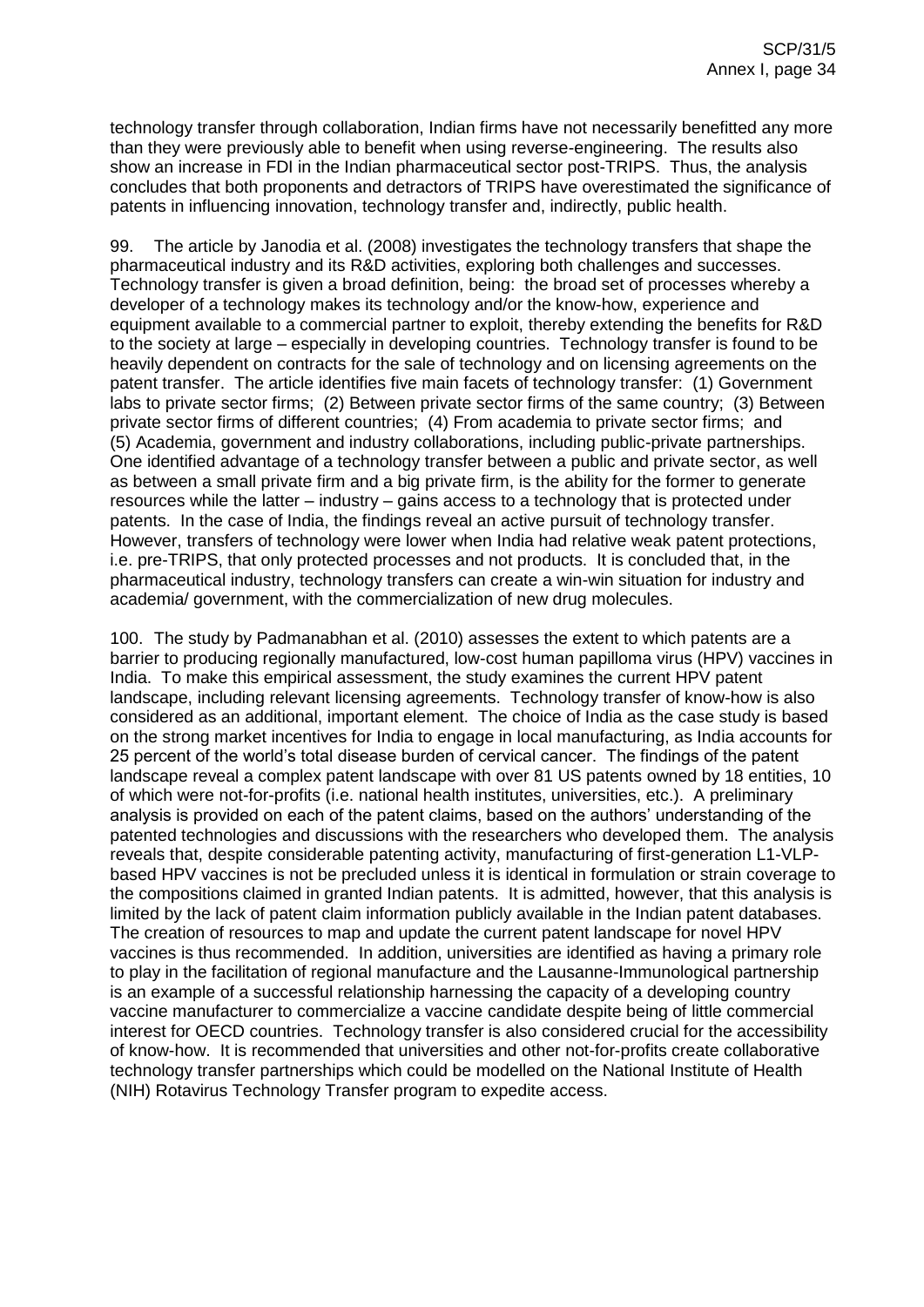technology transfer through collaboration, Indian firms have not necessarily benefitted any more than they were previously able to benefit when using reverse-engineering. The results also show an increase in FDI in the Indian pharmaceutical sector post-TRIPS. Thus, the analysis concludes that both proponents and detractors of TRIPS have overestimated the significance of patents in influencing innovation, technology transfer and, indirectly, public health.

99. The article by Janodia et al. (2008) investigates the technology transfers that shape the pharmaceutical industry and its R&D activities, exploring both challenges and successes. Technology transfer is given a broad definition, being: the broad set of processes whereby a developer of a technology makes its technology and/or the know-how, experience and equipment available to a commercial partner to exploit, thereby extending the benefits for R&D to the society at large – especially in developing countries. Technology transfer is found to be heavily dependent on contracts for the sale of technology and on licensing agreements on the patent transfer. The article identifies five main facets of technology transfer: (1) Government labs to private sector firms; (2) Between private sector firms of the same country; (3) Between private sector firms of different countries; (4) From academia to private sector firms; and (5) Academia, government and industry collaborations, including public-private partnerships. One identified advantage of a technology transfer between a public and private sector, as well as between a small private firm and a big private firm, is the ability for the former to generate resources while the latter – industry – gains access to a technology that is protected under patents. In the case of India, the findings reveal an active pursuit of technology transfer. However, transfers of technology were lower when India had relative weak patent protections, i.e. pre-TRIPS, that only protected processes and not products. It is concluded that, in the pharmaceutical industry, technology transfers can create a win-win situation for industry and academia/ government, with the commercialization of new drug molecules.

100. The study by Padmanabhan et al. (2010) assesses the extent to which patents are a barrier to producing regionally manufactured, low-cost human papilloma virus (HPV) vaccines in India. To make this empirical assessment, the study examines the current HPV patent landscape, including relevant licensing agreements. Technology transfer of know-how is also considered as an additional, important element. The choice of India as the case study is based on the strong market incentives for India to engage in local manufacturing, as India accounts for 25 percent of the world's total disease burden of cervical cancer. The findings of the patent landscape reveal a complex patent landscape with over 81 US patents owned by 18 entities, 10 of which were not-for-profits (i.e. national health institutes, universities, etc.). A preliminary analysis is provided on each of the patent claims, based on the authors' understanding of the patented technologies and discussions with the researchers who developed them. The analysis reveals that, despite considerable patenting activity, manufacturing of first-generation L1-VLP-based HPV vaccines is not be precluded unless it is identical in formulation or strain coverage to the compositions claimed in granted Indian patents. It is admitted, however, that this analysis is limited by the lack of patent claim information publicly available in the Indian patent databases. The creation of resources to map and update the current patent landscape for novel HPV vaccines is thus recommended. In addition, universities are identified as having a primary role to play in the facilitation of regional manufacture and the Lausanne-Immunological partnership is an example of a successful relationship harnessing the capacity of a developing country vaccine manufacturer to commercialize a vaccine candidate despite being of little commercial interest for OECD countries. Technology transfer is also considered crucial for the accessibility of know-how. It is recommended that universities and other not-for-profits create collaborative technology transfer partnerships which could be modelled on the National Institute of Health (NIH) Rotavirus Technology Transfer program to expedite access.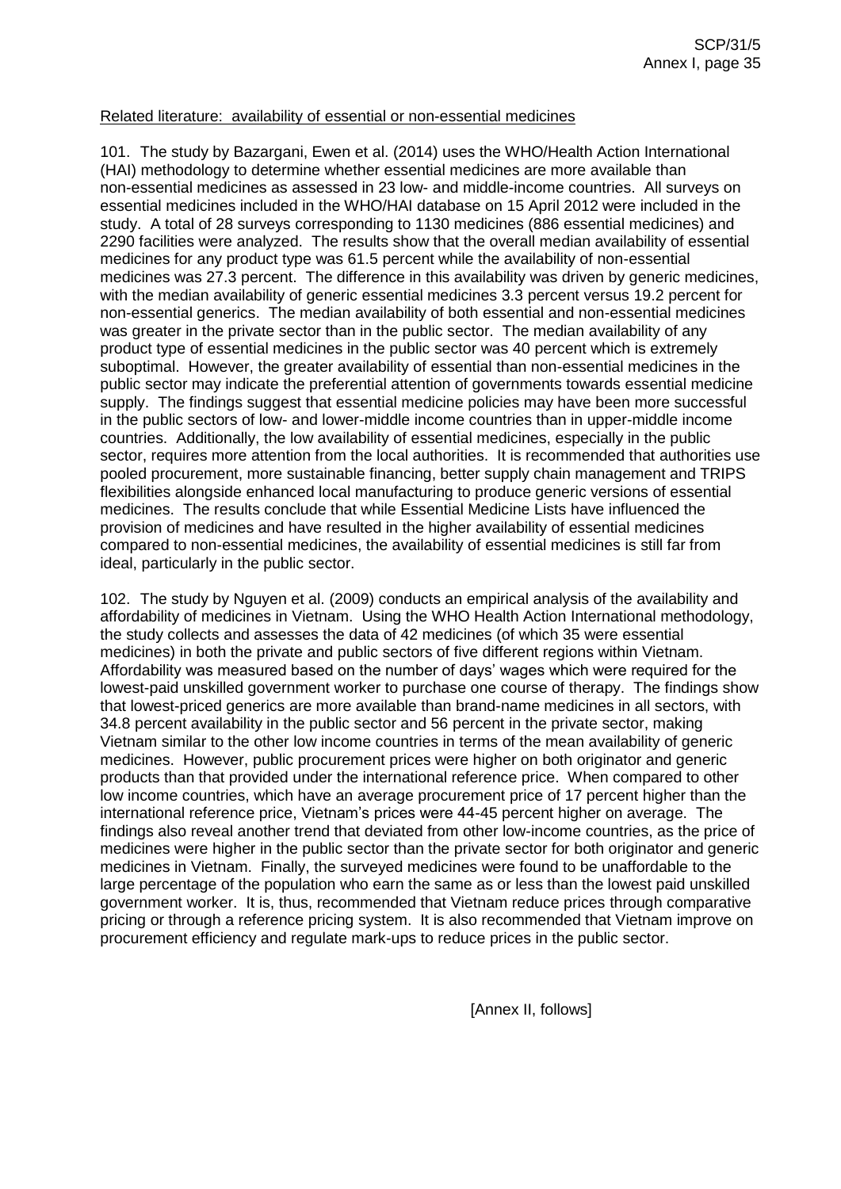Related literature: availability of essential or non-essential medicines

101. The study by Bazargani, Ewen et al. (2014) uses the WHO/Health Action International (HAI) methodology to determine whether essential medicines are more available than non-essential medicines as assessed in 23 low- and middle-income countries. All surveys on essential medicines included in the WHO/HAI database on 15 April 2012 were included in the study. A total of 28 surveys corresponding to 1130 medicines (886 essential medicines) and 2290 facilities were analyzed. The results show that the overall median availability of essential medicines for any product type was 61.5 percent while the availability of non-essential medicines was 27.3 percent. The difference in this availability was driven by generic medicines, with the median availability of generic essential medicines 3.3 percent versus 19.2 percent for non-essential generics. The median availability of both essential and non-essential medicines was greater in the private sector than in the public sector. The median availability of any product type of essential medicines in the public sector was 40 percent which is extremely suboptimal. However, the greater availability of essential than non-essential medicines in the public sector may indicate the preferential attention of governments towards essential medicine supply. The findings suggest that essential medicine policies may have been more successful in the public sectors of low- and lower-middle income countries than in upper-middle income countries. Additionally, the low availability of essential medicines, especially in the public sector, requires more attention from the local authorities. It is recommended that authorities use pooled procurement, more sustainable financing, better supply chain management and TRIPS flexibilities alongside enhanced local manufacturing to produce generic versions of essential medicines. The results conclude that while Essential Medicine Lists have influenced the provision of medicines and have resulted in the higher availability of essential medicines compared to non-essential medicines, the availability of essential medicines is still far from ideal, particularly in the public sector.

102. The study by Nguyen et al. (2009) conducts an empirical analysis of the availability and affordability of medicines in Vietnam. Using the WHO Health Action International methodology, the study collects and assesses the data of 42 medicines (of which 35 were essential medicines) in both the private and public sectors of five different regions within Vietnam. Affordability was measured based on the number of days' wages which were required for the lowest-paid unskilled government worker to purchase one course of therapy. The findings show that lowest-priced generics are more available than brand-name medicines in all sectors, with 34.8 percent availability in the public sector and 56 percent in the private sector, making Vietnam similar to the other low income countries in terms of the mean availability of generic medicines. However, public procurement prices were higher on both originator and generic products than that provided under the international reference price. When compared to other low income countries, which have an average procurement price of 17 percent higher than the international reference price, Vietnam's prices were 44-45 percent higher on average. The findings also reveal another trend that deviated from other low-income countries, as the price of medicines were higher in the public sector than the private sector for both originator and generic medicines in Vietnam. Finally, the surveyed medicines were found to be unaffordable to the large percentage of the population who earn the same as or less than the lowest paid unskilled government worker. It is, thus, recommended that Vietnam reduce prices through comparative pricing or through a reference pricing system. It is also recommended that Vietnam improve on procurement efficiency and regulate mark-ups to reduce prices in the public sector.

[Annex II, follows]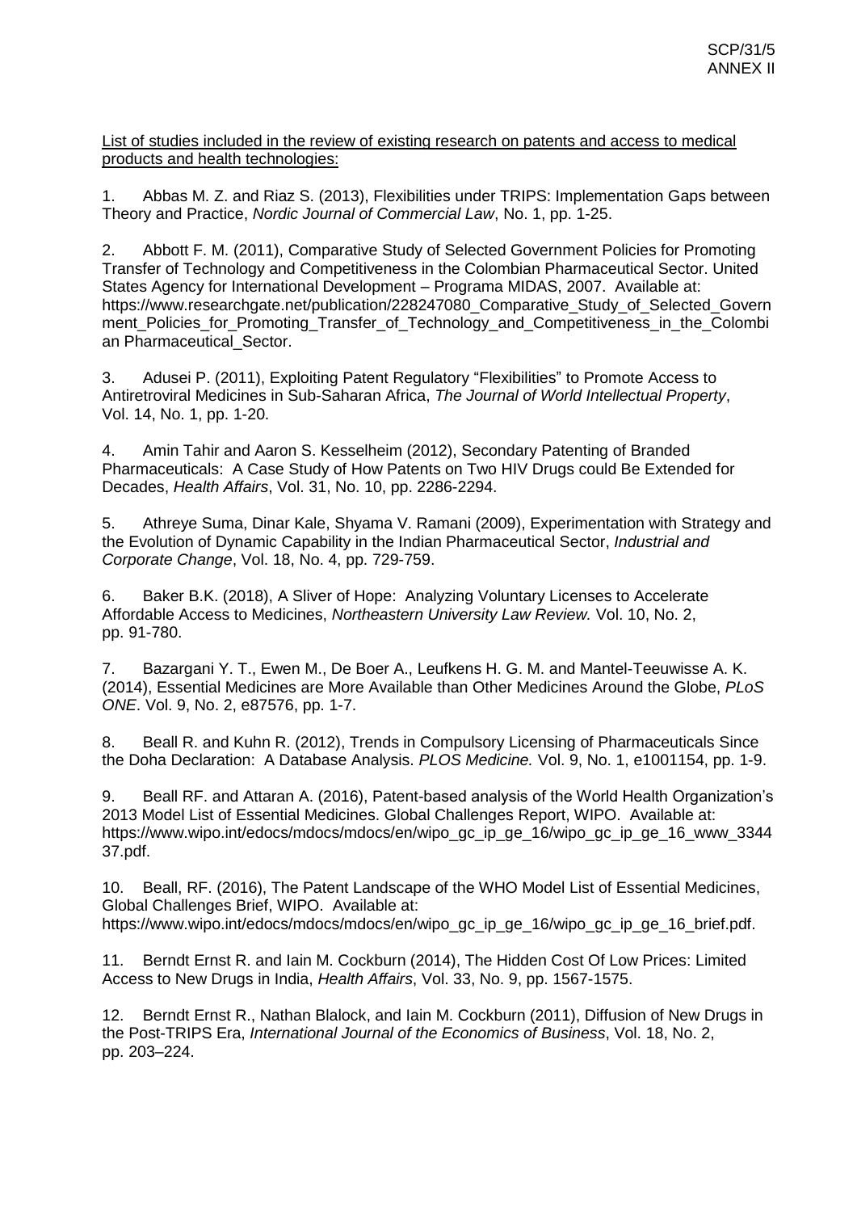List of studies included in the review of existing research on patents and access to medical products and health technologies:

1. Abbas M. Z. and Riaz S. (2013), Flexibilities under TRIPS: Implementation Gaps between Theory and Practice, *Nordic Journal of Commercial Law*, No. 1, pp. 1-25.

2. Abbott F. M. (2011), Comparative Study of Selected Government Policies for Promoting Transfer of Technology and Competitiveness in the Colombian Pharmaceutical Sector. United States Agency for International Development – Programa MIDAS, 2007. Available at: https://www.researchgate.net/publication/228247080_Comparative_Study_of_Selected_Government_Policies_for_Promoting_Transfer_of_Technology_and_Competitiveness_in_the_Colombian_Pharmaceutical_Sector.

3. Adusei P. (2011), Exploiting Patent Regulatory "Flexibilities" to Promote Access to Antiretroviral Medicines in Sub-Saharan Africa, *The Journal of World Intellectual Property*, Vol. 14, No. 1, pp. 1-20.

4. Amin Tahir and Aaron S. Kesselheim (2012), Secondary Patenting of Branded Pharmaceuticals: A Case Study of How Patents on Two HIV Drugs could Be Extended for Decades, *Health Affairs*, Vol. 31, No. 10, pp. 2286-2294.

5. Athreye Suma, Dinar Kale, Shyama V. Ramani (2009), Experimentation with Strategy and the Evolution of Dynamic Capability in the Indian Pharmaceutical Sector, *Industrial and Corporate Change*, Vol. 18, No. 4, pp. 729-759.

6. Baker B.K. (2018), A Sliver of Hope: Analyzing Voluntary Licenses to Accelerate Affordable Access to Medicines, *Northeastern University Law Review.* Vol. 10, No. 2, pp. 91-780.

7. Bazargani Y. T., Ewen M., De Boer A., Leufkens H. G. M. and Mantel-Teeuwisse A. K. (2014), Essential Medicines are More Available than Other Medicines Around the Globe, *PLoS ONE*. Vol. 9, No. 2, e87576, pp. 1-7.

8. Beall R. and Kuhn R. (2012), Trends in Compulsory Licensing of Pharmaceuticals Since the Doha Declaration: A Database Analysis. *PLOS Medicine.* Vol. 9, No. 1, e1001154, pp. 1-9.

9. Beall RF. and Attaran A. (2016), Patent-based analysis of the World Health Organization's 2013 Model List of Essential Medicines. Global Challenges Report, WIPO. Available at: https://www.wipo.int/edocs/mdocs/mdocs/en/wipo_gc_ip_ge_16/wipo_gc_ip_ge_16_www_334437.pdf.

10. Beall, RF. (2016), The Patent Landscape of the WHO Model List of Essential Medicines, Global Challenges Brief, WIPO. Available at: https://www.wipo.int/edocs/mdocs/mdocs/en/wipo_gc_ip_ge_16/wipo_gc_ip_ge_16_brief.pdf.

11. Berndt Ernst R. and Iain M. Cockburn (2014), The Hidden Cost Of Low Prices: Limited Access to New Drugs in India, *Health Affairs*, Vol. 33, No. 9, pp. 1567-1575.

12. Berndt Ernst R., Nathan Blalock, and Iain M. Cockburn (2011), Diffusion of New Drugs in the Post-TRIPS Era, *International Journal of the Economics of Business*, Vol. 18, No. 2, pp. 203–224.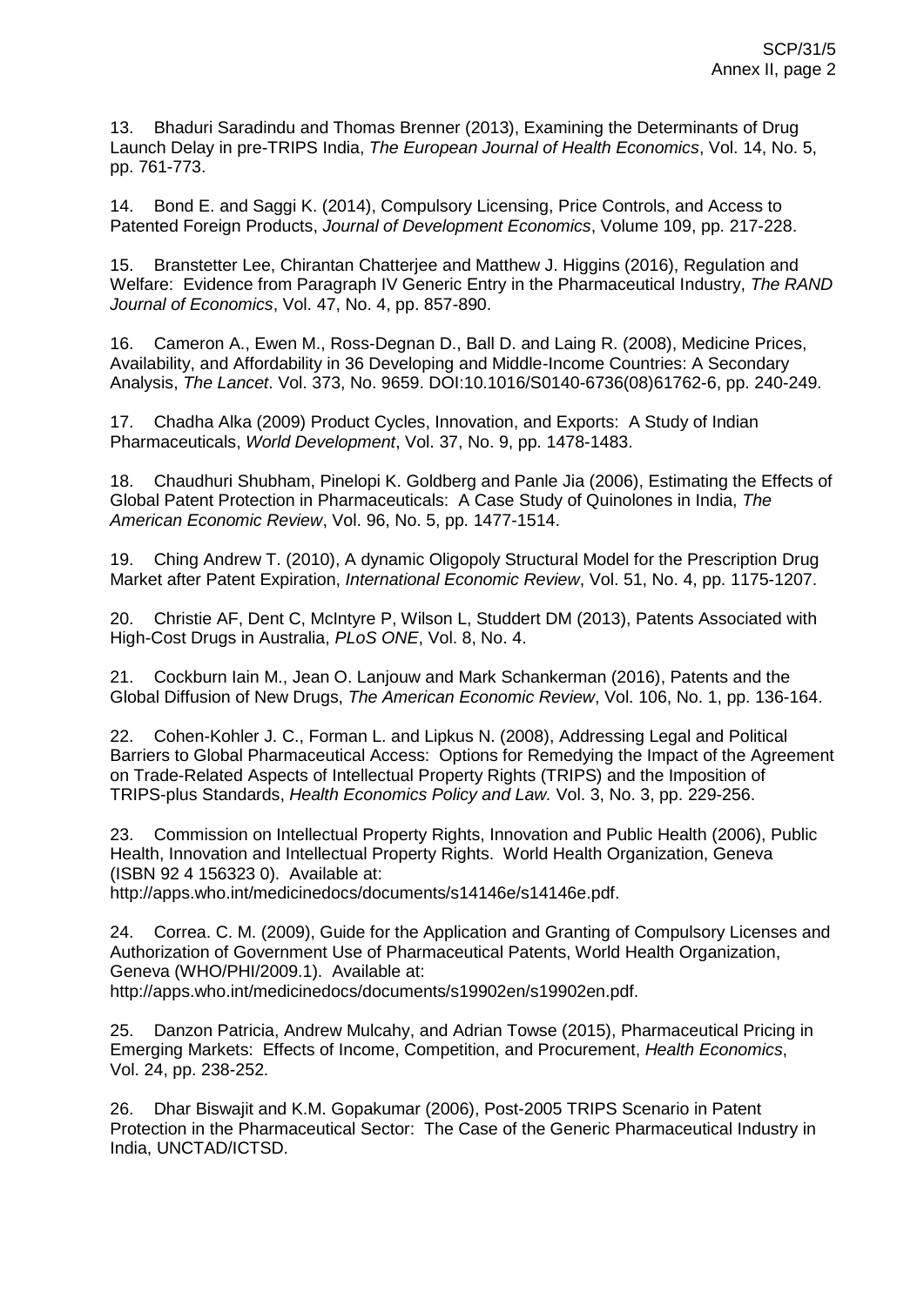13. Bhaduri Saradindu and Thomas Brenner (2013), Examining the Determinants of Drug Launch Delay in pre-TRIPS India, *The European Journal of Health Economics*, Vol. 14, No. 5, pp. 761-773.

14. Bond E. and Saggi K. (2014), Compulsory Licensing, Price Controls, and Access to Patented Foreign Products, *Journal of Development Economics*, Volume 109, pp. 217-228.

15. Branstetter Lee, Chirantan Chatterjee and Matthew J. Higgins (2016), Regulation and Welfare: Evidence from Paragraph IV Generic Entry in the Pharmaceutical Industry, *The RAND Journal of Economics*, Vol. 47, No. 4, pp. 857-890.

16. Cameron A., Ewen M., Ross-Degnan D., Ball D. and Laing R. (2008), Medicine Prices, Availability, and Affordability in 36 Developing and Middle-Income Countries: A Secondary Analysis, *The Lancet*. Vol. 373, No. 9659. DOI:10.1016/S0140-6736(08)61762-6, pp. 240-249.

17. Chadha Alka (2009) Product Cycles, Innovation, and Exports: A Study of Indian Pharmaceuticals, *World Development*, Vol. 37, No. 9, pp. 1478-1483.

18. Chaudhuri Shubham, Pinelopi K. Goldberg and Panle Jia (2006), Estimating the Effects of Global Patent Protection in Pharmaceuticals: A Case Study of Quinolones in India, *The American Economic Review*, Vol. 96, No. 5, pp. 1477-1514.

19. Ching Andrew T. (2010), A dynamic Oligopoly Structural Model for the Prescription Drug Market after Patent Expiration, *International Economic Review*, Vol. 51, No. 4, pp. 1175-1207.

20. Christie AF, Dent C, McIntyre P, Wilson L, Studdert DM (2013), Patents Associated with High-Cost Drugs in Australia, *PLoS ONE*, Vol. 8, No. 4.

21. Cockburn Iain M., Jean O. Lanjouw and Mark Schankerman (2016), Patents and the Global Diffusion of New Drugs, *The American Economic Review*, Vol. 106, No. 1, pp. 136-164.

22. Cohen-Kohler J. C., Forman L. and Lipkus N. (2008), Addressing Legal and Political Barriers to Global Pharmaceutical Access: Options for Remedying the Impact of the Agreement on Trade-Related Aspects of Intellectual Property Rights (TRIPS) and the Imposition of TRIPS-plus Standards, *Health Economics Policy and Law.* Vol. 3, No. 3, pp. 229-256.

23. Commission on Intellectual Property Rights, Innovation and Public Health (2006), Public Health, Innovation and Intellectual Property Rights. World Health Organization, Geneva (ISBN 92 4 156323 0). Available at: http://apps.who.int/medicinedocs/documents/s14146e/s14146e.pdf.

24. Correa. C. M. (2009), Guide for the Application and Granting of Compulsory Licenses and Authorization of Government Use of Pharmaceutical Patents, World Health Organization, Geneva (WHO/PHI/2009.1). Available at: http://apps.who.int/medicinedocs/documents/s19902en/s19902en.pdf.

25. Danzon Patricia, Andrew Mulcahy, and Adrian Towse (2015), Pharmaceutical Pricing in Emerging Markets: Effects of Income, Competition, and Procurement, *Health Economics*, Vol. 24, pp. 238-252.

26. Dhar Biswajit and K.M. Gopakumar (2006), Post-2005 TRIPS Scenario in Patent Protection in the Pharmaceutical Sector: The Case of the Generic Pharmaceutical Industry in India, UNCTAD/ICTSD.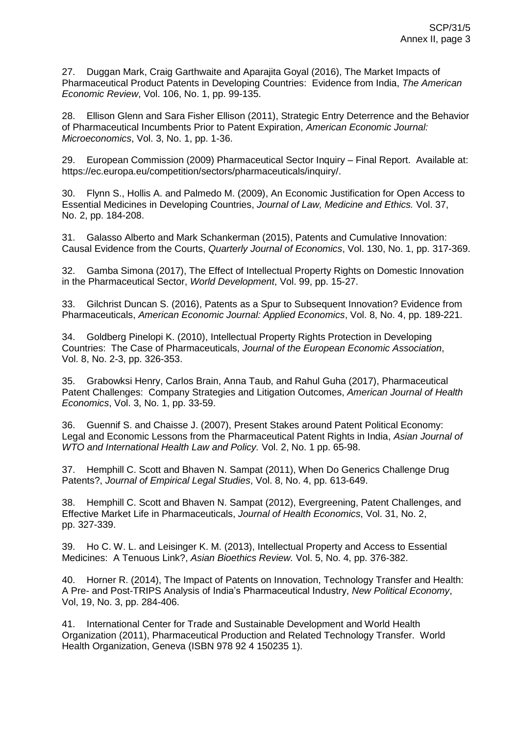27. Duggan Mark, Craig Garthwaite and Aparajita Goyal (2016), The Market Impacts of Pharmaceutical Product Patents in Developing Countries: Evidence from India, *The American Economic Review*, Vol. 106, No. 1, pp. 99-135.

28. Ellison Glenn and Sara Fisher Ellison (2011), Strategic Entry Deterrence and the Behavior of Pharmaceutical Incumbents Prior to Patent Expiration, *American Economic Journal: Microeconomics*, Vol. 3, No. 1, pp. 1-36.

29. European Commission (2009) Pharmaceutical Sector Inquiry – Final Report. Available at: https://ec.europa.eu/competition/sectors/pharmaceuticals/inquiry/.

30. Flynn S., Hollis A. and Palmedo M. (2009), An Economic Justification for Open Access to Essential Medicines in Developing Countries, *Journal of Law, Medicine and Ethics.* Vol. 37, No. 2, pp. 184-208.

31. Galasso Alberto and Mark Schankerman (2015), Patents and Cumulative Innovation: Causal Evidence from the Courts, *Quarterly Journal of Economics*, Vol. 130, No. 1, pp. 317-369.

32. Gamba Simona (2017), The Effect of Intellectual Property Rights on Domestic Innovation in the Pharmaceutical Sector, *World Development*, Vol. 99, pp. 15-27.

33. Gilchrist Duncan S. (2016), Patents as a Spur to Subsequent Innovation? Evidence from Pharmaceuticals, *American Economic Journal: Applied Economics*, Vol. 8, No. 4, pp. 189-221.

34. Goldberg Pinelopi K. (2010), Intellectual Property Rights Protection in Developing Countries: The Case of Pharmaceuticals, *Journal of the European Economic Association*, Vol. 8, No. 2-3, pp. 326-353.

35. Grabowksi Henry, Carlos Brain, Anna Taub, and Rahul Guha (2017), Pharmaceutical Patent Challenges: Company Strategies and Litigation Outcomes, *American Journal of Health Economics*, Vol. 3, No. 1, pp. 33-59.

36. Guennif S. and Chaisse J. (2007), Present Stakes around Patent Political Economy: Legal and Economic Lessons from the Pharmaceutical Patent Rights in India, *Asian Journal of WTO and International Health Law and Policy.* Vol. 2, No. 1 pp. 65-98.

37. Hemphill C. Scott and Bhaven N. Sampat (2011), When Do Generics Challenge Drug Patents?, *Journal of Empirical Legal Studies*, Vol. 8, No. 4, pp. 613-649.

38. Hemphill C. Scott and Bhaven N. Sampat (2012), Evergreening, Patent Challenges, and Effective Market Life in Pharmaceuticals, *Journal of Health Economics*, Vol. 31, No. 2, pp. 327-339.

39. Ho C. W. L. and Leisinger K. M. (2013), Intellectual Property and Access to Essential Medicines: A Tenuous Link?, *Asian Bioethics Review.* Vol. 5, No. 4, pp. 376-382.

40. Horner R. (2014), The Impact of Patents on Innovation, Technology Transfer and Health: A Pre- and Post-TRIPS Analysis of India's Pharmaceutical Industry, *New Political Economy*, Vol, 19, No. 3, pp. 284-406.

41. International Center for Trade and Sustainable Development and World Health Organization (2011), Pharmaceutical Production and Related Technology Transfer. World Health Organization, Geneva (ISBN 978 92 4 150235 1).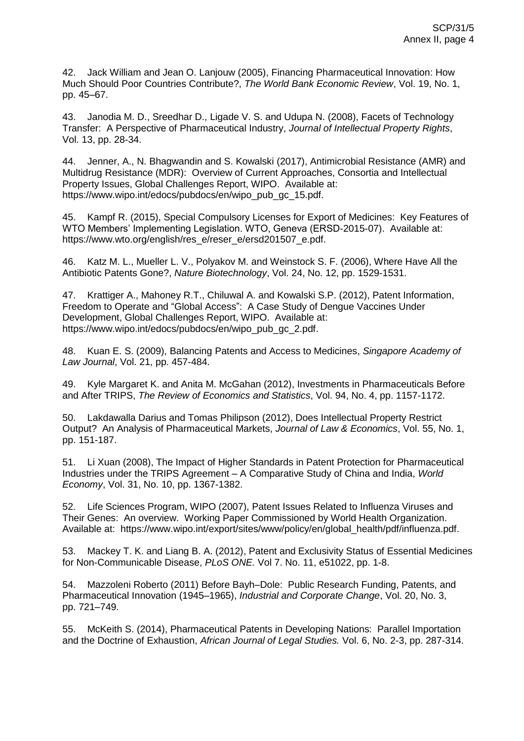42. Jack William and Jean O. Lanjouw (2005), Financing Pharmaceutical Innovation: How Much Should Poor Countries Contribute?, *The World Bank Economic Review*, Vol. 19, No. 1, pp. 45–67.

43. Janodia M. D., Sreedhar D., Ligade V. S. and Udupa N. (2008), Facets of Technology Transfer: A Perspective of Pharmaceutical Industry, *Journal of Intellectual Property Rights*, Vol. 13, pp. 28-34.

44. Jenner, A., N. Bhagwandin and S. Kowalski (2017), Antimicrobial Resistance (AMR) and Multidrug Resistance (MDR): Overview of Current Approaches, Consortia and Intellectual Property Issues, Global Challenges Report, WIPO. Available at: https://www.wipo.int/edocs/pubdocs/en/wipo_pub_gc_15.pdf.

45. Kampf R. (2015), Special Compulsory Licenses for Export of Medicines: Key Features of WTO Members' Implementing Legislation. WTO, Geneva (ERSD-2015-07). Available at: https://www.wto.org/english/res_e/reser_e/ersd201507_e.pdf.

46. Katz M. L., Mueller L. V., Polyakov M. and Weinstock S. F. (2006), Where Have All the Antibiotic Patents Gone?, *Nature Biotechnology*, Vol. 24, No. 12, pp. 1529-1531.

47. Krattiger A., Mahoney R.T., Chiluwal A. and Kowalski S.P. (2012), Patent Information, Freedom to Operate and "Global Access": A Case Study of Dengue Vaccines Under Development, Global Challenges Report, WIPO. Available at: https://www.wipo.int/edocs/pubdocs/en/wipo_pub_gc_2.pdf.

48. Kuan E. S. (2009), Balancing Patents and Access to Medicines, *Singapore Academy of Law Journal*, Vol. 21, pp. 457-484.

49. Kyle Margaret K. and Anita M. McGahan (2012), Investments in Pharmaceuticals Before and After TRIPS, *The Review of Economics and Statistics*, Vol. 94, No. 4, pp. 1157-1172.

50. Lakdawalla Darius and Tomas Philipson (2012), Does Intellectual Property Restrict Output? An Analysis of Pharmaceutical Markets, *Journal of Law & Economics*, Vol. 55, No. 1, pp. 151-187.

51. Li Xuan (2008), The Impact of Higher Standards in Patent Protection for Pharmaceutical Industries under the TRIPS Agreement – A Comparative Study of China and India, *World Economy*, Vol. 31, No. 10, pp. 1367-1382.

52. Life Sciences Program, WIPO (2007), Patent Issues Related to Influenza Viruses and Their Genes: An overview. Working Paper Commissioned by World Health Organization. Available at: https://www.wipo.int/export/sites/www/policy/en/global_health/pdf/influenza.pdf.

53. Mackey T. K. and Liang B. A. (2012), Patent and Exclusivity Status of Essential Medicines for Non-Communicable Disease, *PLoS ONE.* Vol 7. No. 11, e51022, pp. 1-8.

54. Mazzoleni Roberto (2011) Before Bayh–Dole: Public Research Funding, Patents, and Pharmaceutical Innovation (1945–1965), *Industrial and Corporate Change*, Vol. 20, No. 3, pp. 721–749.

55. McKeith S. (2014), Pharmaceutical Patents in Developing Nations: Parallel Importation and the Doctrine of Exhaustion, *African Journal of Legal Studies.* Vol. 6, No. 2-3, pp. 287-314.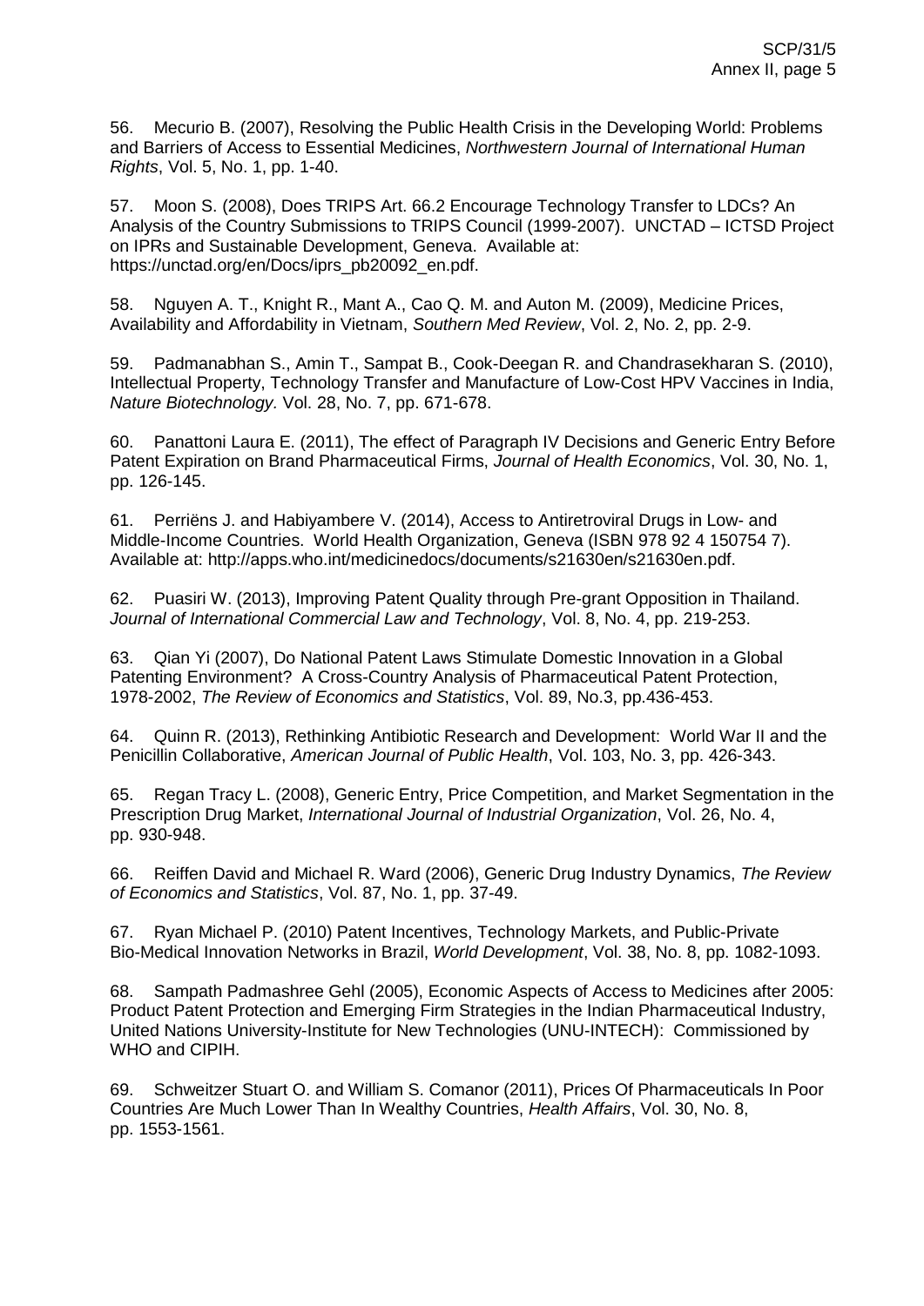56. Mecurio B. (2007), Resolving the Public Health Crisis in the Developing World: Problems and Barriers of Access to Essential Medicines, *Northwestern Journal of International Human Rights*, Vol. 5, No. 1, pp. 1-40.

57. Moon S. (2008), Does TRIPS Art. 66.2 Encourage Technology Transfer to LDCs? An Analysis of the Country Submissions to TRIPS Council (1999-2007). UNCTAD – ICTSD Project on IPRs and Sustainable Development, Geneva. Available at: https://unctad.org/en/Docs/iprs_pb20092_en.pdf.

58. Nguyen A. T., Knight R., Mant A., Cao Q. M. and Auton M. (2009), Medicine Prices, Availability and Affordability in Vietnam, *Southern Med Review*, Vol. 2, No. 2, pp. 2-9.

59. Padmanabhan S., Amin T., Sampat B., Cook-Deegan R. and Chandrasekharan S. (2010), Intellectual Property, Technology Transfer and Manufacture of Low-Cost HPV Vaccines in India, *Nature Biotechnology*. Vol. 28, No. 7, pp. 671-678.

60. Panattoni Laura E. (2011), The effect of Paragraph IV Decisions and Generic Entry Before Patent Expiration on Brand Pharmaceutical Firms, *Journal of Health Economics*, Vol. 30, No. 1, pp. 126-145.

61. Perriëns J. and Habiyambere V. (2014), Access to Antiretroviral Drugs in Low- and Middle-Income Countries. World Health Organization, Geneva (ISBN 978 92 4 150754 7). Available at: http://apps.who.int/medicinedocs/documents/s21630en/s21630en.pdf.

62. Puasiri W. (2013), Improving Patent Quality through Pre-grant Opposition in Thailand. *Journal of International Commercial Law and Technology*, Vol. 8, No. 4, pp. 219-253.

63. Qian Yi (2007), Do National Patent Laws Stimulate Domestic Innovation in a Global Patenting Environment? A Cross-Country Analysis of Pharmaceutical Patent Protection, 1978-2002, *The Review of Economics and Statistics*, Vol. 89, No.3, pp.436-453.

64. Quinn R. (2013), Rethinking Antibiotic Research and Development: World War II and the Penicillin Collaborative, *American Journal of Public Health*, Vol. 103, No. 3, pp. 426-343.

65. Regan Tracy L. (2008), Generic Entry, Price Competition, and Market Segmentation in the Prescription Drug Market, *International Journal of Industrial Organization*, Vol. 26, No. 4, pp. 930-948.

66. Reiffen David and Michael R. Ward (2006), Generic Drug Industry Dynamics, *The Review of Economics and Statistics*, Vol. 87, No. 1, pp. 37-49.

67. Ryan Michael P. (2010) Patent Incentives, Technology Markets, and Public-Private Bio-Medical Innovation Networks in Brazil, *World Development*, Vol. 38, No. 8, pp. 1082-1093.

68. Sampath Padmashree Gehl (2005), Economic Aspects of Access to Medicines after 2005: Product Patent Protection and Emerging Firm Strategies in the Indian Pharmaceutical Industry, United Nations University-Institute for New Technologies (UNU-INTECH): Commissioned by WHO and CIPIH.

69. Schweitzer Stuart O. and William S. Comanor (2011), Prices Of Pharmaceuticals In Poor Countries Are Much Lower Than In Wealthy Countries, *Health Affairs*, Vol. 30, No. 8, pp. 1553-1561.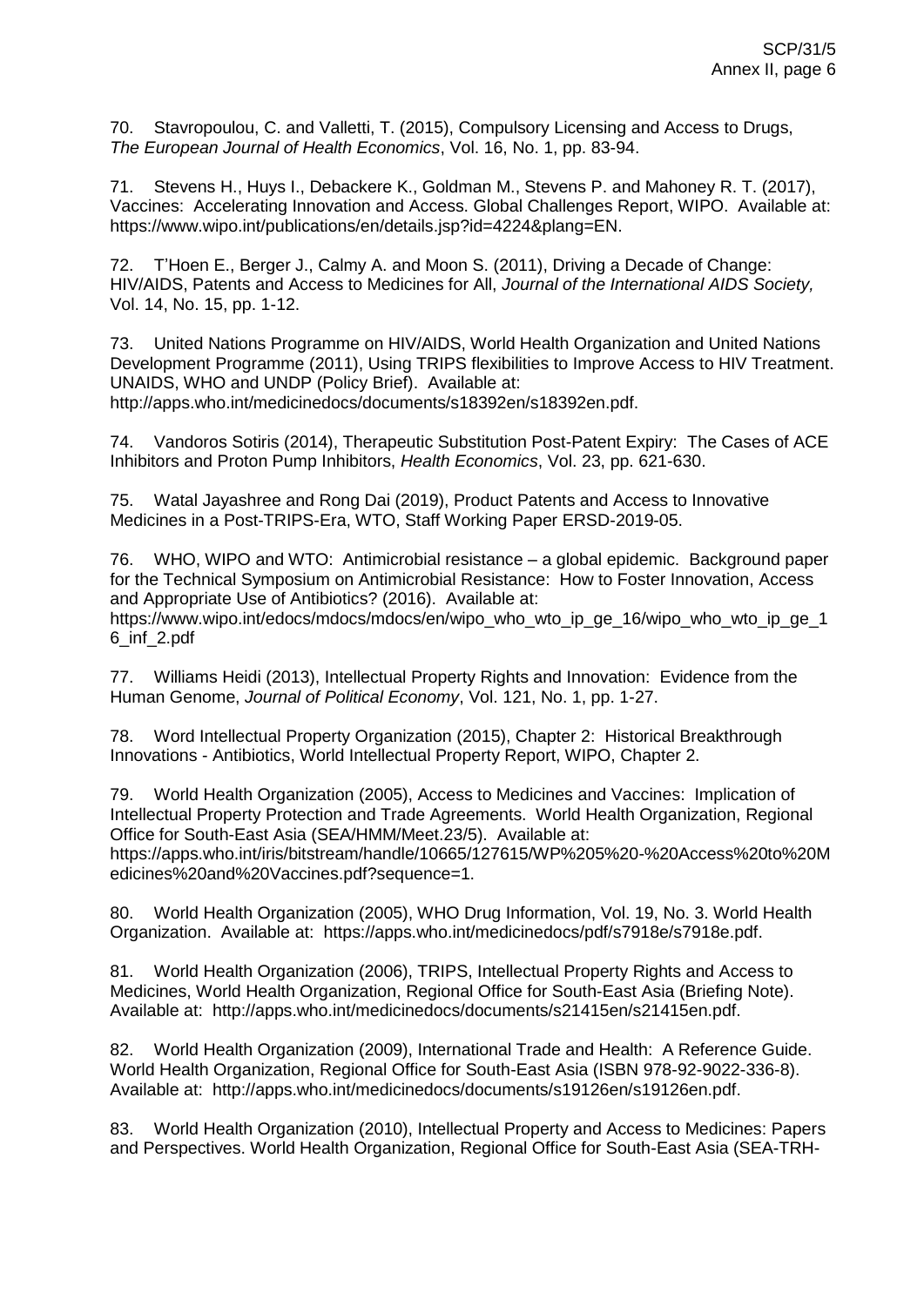70. Stavropoulou, C. and Valletti, T. (2015), Compulsory Licensing and Access to Drugs, *The European Journal of Health Economics*, Vol. 16, No. 1, pp. 83-94.

71. Stevens H., Huys I., Debackere K., Goldman M., Stevens P. and Mahoney R. T. (2017), Vaccines: Accelerating Innovation and Access. Global Challenges Report, WIPO. Available at: https://www.wipo.int/publications/en/details.jsp?id=4224&plang=EN.

72. T'Hoen E., Berger J., Calmy A. and Moon S. (2011), Driving a Decade of Change: HIV/AIDS, Patents and Access to Medicines for All, *Journal of the International AIDS Society,* Vol. 14, No. 15, pp. 1-12.

73. United Nations Programme on HIV/AIDS, World Health Organization and United Nations Development Programme (2011), Using TRIPS flexibilities to Improve Access to HIV Treatment. UNAIDS, WHO and UNDP (Policy Brief). Available at: http://apps.who.int/medicinedocs/documents/s18392en/s18392en.pdf.

74. Vandoros Sotiris (2014), Therapeutic Substitution Post-Patent Expiry: The Cases of ACE Inhibitors and Proton Pump Inhibitors, *Health Economics*, Vol. 23, pp. 621-630.

75. Watal Jayashree and Rong Dai (2019), Product Patents and Access to Innovative Medicines in a Post-TRIPS-Era, WTO, Staff Working Paper ERSD-2019-05.

76. WHO, WIPO and WTO: Antimicrobial resistance – a global epidemic. Background paper for the Technical Symposium on Antimicrobial Resistance: How to Foster Innovation, Access and Appropriate Use of Antibiotics? (2016). Available at: https://www.wipo.int/edocs/mdocs/mdocs/en/wipo_who_wto_ip_ge_16/wipo_who_wto_ip_ge_16_inf_2.pdf

77. Williams Heidi (2013), Intellectual Property Rights and Innovation: Evidence from the Human Genome, *Journal of Political Economy*, Vol. 121, No. 1, pp. 1-27.

78. Word Intellectual Property Organization (2015), Chapter 2: Historical Breakthrough Innovations - Antibiotics, World Intellectual Property Report, WIPO, Chapter 2.

79. World Health Organization (2005), Access to Medicines and Vaccines: Implication of Intellectual Property Protection and Trade Agreements. World Health Organization, Regional Office for South-East Asia (SEA/HMM/Meet.23/5). Available at: https://apps.who.int/iris/bitstream/handle/10665/127615/WP%205%20-%20Access%20to%20Medicines%20and%20Vaccines.pdf?sequence=1.

80. World Health Organization (2005), WHO Drug Information, Vol. 19, No. 3. World Health Organization. Available at: https://apps.who.int/medicinedocs/pdf/s7918e/s7918e.pdf.

81. World Health Organization (2006), TRIPS, Intellectual Property Rights and Access to Medicines, World Health Organization, Regional Office for South-East Asia (Briefing Note). Available at: http://apps.who.int/medicinedocs/documents/s21415en/s21415en.pdf.

82. World Health Organization (2009), International Trade and Health: A Reference Guide. World Health Organization, Regional Office for South-East Asia (ISBN 978-92-9022-336-8). Available at: http://apps.who.int/medicinedocs/documents/s19126en/s19126en.pdf.

83. World Health Organization (2010), Intellectual Property and Access to Medicines: Papers and Perspectives. World Health Organization, Regional Office for South-East Asia (SEA-TRH-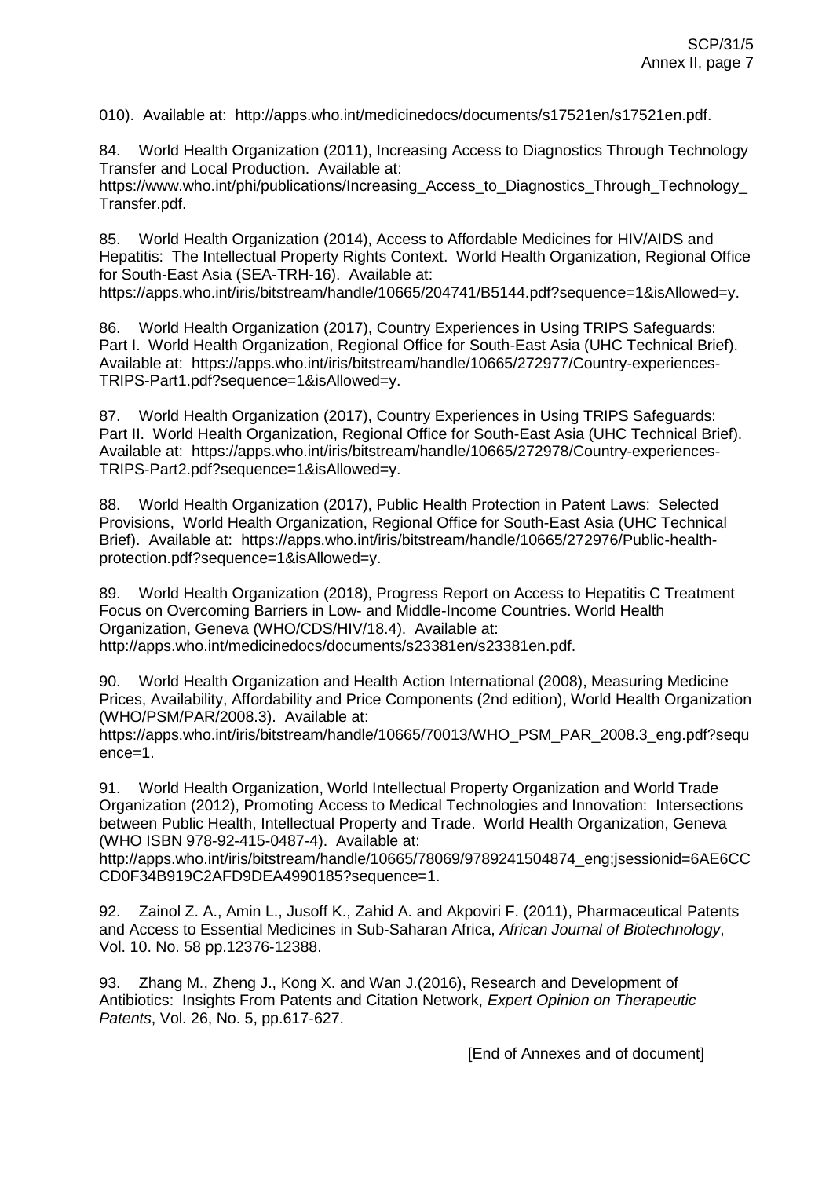010). Available at: http://apps.who.int/medicinedocs/documents/s17521en/s17521en.pdf.

84. World Health Organization (2011), Increasing Access to Diagnostics Through Technology Transfer and Local Production. Available at: https://www.who.int/phi/publications/Increasing_Access_to_Diagnostics_Through_Technology_Transfer.pdf.

85. World Health Organization (2014), Access to Affordable Medicines for HIV/AIDS and Hepatitis: The Intellectual Property Rights Context. World Health Organization, Regional Office for South-East Asia (SEA-TRH-16). Available at: https://apps.who.int/iris/bitstream/handle/10665/204741/B5144.pdf?sequence=1&isAllowed=y.

86. World Health Organization (2017), Country Experiences in Using TRIPS Safeguards: Part I. World Health Organization, Regional Office for South-East Asia (UHC Technical Brief). Available at: https://apps.who.int/iris/bitstream/handle/10665/272977/Country-experiences-TRIPS-Part1.pdf?sequence=1&isAllowed=y.

87. World Health Organization (2017), Country Experiences in Using TRIPS Safeguards: Part II. World Health Organization, Regional Office for South-East Asia (UHC Technical Brief). Available at: https://apps.who.int/iris/bitstream/handle/10665/272978/Country-experiences-TRIPS-Part2.pdf?sequence=1&isAllowed=y.

88. World Health Organization (2017), Public Health Protection in Patent Laws: Selected Provisions, World Health Organization, Regional Office for South-East Asia (UHC Technical Brief). Available at: https://apps.who.int/iris/bitstream/handle/10665/272976/Public-health-protection.pdf?sequence=1&isAllowed=y.

89. World Health Organization (2018), Progress Report on Access to Hepatitis C Treatment Focus on Overcoming Barriers in Low- and Middle-Income Countries. World Health Organization, Geneva (WHO/CDS/HIV/18.4). Available at: http://apps.who.int/medicinedocs/documents/s23381en/s23381en.pdf.

90. World Health Organization and Health Action International (2008), Measuring Medicine Prices, Availability, Affordability and Price Components (2nd edition), World Health Organization (WHO/PSM/PAR/2008.3). Available at: https://apps.who.int/iris/bitstream/handle/10665/70013/WHO_PSM_PAR_2008.3_eng.pdf?sequence=1.

91. World Health Organization, World Intellectual Property Organization and World Trade Organization (2012), Promoting Access to Medical Technologies and Innovation: Intersections between Public Health, Intellectual Property and Trade. World Health Organization, Geneva (WHO ISBN 978-92-415-0487-4). Available at: http://apps.who.int/iris/bitstream/handle/10665/78069/9789241504874_eng;jsessionid=6AE6CCCD0F34B919C2AFD9DEA4990185?sequence=1.

92. Zainol Z. A., Amin L., Jusoff K., Zahid A. and Akpoviri F. (2011), Pharmaceutical Patents and Access to Essential Medicines in Sub-Saharan Africa, *African Journal of Biotechnology*, Vol. 10. No. 58 pp.12376-12388.

93. Zhang M., Zheng J., Kong X. and Wan J.(2016), Research and Development of Antibiotics: Insights From Patents and Citation Network, *Expert Opinion on Therapeutic Patents*, Vol. 26, No. 5, pp.617-627.

[End of Annexes and of document]